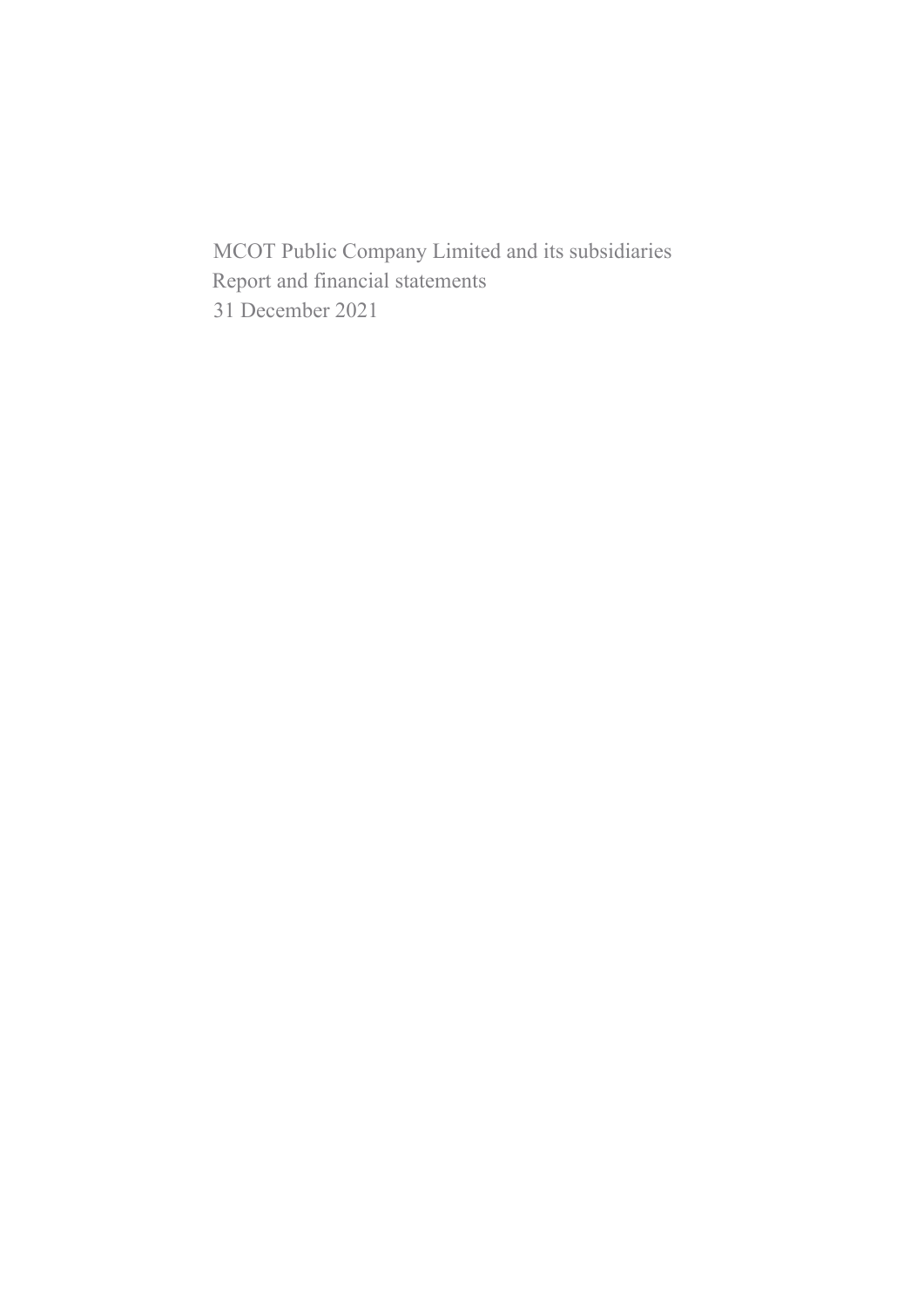MCOT Public Company Limited and its subsidiaries

Report and financial statements

31 December 2021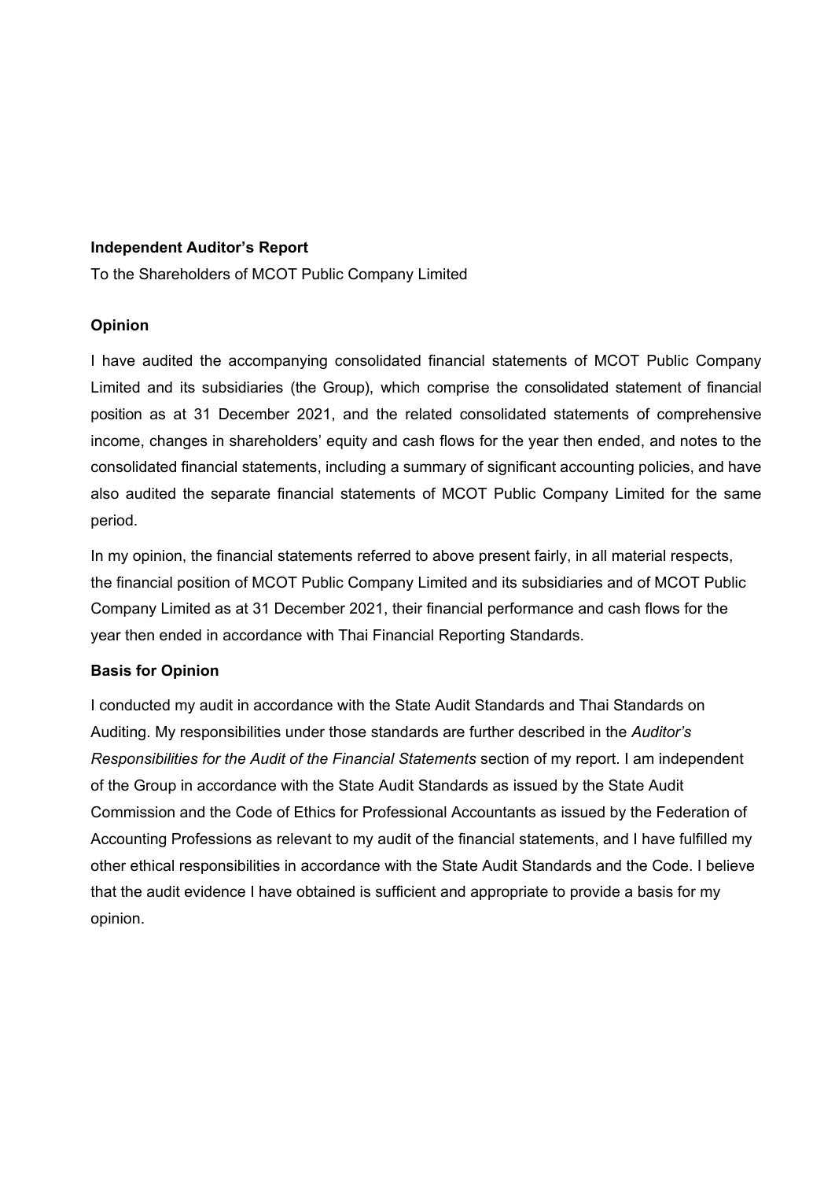**Independent Auditor's Report**

To the Shareholders of MCOT Public Company Limited

**Opinion**

I have audited the accompanying consolidated financial statements of MCOT Public Company Limited and its subsidiaries (the Group), which comprise the consolidated statement of financial position as at 31 December 2021, and the related consolidated statements of comprehensive income, changes in shareholders' equity and cash flows for the year then ended, and notes to the consolidated financial statements, including a summary of significant accounting policies, and have also audited the separate financial statements of MCOT Public Company Limited for the same period.

In my opinion, the financial statements referred to above present fairly, in all material respects, the financial position of MCOT Public Company Limited and its subsidiaries and of MCOT Public Company Limited as at 31 December 2021, their financial performance and cash flows for the year then ended in accordance with Thai Financial Reporting Standards.

**Basis for Opinion**

I conducted my audit in accordance with the State Audit Standards and Thai Standards on Auditing. My responsibilities under those standards are further described in the *Auditor's Responsibilities for the Audit of the Financial Statements* section of my report. I am independent of the Group in accordance with the State Audit Standards as issued by the State Audit Commission and the Code of Ethics for Professional Accountants as issued by the Federation of Accounting Professions as relevant to my audit of the financial statements, and I have fulfilled my other ethical responsibilities in accordance with the State Audit Standards and the Code. I believe that the audit evidence I have obtained is sufficient and appropriate to provide a basis for my opinion.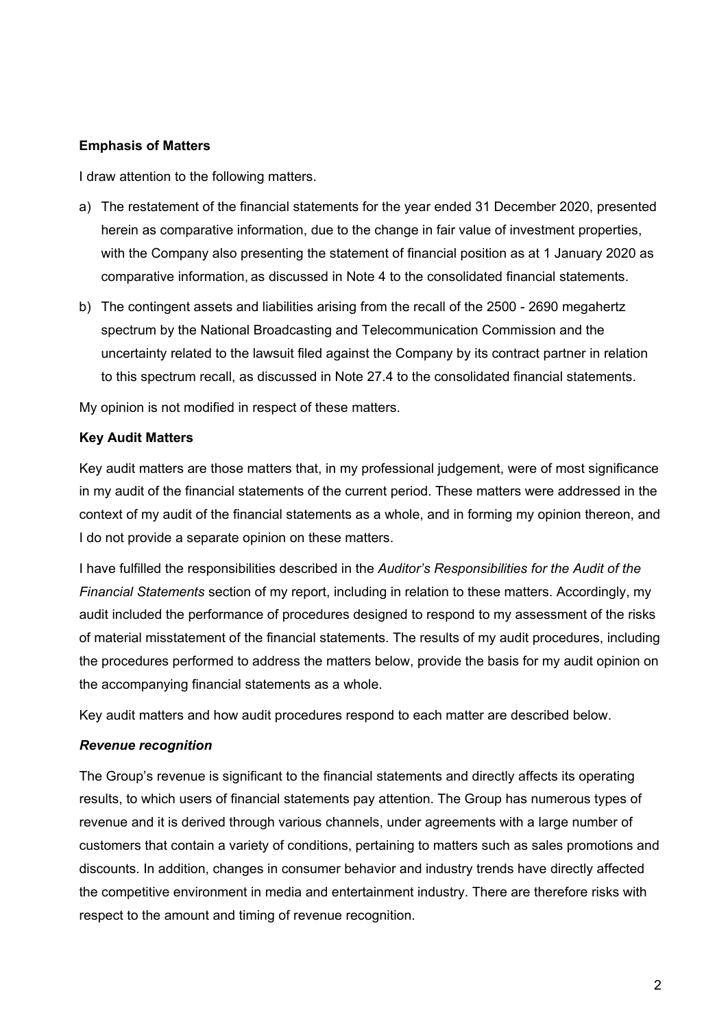**Emphasis of Matters**

I draw attention to the following matters.

a) The restatement of the financial statements for the year ended 31 December 2020, presented herein as comparative information, due to the change in fair value of investment properties, with the Company also presenting the statement of financial position as at 1 January 2020 as comparative information, as discussed in Note 4 to the consolidated financial statements.

b) The contingent assets and liabilities arising from the recall of the 2500 - 2690 megahertz spectrum by the National Broadcasting and Telecommunication Commission and the uncertainty related to the lawsuit filed against the Company by its contract partner in relation to this spectrum recall, as discussed in Note 27.4 to the consolidated financial statements.

My opinion is not modified in respect of these matters.

**Key Audit Matters**

Key audit matters are those matters that, in my professional judgement, were of most significance in my audit of the financial statements of the current period. These matters were addressed in the context of my audit of the financial statements as a whole, and in forming my opinion thereon, and I do not provide a separate opinion on these matters.

I have fulfilled the responsibilities described in the *Auditor's Responsibilities for the Audit of the Financial Statements* section of my report, including in relation to these matters. Accordingly, my audit included the performance of procedures designed to respond to my assessment of the risks of material misstatement of the financial statements. The results of my audit procedures, including the procedures performed to address the matters below, provide the basis for my audit opinion on the accompanying financial statements as a whole.

Key audit matters and how audit procedures respond to each matter are described below.

***Revenue recognition***

The Group's revenue is significant to the financial statements and directly affects its operating results, to which users of financial statements pay attention. The Group has numerous types of revenue and it is derived through various channels, under agreements with a large number of customers that contain a variety of conditions, pertaining to matters such as sales promotions and discounts. In addition, changes in consumer behavior and industry trends have directly affected the competitive environment in media and entertainment industry. There are therefore risks with respect to the amount and timing of revenue recognition.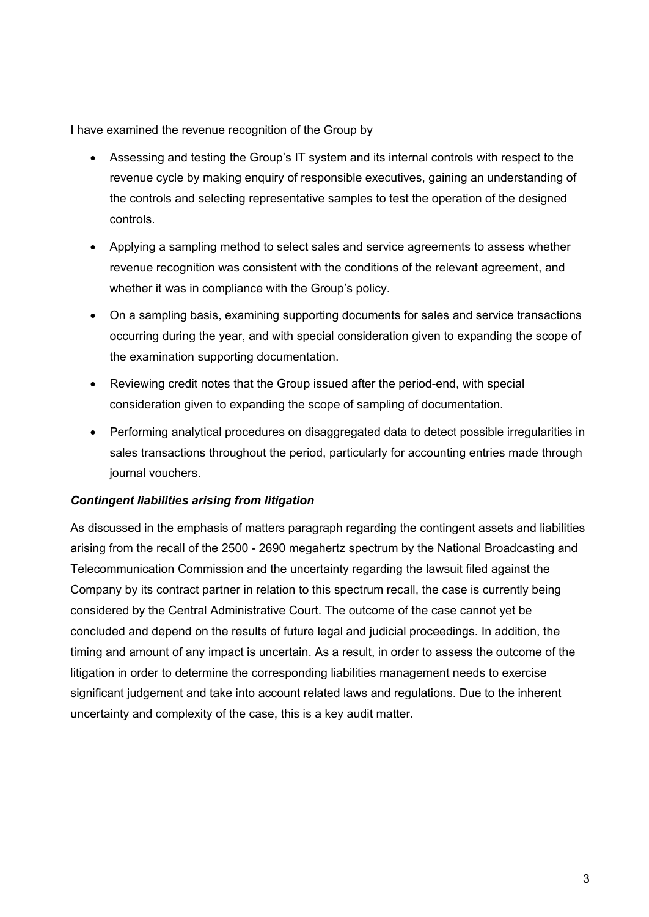I have examined the revenue recognition of the Group by

- Assessing and testing the Group's IT system and its internal controls with respect to the revenue cycle by making enquiry of responsible executives, gaining an understanding of the controls and selecting representative samples to test the operation of the designed controls.
- Applying a sampling method to select sales and service agreements to assess whether revenue recognition was consistent with the conditions of the relevant agreement, and whether it was in compliance with the Group's policy.
- On a sampling basis, examining supporting documents for sales and service transactions occurring during the year, and with special consideration given to expanding the scope of the examination supporting documentation.
- Reviewing credit notes that the Group issued after the period-end, with special consideration given to expanding the scope of sampling of documentation.
- Performing analytical procedures on disaggregated data to detect possible irregularities in sales transactions throughout the period, particularly for accounting entries made through journal vouchers.

***Contingent liabilities arising from litigation***

As discussed in the emphasis of matters paragraph regarding the contingent assets and liabilities arising from the recall of the 2500 - 2690 megahertz spectrum by the National Broadcasting and Telecommunication Commission and the uncertainty regarding the lawsuit filed against the Company by its contract partner in relation to this spectrum recall, the case is currently being considered by the Central Administrative Court. The outcome of the case cannot yet be concluded and depend on the results of future legal and judicial proceedings. In addition, the timing and amount of any impact is uncertain. As a result, in order to assess the outcome of the litigation in order to determine the corresponding liabilities management needs to exercise significant judgement and take into account related laws and regulations. Due to the inherent uncertainty and complexity of the case, this is a key audit matter.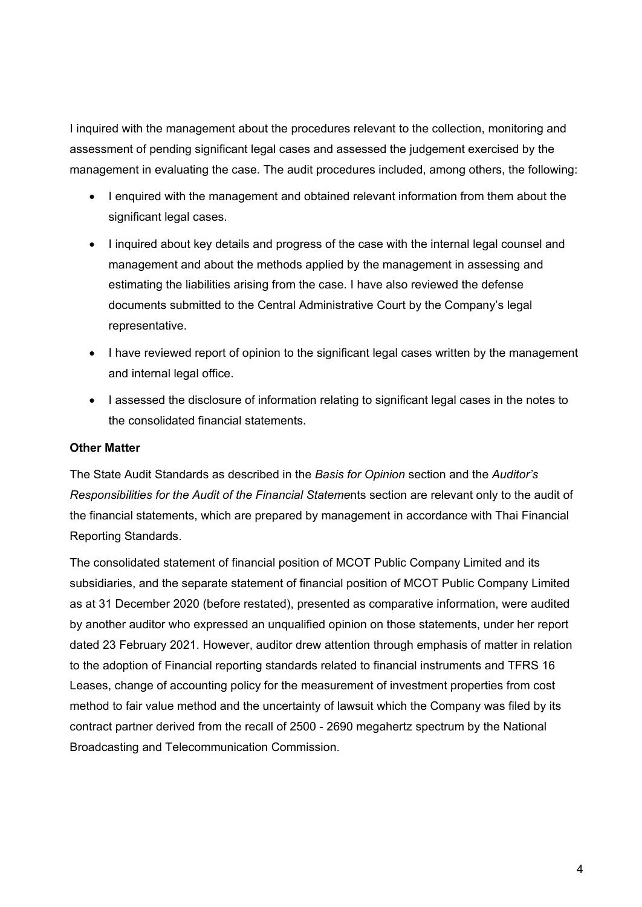I inquired with the management about the procedures relevant to the collection, monitoring and assessment of pending significant legal cases and assessed the judgement exercised by the management in evaluating the case. The audit procedures included, among others, the following:

- I enquired with the management and obtained relevant information from them about the significant legal cases.
- I inquired about key details and progress of the case with the internal legal counsel and management and about the methods applied by the management in assessing and estimating the liabilities arising from the case. I have also reviewed the defense documents submitted to the Central Administrative Court by the Company's legal representative.
- I have reviewed report of opinion to the significant legal cases written by the management and internal legal office.
- I assessed the disclosure of information relating to significant legal cases in the notes to the consolidated financial statements.

**Other Matter**

The State Audit Standards as described in the *Basis for Opinion* section and the *Auditor's Responsibilities for the Audit of the Financial Statemen*ts section are relevant only to the audit of the financial statements, which are prepared by management in accordance with Thai Financial Reporting Standards.

The consolidated statement of financial position of MCOT Public Company Limited and its subsidiaries, and the separate statement of financial position of MCOT Public Company Limited as at 31 December 2020 (before restated), presented as comparative information, were audited by another auditor who expressed an unqualified opinion on those statements, under her report dated 23 February 2021. However, auditor drew attention through emphasis of matter in relation to the adoption of Financial reporting standards related to financial instruments and TFRS 16 Leases, change of accounting policy for the measurement of investment properties from cost method to fair value method and the uncertainty of lawsuit which the Company was filed by its contract partner derived from the recall of 2500 - 2690 megahertz spectrum by the National Broadcasting and Telecommunication Commission.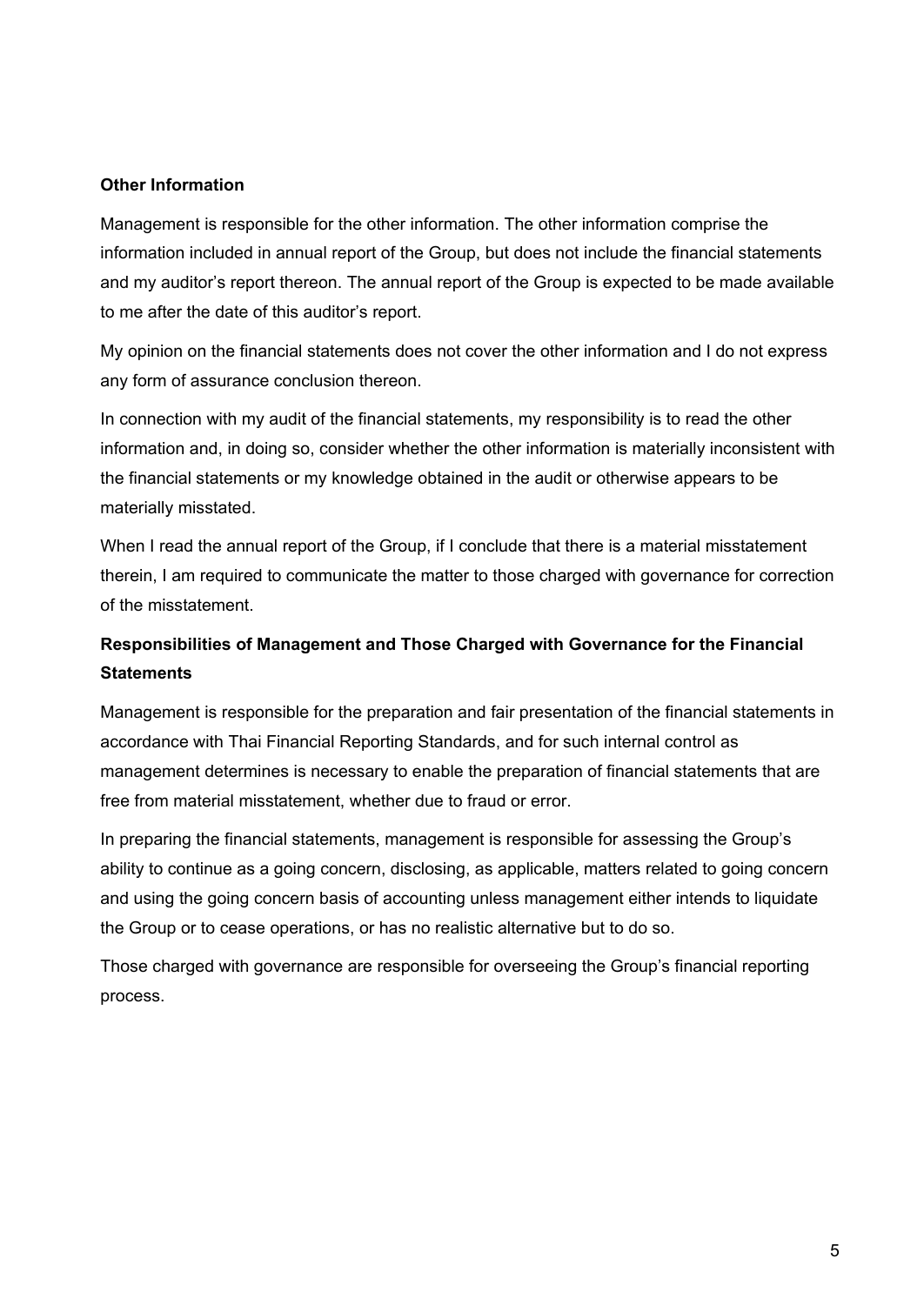**Other Information**

Management is responsible for the other information. The other information comprise the information included in annual report of the Group, but does not include the financial statements and my auditor's report thereon. The annual report of the Group is expected to be made available to me after the date of this auditor's report.

My opinion on the financial statements does not cover the other information and I do not express any form of assurance conclusion thereon.

In connection with my audit of the financial statements, my responsibility is to read the other information and, in doing so, consider whether the other information is materially inconsistent with the financial statements or my knowledge obtained in the audit or otherwise appears to be materially misstated.

When I read the annual report of the Group, if I conclude that there is a material misstatement therein, I am required to communicate the matter to those charged with governance for correction of the misstatement.

**Responsibilities of Management and Those Charged with Governance for the Financial Statements**

Management is responsible for the preparation and fair presentation of the financial statements in accordance with Thai Financial Reporting Standards, and for such internal control as management determines is necessary to enable the preparation of financial statements that are free from material misstatement, whether due to fraud or error.

In preparing the financial statements, management is responsible for assessing the Group's ability to continue as a going concern, disclosing, as applicable, matters related to going concern and using the going concern basis of accounting unless management either intends to liquidate the Group or to cease operations, or has no realistic alternative but to do so.

Those charged with governance are responsible for overseeing the Group's financial reporting process.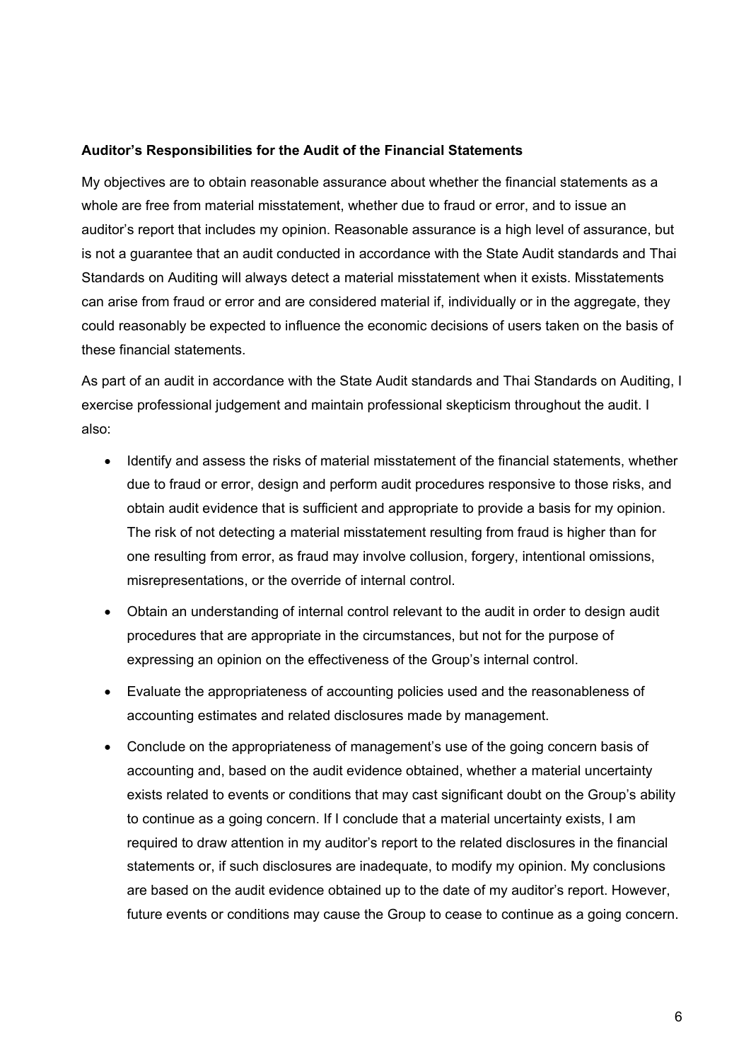**Auditor's Responsibilities for the Audit of the Financial Statements**

My objectives are to obtain reasonable assurance about whether the financial statements as a whole are free from material misstatement, whether due to fraud or error, and to issue an auditor's report that includes my opinion. Reasonable assurance is a high level of assurance, but is not a guarantee that an audit conducted in accordance with the State Audit standards and Thai Standards on Auditing will always detect a material misstatement when it exists. Misstatements can arise from fraud or error and are considered material if, individually or in the aggregate, they could reasonably be expected to influence the economic decisions of users taken on the basis of these financial statements.

As part of an audit in accordance with the State Audit standards and Thai Standards on Auditing, I exercise professional judgement and maintain professional skepticism throughout the audit. I also:

- Identify and assess the risks of material misstatement of the financial statements, whether due to fraud or error, design and perform audit procedures responsive to those risks, and obtain audit evidence that is sufficient and appropriate to provide a basis for my opinion. The risk of not detecting a material misstatement resulting from fraud is higher than for one resulting from error, as fraud may involve collusion, forgery, intentional omissions, misrepresentations, or the override of internal control.
- Obtain an understanding of internal control relevant to the audit in order to design audit procedures that are appropriate in the circumstances, but not for the purpose of expressing an opinion on the effectiveness of the Group's internal control.
- Evaluate the appropriateness of accounting policies used and the reasonableness of accounting estimates and related disclosures made by management.
- Conclude on the appropriateness of management's use of the going concern basis of accounting and, based on the audit evidence obtained, whether a material uncertainty exists related to events or conditions that may cast significant doubt on the Group's ability to continue as a going concern. If I conclude that a material uncertainty exists, I am required to draw attention in my auditor's report to the related disclosures in the financial statements or, if such disclosures are inadequate, to modify my opinion. My conclusions are based on the audit evidence obtained up to the date of my auditor's report. However, future events or conditions may cause the Group to cease to continue as a going concern.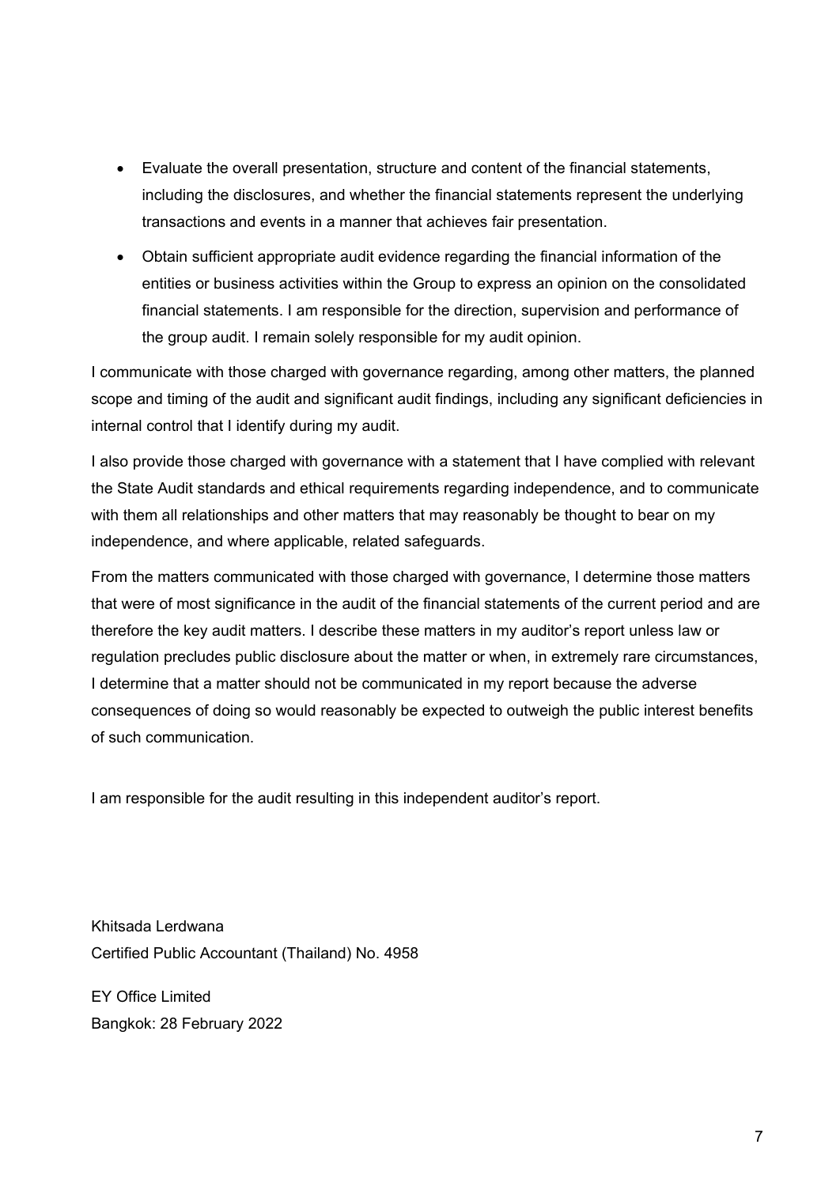- Evaluate the overall presentation, structure and content of the financial statements, including the disclosures, and whether the financial statements represent the underlying transactions and events in a manner that achieves fair presentation.
- Obtain sufficient appropriate audit evidence regarding the financial information of the entities or business activities within the Group to express an opinion on the consolidated financial statements. I am responsible for the direction, supervision and performance of the group audit. I remain solely responsible for my audit opinion.

I communicate with those charged with governance regarding, among other matters, the planned scope and timing of the audit and significant audit findings, including any significant deficiencies in internal control that I identify during my audit.

I also provide those charged with governance with a statement that I have complied with relevant the State Audit standards and ethical requirements regarding independence, and to communicate with them all relationships and other matters that may reasonably be thought to bear on my independence, and where applicable, related safeguards.

From the matters communicated with those charged with governance, I determine those matters that were of most significance in the audit of the financial statements of the current period and are therefore the key audit matters. I describe these matters in my auditor's report unless law or regulation precludes public disclosure about the matter or when, in extremely rare circumstances, I determine that a matter should not be communicated in my report because the adverse consequences of doing so would reasonably be expected to outweigh the public interest benefits of such communication.

I am responsible for the audit resulting in this independent auditor's report.

Khitsada Lerdwana
Certified Public Accountant (Thailand) No. 4958

EY Office Limited
Bangkok: 28 February 2022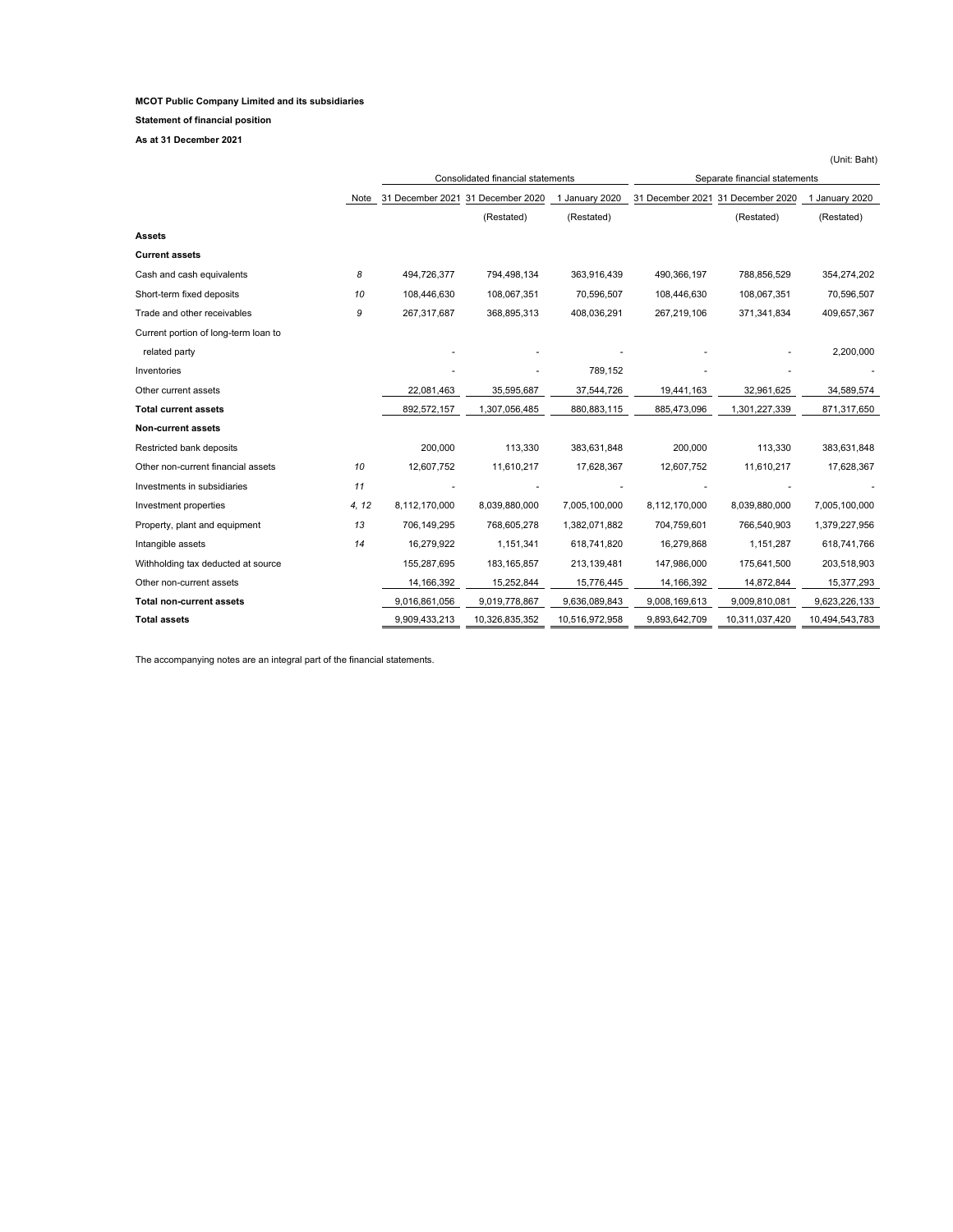**MCOT Public Company Limited and its subsidiaries**

**Statement of financial position**

**As at 31 December 2021**

(Unit: Baht)

| | Note | Consolidated financial statements | | | Separate financial statements | | |
|---|---|---|---|---|---|---|---|
| | | 31 December 2021 | 31 December 2020 | 1 January 2020 | 31 December 2021 | 31 December 2020 | 1 January 2020 |
| | | | (Restated) | (Restated) | | (Restated) | (Restated) |
| **Assets** | | | | | | | |
| **Current assets** | | | | | | | |
| Cash and cash equivalents | 8 | 494,726,377 | 794,498,134 | 363,916,439 | 490,366,197 | 788,856,529 | 354,274,202 |
| Short-term fixed deposits | 10 | 108,446,630 | 108,067,351 | 70,596,507 | 108,446,630 | 108,067,351 | 70,596,507 |
| Trade and other receivables | 9 | 267,317,687 | 368,895,313 | 408,036,291 | 267,219,106 | 371,341,834 | 409,657,367 |
| Current portion of long-term loan to related party | | - | - | - | - | - | 2,200,000 |
| Inventories | | - | - | 789,152 | - | - | - |
| Other current assets | | 22,081,463 | 35,595,687 | 37,544,726 | 19,441,163 | 32,961,625 | 34,589,574 |
| **Total current assets** | | 892,572,157 | 1,307,056,485 | 880,883,115 | 885,473,096 | 1,301,227,339 | 871,317,650 |
| **Non-current assets** | | | | | | | |
| Restricted bank deposits | | 200,000 | 113,330 | 383,631,848 | 200,000 | 113,330 | 383,631,848 |
| Other non-current financial assets | 10 | 12,607,752 | 11,610,217 | 17,628,367 | 12,607,752 | 11,610,217 | 17,628,367 |
| Investments in subsidiaries | 11 | - | - | - | - | - | - |
| Investment properties | 4, 12 | 8,112,170,000 | 8,039,880,000 | 7,005,100,000 | 8,112,170,000 | 8,039,880,000 | 7,005,100,000 |
| Property, plant and equipment | 13 | 706,149,295 | 768,605,278 | 1,382,071,882 | 704,759,601 | 766,540,903 | 1,379,227,956 |
| Intangible assets | 14 | 16,279,922 | 1,151,341 | 618,741,820 | 16,279,868 | 1,151,287 | 618,741,766 |
| Withholding tax deducted at source | | 155,287,695 | 183,165,857 | 213,139,481 | 147,986,000 | 175,641,500 | 203,518,903 |
| Other non-current assets | | 14,166,392 | 15,252,844 | 15,776,445 | 14,166,392 | 14,872,844 | 15,377,293 |
| **Total non-current assets** | | 9,016,861,056 | 9,019,778,867 | 9,636,089,843 | 9,008,169,613 | 9,009,810,081 | 9,623,226,133 |
| **Total assets** | | 9,909,433,213 | 10,326,835,352 | 10,516,972,958 | 9,893,642,709 | 10,311,037,420 | 10,494,543,783 |

The accompanying notes are an integral part of the financial statements.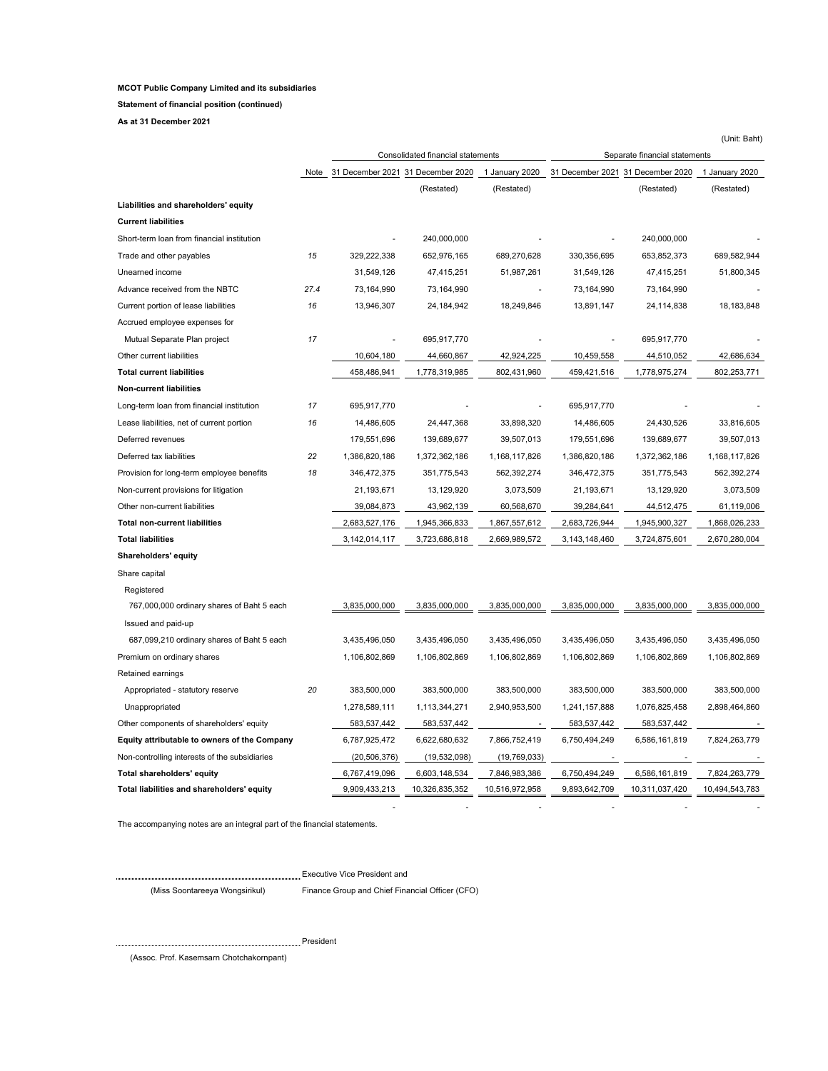**MCOT Public Company Limited and its subsidiaries**

**Statement of financial position (continued)**

**As at 31 December 2021**

(Unit: Baht)

| | Note | Consolidated financial statements | | | Separate financial statements | | |
|---|---|---|---|---|---|---|---|
| | | 31 December 2021 | 31 December 2020 | 1 January 2020 | 31 December 2021 | 31 December 2020 | 1 January 2020 |
| | | | (Restated) | (Restated) | | (Restated) | (Restated) |
| **Liabilities and shareholders' equity** | | | | | | | |
| **Current liabilities** | | | | | | | |
| Short-term loan from financial institution | | - | 240,000,000 | - | - | 240,000,000 | - |
| Trade and other payables | 15 | 329,222,338 | 652,976,165 | 689,270,628 | 330,356,695 | 653,852,373 | 689,582,944 |
| Unearned income | | 31,549,126 | 47,415,251 | 51,987,261 | 31,549,126 | 47,415,251 | 51,800,345 |
| Advance received from the NBTC | 27.4 | 73,164,990 | 73,164,990 | - | 73,164,990 | 73,164,990 | - |
| Current portion of lease liabilities | 16 | 13,946,307 | 24,184,942 | 18,249,846 | 13,891,147 | 24,114,838 | 18,183,848 |
| Accrued employee expenses for | | | | | | | |
| Mutual Separate Plan project | 17 | - | 695,917,770 | - | - | 695,917,770 | - |
| Other current liabilities | | 10,604,180 | 44,660,867 | 42,924,225 | 10,459,558 | 44,510,052 | 42,686,634 |
| **Total current liabilities** | | 458,486,941 | 1,778,319,985 | 802,431,960 | 459,421,516 | 1,778,975,274 | 802,253,771 |
| **Non-current liabilities** | | | | | | | |
| Long-term loan from financial institution | 17 | 695,917,770 | - | - | 695,917,770 | - | - |
| Lease liabilities, net of current portion | 16 | 14,486,605 | 24,447,368 | 33,898,320 | 14,486,605 | 24,430,526 | 33,816,605 |
| Deferred revenues | | 179,551,696 | 139,689,677 | 39,507,013 | 179,551,696 | 139,689,677 | 39,507,013 |
| Deferred tax liabilities | 22 | 1,386,820,186 | 1,372,362,186 | 1,168,117,826 | 1,386,820,186 | 1,372,362,186 | 1,168,117,826 |
| Provision for long-term employee benefits | 18 | 346,472,375 | 351,775,543 | 562,392,274 | 346,472,375 | 351,775,543 | 562,392,274 |
| Non-current provisions for litigation | | 21,193,671 | 13,129,920 | 3,073,509 | 21,193,671 | 13,129,920 | 3,073,509 |
| Other non-current liabilities | | 39,084,873 | 43,962,139 | 60,568,670 | 39,284,641 | 44,512,475 | 61,119,006 |
| **Total non-current liabilities** | | 2,683,527,176 | 1,945,366,833 | 1,867,557,612 | 2,683,726,944 | 1,945,900,327 | 1,868,026,233 |
| **Total liabilities** | | 3,142,014,117 | 3,723,686,818 | 2,669,989,572 | 3,143,148,460 | 3,724,875,601 | 2,670,280,004 |
| **Shareholders' equity** | | | | | | | |
| Share capital | | | | | | | |
| Registered | | | | | | | |
| 767,000,000 ordinary shares of Baht 5 each | | 3,835,000,000 | 3,835,000,000 | 3,835,000,000 | 3,835,000,000 | 3,835,000,000 | 3,835,000,000 |
| Issued and paid-up | | | | | | | |
| 687,099,210 ordinary shares of Baht 5 each | | 3,435,496,050 | 3,435,496,050 | 3,435,496,050 | 3,435,496,050 | 3,435,496,050 | 3,435,496,050 |
| Premium on ordinary shares | | 1,106,802,869 | 1,106,802,869 | 1,106,802,869 | 1,106,802,869 | 1,106,802,869 | 1,106,802,869 |
| Retained earnings | | | | | | | |
| Appropriated - statutory reserve | 20 | 383,500,000 | 383,500,000 | 383,500,000 | 383,500,000 | 383,500,000 | 383,500,000 |
| Unappropriated | | 1,278,589,111 | 1,113,344,271 | 2,940,953,500 | 1,241,157,888 | 1,076,825,458 | 2,898,464,860 |
| Other components of shareholders' equity | | 583,537,442 | 583,537,442 | - | 583,537,442 | 583,537,442 | - |
| **Equity attributable to owners of the Company** | | 6,787,925,472 | 6,622,680,632 | 7,866,752,419 | 6,750,494,249 | 6,586,161,819 | 7,824,263,779 |
| Non-controlling interests of the subsidiaries | | (20,506,376) | (19,532,098) | (19,769,033) | - | - | - |
| **Total shareholders' equity** | | 6,767,419,096 | 6,603,148,534 | 7,846,983,386 | 6,750,494,249 | 6,586,161,819 | 7,824,263,779 |
| **Total liabilities and shareholders' equity** | | 9,909,433,213 | 10,326,835,352 | 10,516,972,958 | 9,893,642,709 | 10,311,037,420 | 10,494,543,783 |
| | | - | - | - | - | - | - |

The accompanying notes are an integral part of the financial statements.

Executive Vice President and
(Miss Soontareeya Wongsirikul) Finance Group and Chief Financial Officer (CFO)

President
(Assoc. Prof. Kasemsarn Chotchakornpant)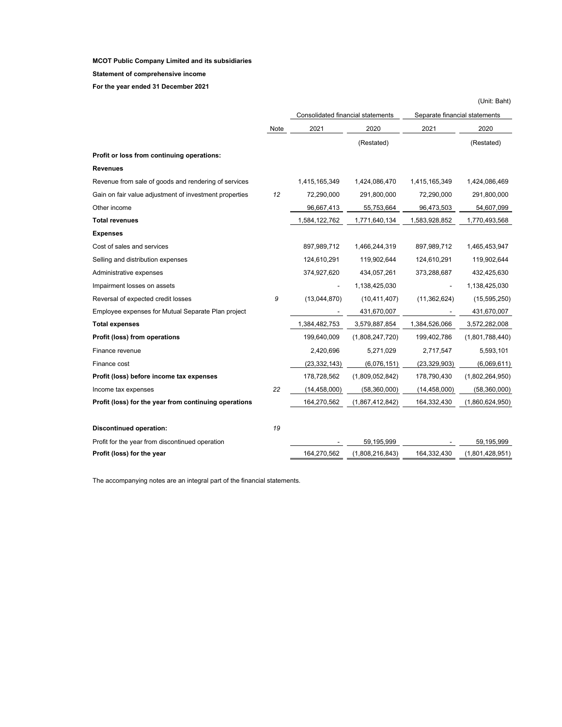**MCOT Public Company Limited and its subsidiaries**

**Statement of comprehensive income**

**For the year ended 31 December 2021**

(Unit: Baht)

| | Note | Consolidated financial statements | | Separate financial statements | |
|---|---|---|---|---|---|
| | | 2021 | 2020 | 2021 | 2020 |
| | | | (Restated) | | (Restated) |
| **Profit or loss from continuing operations:** | | | | | |
| **Revenues** | | | | | |
| Revenue from sale of goods and rendering of services | | 1,415,165,349 | 1,424,086,470 | 1,415,165,349 | 1,424,086,469 |
| Gain on fair value adjustment of investment properties | *12* | 72,290,000 | 291,800,000 | 72,290,000 | 291,800,000 |
| Other income | | 96,667,413 | 55,753,664 | 96,473,503 | 54,607,099 |
| **Total revenues** | | 1,584,122,762 | 1,771,640,134 | 1,583,928,852 | 1,770,493,568 |
| **Expenses** | | | | | |
| Cost of sales and services | | 897,989,712 | 1,466,244,319 | 897,989,712 | 1,465,453,947 |
| Selling and distribution expenses | | 124,610,291 | 119,902,644 | 124,610,291 | 119,902,644 |
| Administrative expenses | | 374,927,620 | 434,057,261 | 373,288,687 | 432,425,630 |
| Impairment losses on assets | | - | 1,138,425,030 | - | 1,138,425,030 |
| Reversal of expected credit losses | *9* | (13,044,870) | (10,411,407) | (11,362,624) | (15,595,250) |
| Employee expenses for Mutual Separate Plan project | | - | 431,670,007 | - | 431,670,007 |
| **Total expenses** | | 1,384,482,753 | 3,579,887,854 | 1,384,526,066 | 3,572,282,008 |
| **Profit (loss) from operations** | | 199,640,009 | (1,808,247,720) | 199,402,786 | (1,801,788,440) |
| Finance revenue | | 2,420,696 | 5,271,029 | 2,717,547 | 5,593,101 |
| Finance cost | | (23,332,143) | (6,076,151) | (23,329,903) | (6,069,611) |
| **Profit (loss) before income tax expenses** | | 178,728,562 | (1,809,052,842) | 178,790,430 | (1,802,264,950) |
| Income tax expenses | *22* | (14,458,000) | (58,360,000) | (14,458,000) | (58,360,000) |
| **Profit (loss) for the year from continuing operations** | | 164,270,562 | (1,867,412,842) | 164,332,430 | (1,860,624,950) |
| | | | | | |
| **Discontinued operation:** | *19* | | | | |
| Profit for the year from discontinued operation | | - | 59,195,999 | - | 59,195,999 |
| **Profit (loss) for the year** | | 164,270,562 | (1,808,216,843) | 164,332,430 | (1,801,428,951) |

The accompanying notes are an integral part of the financial statements.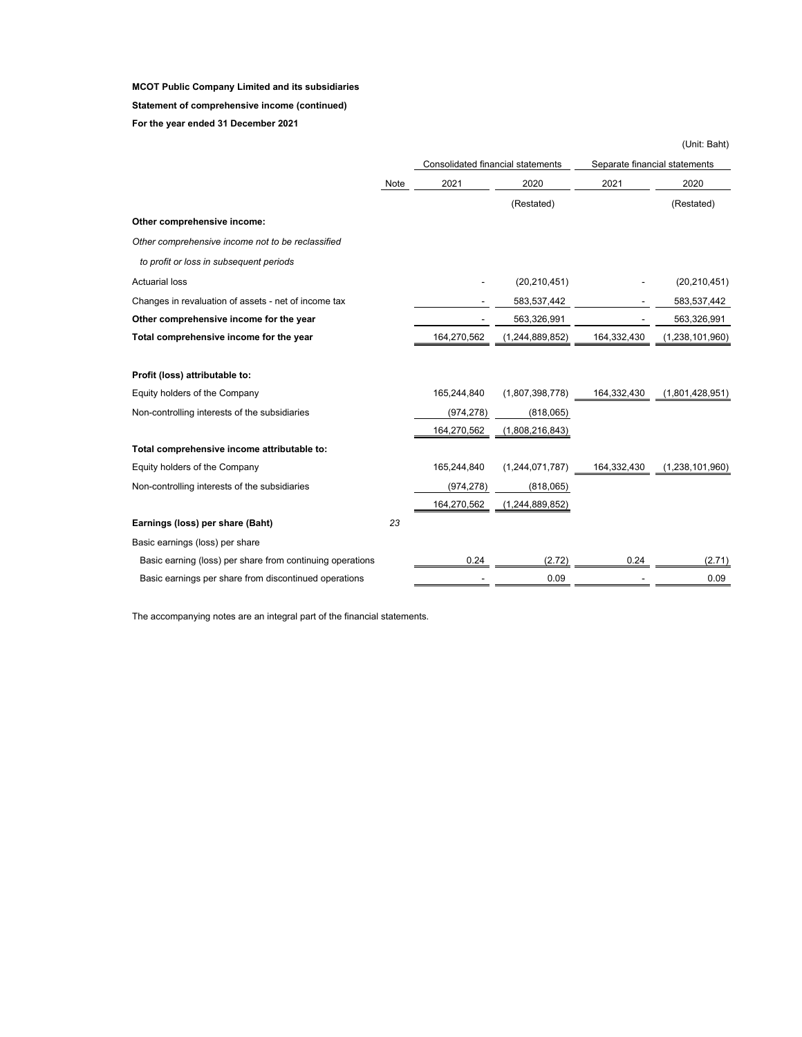**MCOT Public Company Limited and its subsidiaries**

**Statement of comprehensive income (continued)**

**For the year ended 31 December 2021**

(Unit: Baht)

| | Note | Consolidated financial statements | | Separate financial statements | |
|---|---|---|---|---|---|
| | | 2021 | 2020 | 2021 | 2020 |
| | | | (Restated) | | (Restated) |
| **Other comprehensive income:** | | | | | |
| *Other comprehensive income not to be reclassified* | | | | | |
| *to profit or loss in subsequent periods* | | | | | |
| Actuarial loss | | - | (20,210,451) | - | (20,210,451) |
| Changes in revaluation of assets - net of income tax | | - | 583,537,442 | - | 583,537,442 |
| **Other comprehensive income for the year** | | - | 563,326,991 | - | 563,326,991 |
| **Total comprehensive income for the year** | | 164,270,562 | (1,244,889,852) | 164,332,430 | (1,238,101,960) |
| | | | | | |
| **Profit (loss) attributable to:** | | | | | |
| Equity holders of the Company | | 165,244,840 | (1,807,398,778) | 164,332,430 | (1,801,428,951) |
| Non-controlling interests of the subsidiaries | | (974,278) | (818,065) | | |
| | | 164,270,562 | (1,808,216,843) | | |
| **Total comprehensive income attributable to:** | | | | | |
| Equity holders of the Company | | 165,244,840 | (1,244,071,787) | 164,332,430 | (1,238,101,960) |
| Non-controlling interests of the subsidiaries | | (974,278) | (818,065) | | |
| | | 164,270,562 | (1,244,889,852) | | |
| **Earnings (loss) per share (Baht)** | *23* | | | | |
| Basic earnings (loss) per share | | | | | |
| Basic earning (loss) per share from continuing operations | | 0.24 | (2.72) | 0.24 | (2.71) |
| Basic earnings per share from discontinued operations | | - | 0.09 | - | 0.09 |

The accompanying notes are an integral part of the financial statements.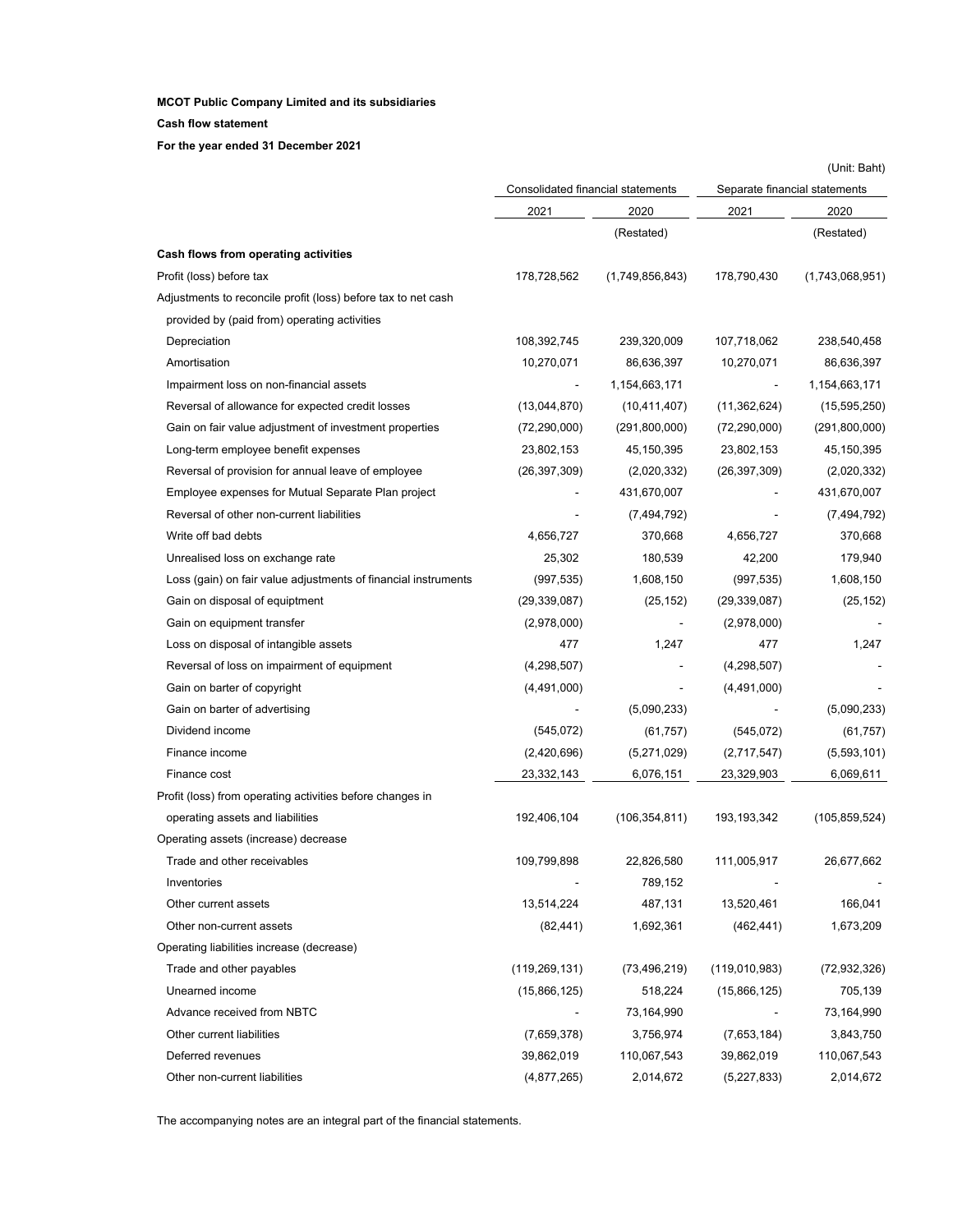**MCOT Public Company Limited and its subsidiaries**

**Cash flow statement**

**For the year ended 31 December 2021**

(Unit: Baht)

| | Consolidated financial statements | | Separate financial statements | |
|---|---|---|---|---|
| | 2021 | 2020 | 2021 | 2020 |
| | | (Restated) | | (Restated) |
| **Cash flows from operating activities** | | | | |
| Profit (loss) before tax | 178,728,562 | (1,749,856,843) | 178,790,430 | (1,743,068,951) |
| Adjustments to reconcile profit (loss) before tax to net cash | | | | |
| provided by (paid from) operating activities | | | | |
| Depreciation | 108,392,745 | 239,320,009 | 107,718,062 | 238,540,458 |
| Amortisation | 10,270,071 | 86,636,397 | 10,270,071 | 86,636,397 |
| Impairment loss on non-financial assets | - | 1,154,663,171 | - | 1,154,663,171 |
| Reversal of allowance for expected credit losses | (13,044,870) | (10,411,407) | (11,362,624) | (15,595,250) |
| Gain on fair value adjustment of investment properties | (72,290,000) | (291,800,000) | (72,290,000) | (291,800,000) |
| Long-term employee benefit expenses | 23,802,153 | 45,150,395 | 23,802,153 | 45,150,395 |
| Reversal of provision for annual leave of employee | (26,397,309) | (2,020,332) | (26,397,309) | (2,020,332) |
| Employee expenses for Mutual Separate Plan project | - | 431,670,007 | - | 431,670,007 |
| Reversal of other non-current liabilities | - | (7,494,792) | - | (7,494,792) |
| Write off bad debts | 4,656,727 | 370,668 | 4,656,727 | 370,668 |
| Unrealised loss on exchange rate | 25,302 | 180,539 | 42,200 | 179,940 |
| Loss (gain) on fair value adjustments of financial instruments | (997,535) | 1,608,150 | (997,535) | 1,608,150 |
| Gain on disposal of equiptment | (29,339,087) | (25,152) | (29,339,087) | (25,152) |
| Gain on equipment transfer | (2,978,000) | - | (2,978,000) | - |
| Loss on disposal of intangible assets | 477 | 1,247 | 477 | 1,247 |
| Reversal of loss on impairment of equipment | (4,298,507) | - | (4,298,507) | - |
| Gain on barter of copyright | (4,491,000) | - | (4,491,000) | - |
| Gain on barter of advertising | - | (5,090,233) | - | (5,090,233) |
| Dividend income | (545,072) | (61,757) | (545,072) | (61,757) |
| Finance income | (2,420,696) | (5,271,029) | (2,717,547) | (5,593,101) |
| Finance cost | 23,332,143 | 6,076,151 | 23,329,903 | 6,069,611 |
| Profit (loss) from operating activities before changes in | | | | |
| operating assets and liabilities | 192,406,104 | (106,354,811) | 193,193,342 | (105,859,524) |
| Operating assets (increase) decrease | | | | |
| Trade and other receivables | 109,799,898 | 22,826,580 | 111,005,917 | 26,677,662 |
| Inventories | - | 789,152 | - | - |
| Other current assets | 13,514,224 | 487,131 | 13,520,461 | 166,041 |
| Other non-current assets | (82,441) | 1,692,361 | (462,441) | 1,673,209 |
| Operating liabilities increase (decrease) | | | | |
| Trade and other payables | (119,269,131) | (73,496,219) | (119,010,983) | (72,932,326) |
| Unearned income | (15,866,125) | 518,224 | (15,866,125) | 705,139 |
| Advance received from NBTC | - | 73,164,990 | - | 73,164,990 |
| Other current liabilities | (7,659,378) | 3,756,974 | (7,653,184) | 3,843,750 |
| Deferred revenues | 39,862,019 | 110,067,543 | 39,862,019 | 110,067,543 |
| Other non-current liabilities | (4,877,265) | 2,014,672 | (5,227,833) | 2,014,672 |

The accompanying notes are an integral part of the financial statements.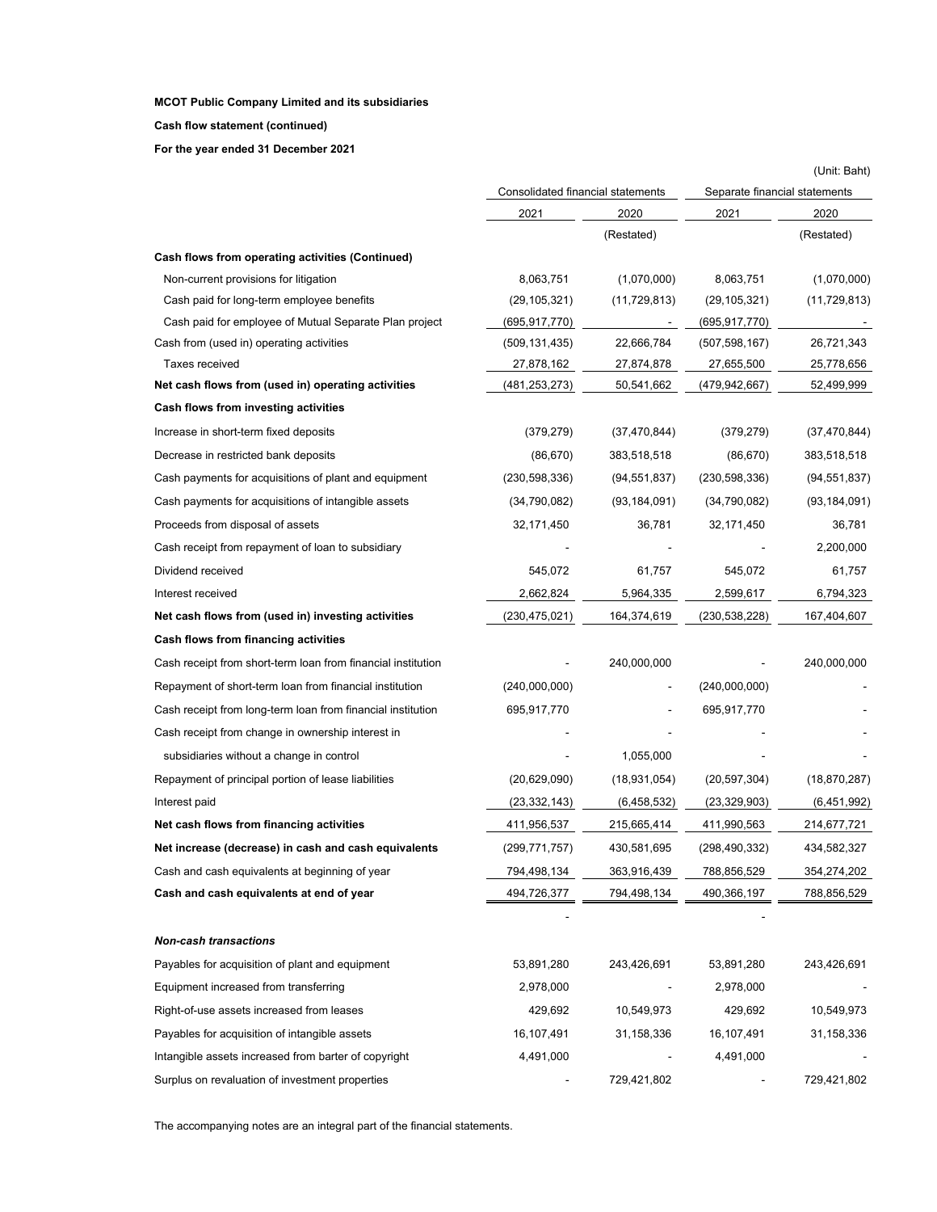**MCOT Public Company Limited and its subsidiaries**

**Cash flow statement (continued)**

**For the year ended 31 December 2021**

(Unit: Baht)

| | Consolidated financial statements | | Separate financial statements | |
|---|---|---|---|---|
| | 2021 | 2020 | 2021 | 2020 |
| | | (Restated) | | (Restated) |
| **Cash flows from operating activities (Continued)** | | | | |
| Non-current provisions for litigation | 8,063,751 | (1,070,000) | 8,063,751 | (1,070,000) |
| Cash paid for long-term employee benefits | (29,105,321) | (11,729,813) | (29,105,321) | (11,729,813) |
| Cash paid for employee of Mutual Separate Plan project | (695,917,770) | - | (695,917,770) | - |
| Cash from (used in) operating activities | (509,131,435) | 22,666,784 | (507,598,167) | 26,721,343 |
| Taxes received | 27,878,162 | 27,874,878 | 27,655,500 | 25,778,656 |
| **Net cash flows from (used in) operating activities** | (481,253,273) | 50,541,662 | (479,942,667) | 52,499,999 |
| **Cash flows from investing activities** | | | | |
| Increase in short-term fixed deposits | (379,279) | (37,470,844) | (379,279) | (37,470,844) |
| Decrease in restricted bank deposits | (86,670) | 383,518,518 | (86,670) | 383,518,518 |
| Cash payments for acquisitions of plant and equipment | (230,598,336) | (94,551,837) | (230,598,336) | (94,551,837) |
| Cash payments for acquisitions of intangible assets | (34,790,082) | (93,184,091) | (34,790,082) | (93,184,091) |
| Proceeds from disposal of assets | 32,171,450 | 36,781 | 32,171,450 | 36,781 |
| Cash receipt from repayment of loan to subsidiary | - | - | - | 2,200,000 |
| Dividend received | 545,072 | 61,757 | 545,072 | 61,757 |
| Interest received | 2,662,824 | 5,964,335 | 2,599,617 | 6,794,323 |
| **Net cash flows from (used in) investing activities** | (230,475,021) | 164,374,619 | (230,538,228) | 167,404,607 |
| **Cash flows from financing activities** | | | | |
| Cash receipt from short-term loan from financial institution | - | 240,000,000 | - | 240,000,000 |
| Repayment of short-term loan from financial institution | (240,000,000) | - | (240,000,000) | - |
| Cash receipt from long-term loan from financial institution | 695,917,770 | - | 695,917,770 | - |
| Cash receipt from change in ownership interest in subsidiaries without a change in control | - | 1,055,000 | - | - |
| Repayment of principal portion of lease liabilities | (20,629,090) | (18,931,054) | (20,597,304) | (18,870,287) |
| Interest paid | (23,332,143) | (6,458,532) | (23,329,903) | (6,451,992) |
| **Net cash flows from financing activities** | 411,956,537 | 215,665,414 | 411,990,563 | 214,677,721 |
| **Net increase (decrease) in cash and cash equivalents** | (299,771,757) | 430,581,695 | (298,490,332) | 434,582,327 |
| Cash and cash equivalents at beginning of year | 794,498,134 | 363,916,439 | 788,856,529 | 354,274,202 |
| **Cash and cash equivalents at end of year** | 494,726,377 | 794,498,134 | 490,366,197 | 788,856,529 |
| | - | | - | |
| ***Non-cash transactions*** | | | | |
| Payables for acquisition of plant and equipment | 53,891,280 | 243,426,691 | 53,891,280 | 243,426,691 |
| Equipment increased from transferring | 2,978,000 | - | 2,978,000 | - |
| Right-of-use assets increased from leases | 429,692 | 10,549,973 | 429,692 | 10,549,973 |
| Payables for acquisition of intangible assets | 16,107,491 | 31,158,336 | 16,107,491 | 31,158,336 |
| Intangible assets increased from barter of copyright | 4,491,000 | - | 4,491,000 | - |
| Surplus on revaluation of investment properties | - | 729,421,802 | - | 729,421,802 |

The accompanying notes are an integral part of the financial statements.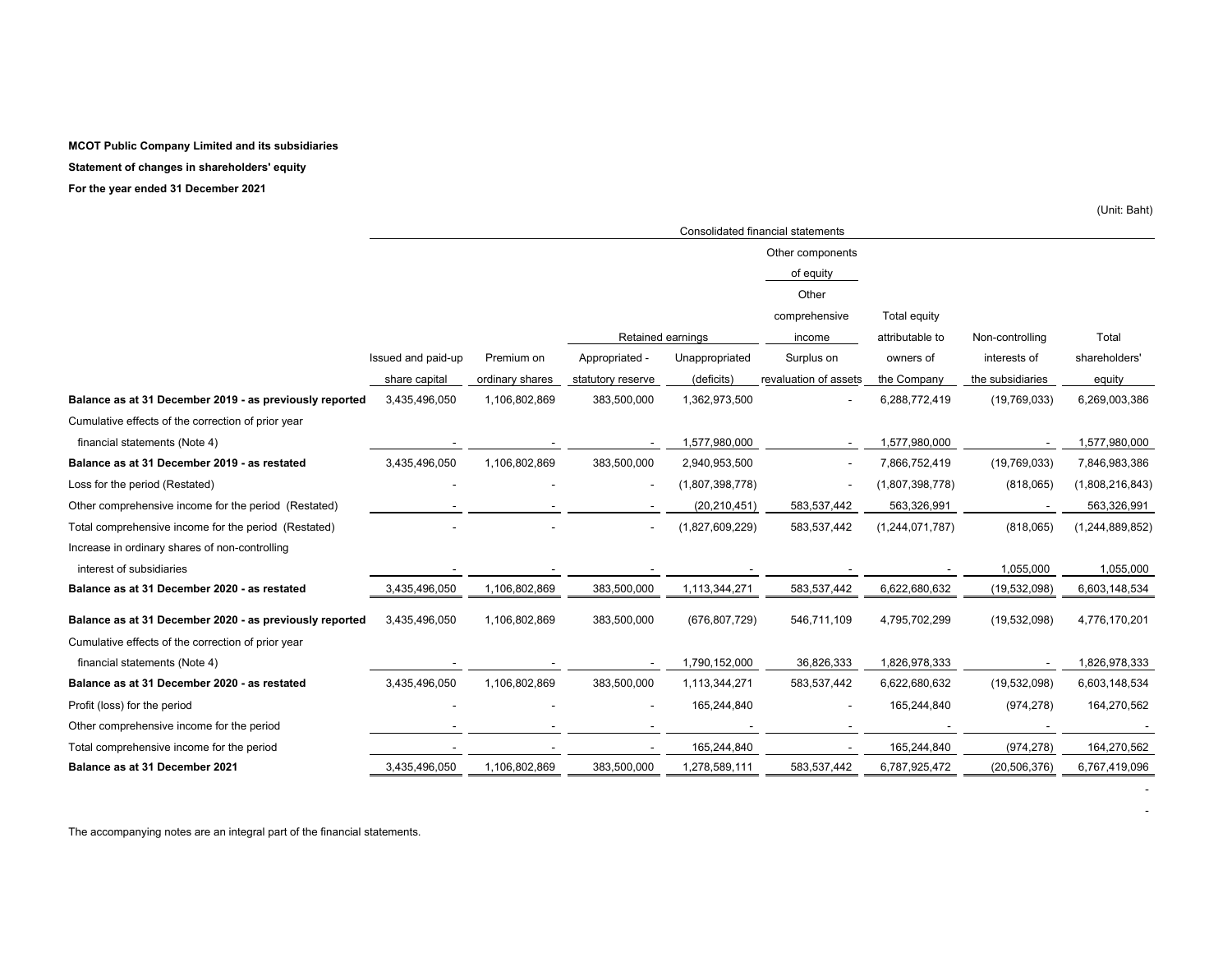**MCOT Public Company Limited and its subsidiaries**

**Statement of changes in shareholders' equity**

**For the year ended 31 December 2021**

(Unit: Baht)

| | Consolidated financial statements | | | | | | | |
|---|---|---|---|---|---|---|---|---|
| | | | | | Other components of equity | | | |
| | | | Retained earnings | | Other comprehensive income | Total equity attributable to | Non-controlling | Total |
| | Issued and paid-up share capital | Premium on ordinary shares | Appropriated - statutory reserve | Unappropriated (deficits) | Surplus on revaluation of assets | owners of the Company | interests of the subsidiaries | shareholders' equity |
| **Balance as at 31 December 2019 - as previously reported** | 3,435,496,050 | 1,106,802,869 | 383,500,000 | 1,362,973,500 | - | 6,288,772,419 | (19,769,033) | 6,269,003,386 |
| Cumulative effects of the correction of prior year financial statements (Note 4) | - | - | - | 1,577,980,000 | - | 1,577,980,000 | - | 1,577,980,000 |
| **Balance as at 31 December 2019 - as restated** | 3,435,496,050 | 1,106,802,869 | 383,500,000 | 2,940,953,500 | - | 7,866,752,419 | (19,769,033) | 7,846,983,386 |
| Loss for the period (Restated) | - | - | - | (1,807,398,778) | - | (1,807,398,778) | (818,065) | (1,808,216,843) |
| Other comprehensive income for the period (Restated) | - | - | - | (20,210,451) | 583,537,442 | 563,326,991 | - | 563,326,991 |
| Total comprehensive income for the period (Restated) | - | - | - | (1,827,609,229) | 583,537,442 | (1,244,071,787) | (818,065) | (1,244,889,852) |
| Increase in ordinary shares of non-controlling interest of subsidiaries | - | - | - | - | - | - | 1,055,000 | 1,055,000 |
| **Balance as at 31 December 2020 - as restated** | 3,435,496,050 | 1,106,802,869 | 383,500,000 | 1,113,344,271 | 583,537,442 | 6,622,680,632 | (19,532,098) | 6,603,148,534 |
| **Balance as at 31 December 2020 - as previously reported** | 3,435,496,050 | 1,106,802,869 | 383,500,000 | (676,807,729) | 546,711,109 | 4,795,702,299 | (19,532,098) | 4,776,170,201 |
| Cumulative effects of the correction of prior year financial statements (Note 4) | - | - | - | 1,790,152,000 | 36,826,333 | 1,826,978,333 | - | 1,826,978,333 |
| **Balance as at 31 December 2020 - as restated** | 3,435,496,050 | 1,106,802,869 | 383,500,000 | 1,113,344,271 | 583,537,442 | 6,622,680,632 | (19,532,098) | 6,603,148,534 |
| Profit (loss) for the period | - | - | - | 165,244,840 | - | 165,244,840 | (974,278) | 164,270,562 |
| Other comprehensive income for the period | - | - | - | - | - | - | - | - |
| Total comprehensive income for the period | - | - | - | 165,244,840 | - | 165,244,840 | (974,278) | 164,270,562 |
| **Balance as at 31 December 2021** | 3,435,496,050 | 1,106,802,869 | 383,500,000 | 1,278,589,111 | 583,537,442 | 6,787,925,472 | (20,506,376) | 6,767,419,096 |

The accompanying notes are an integral part of the financial statements.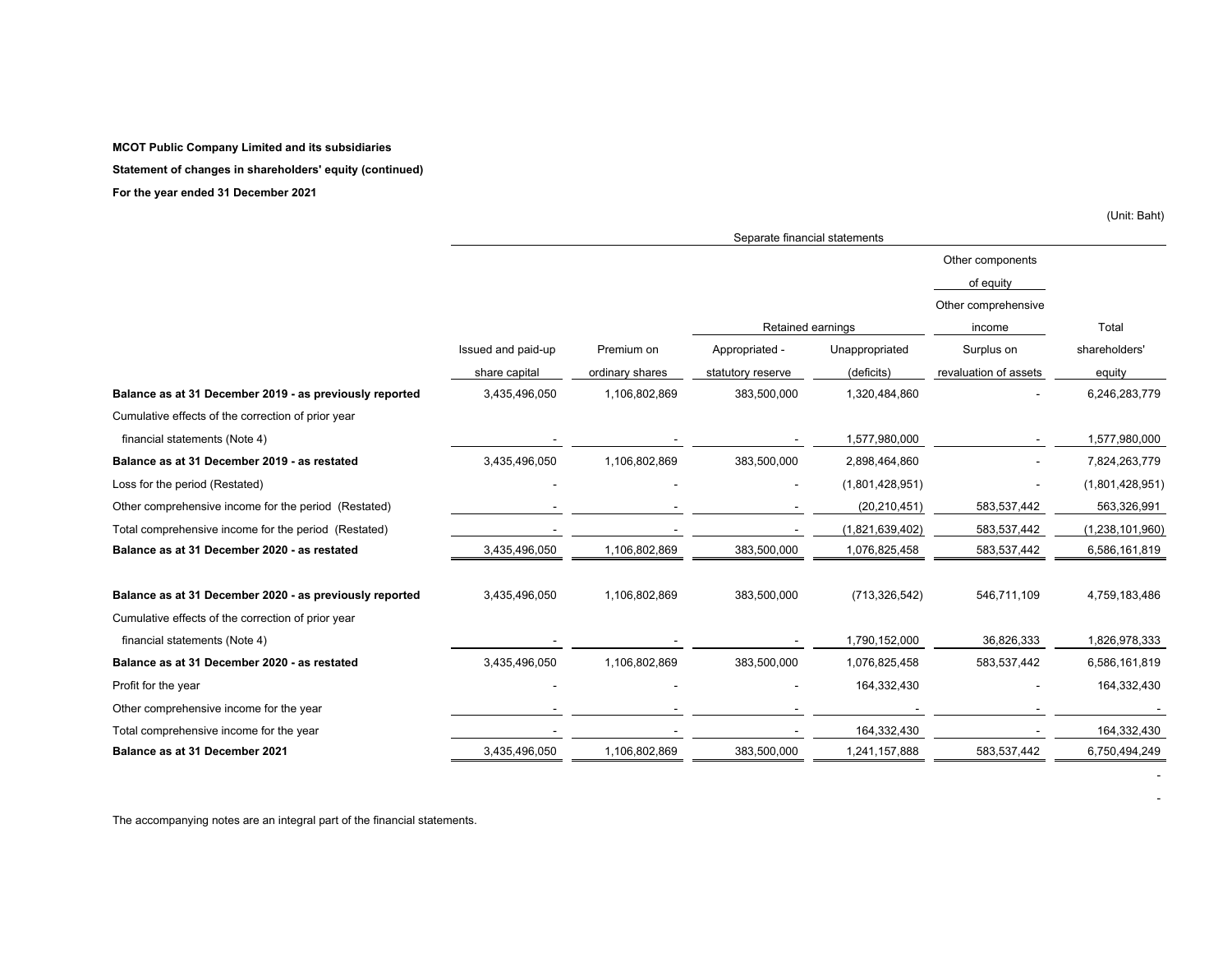**MCOT Public Company Limited and its subsidiaries**

**Statement of changes in shareholders' equity (continued)**

**For the year ended 31 December 2021**

(Unit: Baht)

| | Separate financial statements | | | | | |
|---|---|---|---|---|---|---|
| | | | | | Other components of equity | |
| | | | | | Other comprehensive income | |
| | | | Retained earnings | | | Total |
| | Issued and paid-up share capital | Premium on ordinary shares | Appropriated - statutory reserve | Unappropriated (deficits) | Surplus on revaluation of assets | shareholders' equity |
| **Balance as at 31 December 2019 - as previously reported** | 3,435,496,050 | 1,106,802,869 | 383,500,000 | 1,320,484,860 | - | 6,246,283,779 |
| Cumulative effects of the correction of prior year financial statements (Note 4) | - | - | - | 1,577,980,000 | - | 1,577,980,000 |
| **Balance as at 31 December 2019 - as restated** | 3,435,496,050 | 1,106,802,869 | 383,500,000 | 2,898,464,860 | - | 7,824,263,779 |
| Loss for the period (Restated) | - | - | - | (1,801,428,951) | - | (1,801,428,951) |
| Other comprehensive income for the period (Restated) | - | - | - | (20,210,451) | 583,537,442 | 563,326,991 |
| Total comprehensive income for the period (Restated) | - | - | - | (1,821,639,402) | 583,537,442 | (1,238,101,960) |
| **Balance as at 31 December 2020 - as restated** | 3,435,496,050 | 1,106,802,869 | 383,500,000 | 1,076,825,458 | 583,537,442 | 6,586,161,819 |
| | | | | | | |
| **Balance as at 31 December 2020 - as previously reported** | 3,435,496,050 | 1,106,802,869 | 383,500,000 | (713,326,542) | 546,711,109 | 4,759,183,486 |
| Cumulative effects of the correction of prior year financial statements (Note 4) | - | - | - | 1,790,152,000 | 36,826,333 | 1,826,978,333 |
| **Balance as at 31 December 2020 - as restated** | 3,435,496,050 | 1,106,802,869 | 383,500,000 | 1,076,825,458 | 583,537,442 | 6,586,161,819 |
| Profit for the year | - | - | - | 164,332,430 | - | 164,332,430 |
| Other comprehensive income for the year | - | - | - | - | - | - |
| Total comprehensive income for the year | - | - | - | 164,332,430 | - | 164,332,430 |
| **Balance as at 31 December 2021** | 3,435,496,050 | 1,106,802,869 | 383,500,000 | 1,241,157,888 | 583,537,442 | 6,750,494,249 |

The accompanying notes are an integral part of the financial statements.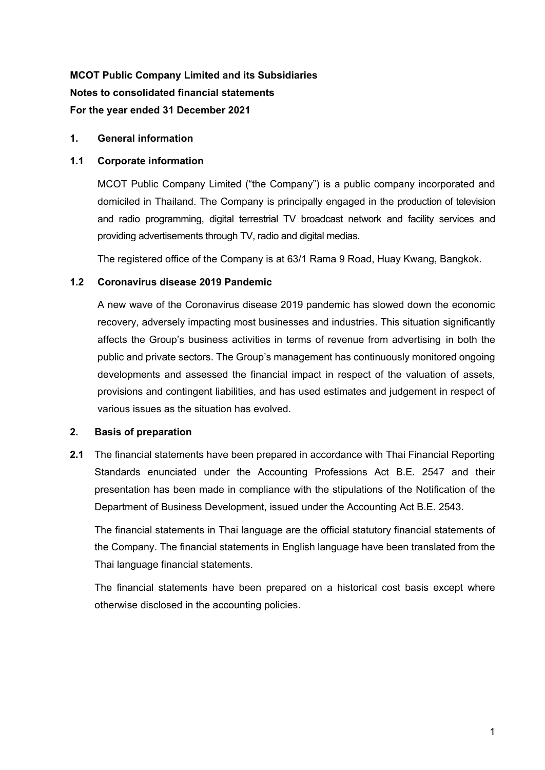**MCOT Public Company Limited and its Subsidiaries**

**Notes to consolidated financial statements**

**For the year ended 31 December 2021**

## 1. General information

### 1.1 Corporate information

MCOT Public Company Limited ("the Company") is a public company incorporated and domiciled in Thailand. The Company is principally engaged in the production of television and radio programming, digital terrestrial TV broadcast network and facility services and providing advertisements through TV, radio and digital medias.

The registered office of the Company is at 63/1 Rama 9 Road, Huay Kwang, Bangkok.

### 1.2 Coronavirus disease 2019 Pandemic

A new wave of the Coronavirus disease 2019 pandemic has slowed down the economic recovery, adversely impacting most businesses and industries. This situation significantly affects the Group's business activities in terms of revenue from advertising in both the public and private sectors. The Group's management has continuously monitored ongoing developments and assessed the financial impact in respect of the valuation of assets, provisions and contingent liabilities, and has used estimates and judgement in respect of various issues as the situation has evolved.

## 2. Basis of preparation

**2.1** The financial statements have been prepared in accordance with Thai Financial Reporting Standards enunciated under the Accounting Professions Act B.E. 2547 and their presentation has been made in compliance with the stipulations of the Notification of the Department of Business Development, issued under the Accounting Act B.E. 2543.

The financial statements in Thai language are the official statutory financial statements of the Company. The financial statements in English language have been translated from the Thai language financial statements.

The financial statements have been prepared on a historical cost basis except where otherwise disclosed in the accounting policies.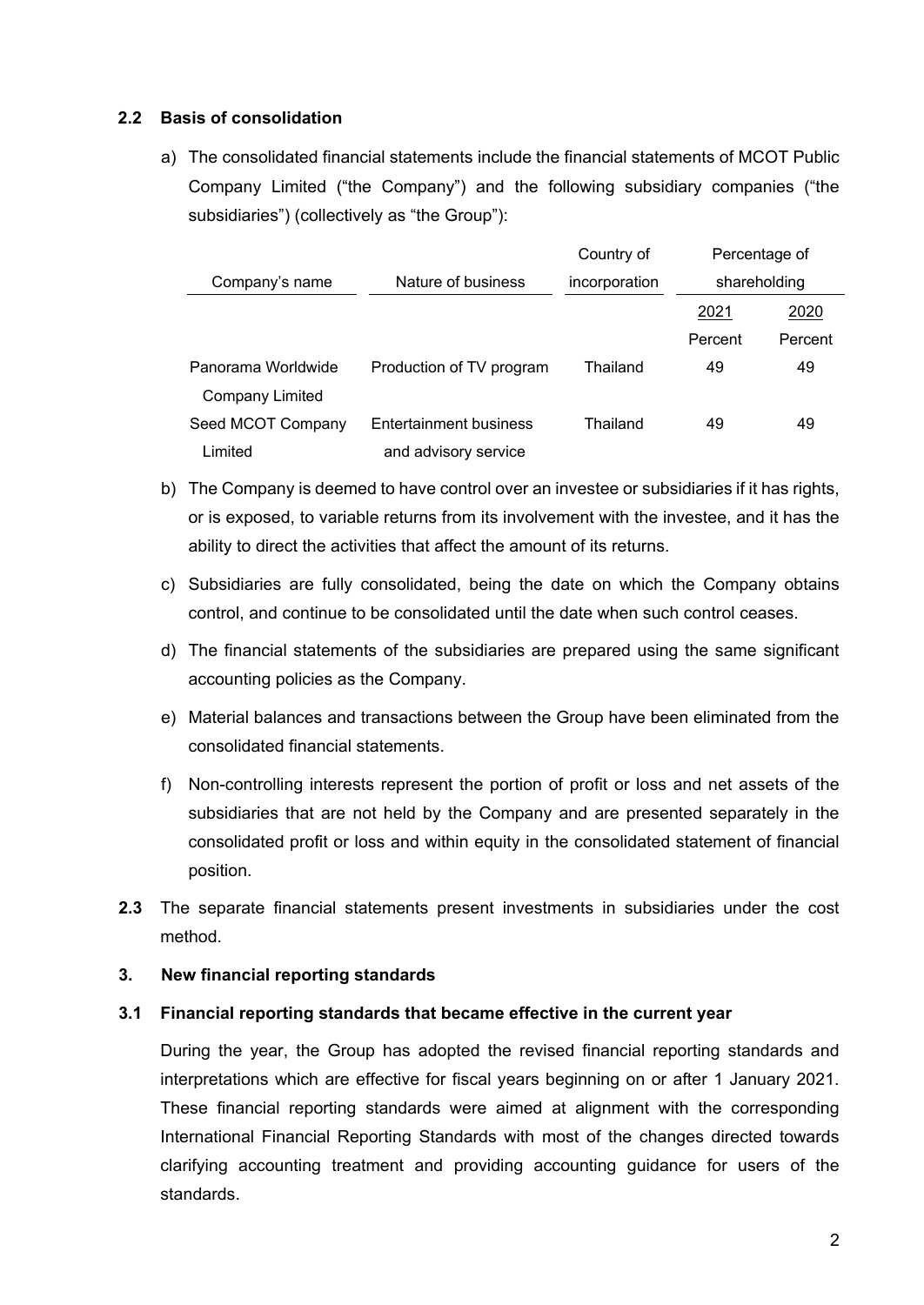### 2.2 Basis of consolidation

a) The consolidated financial statements include the financial statements of MCOT Public Company Limited ("the Company") and the following subsidiary companies ("the subsidiaries") (collectively as "the Group"):

| Company's name | Nature of business | Country of incorporation | Percentage of shareholding | |
|---|---|---|---|---|
| | | | 2021 | 2020 |
| | | | Percent | Percent |
| Panorama Worldwide Company Limited | Production of TV program | Thailand | 49 | 49 |
| Seed MCOT Company Limited | Entertainment business and advisory service | Thailand | 49 | 49 |

b) The Company is deemed to have control over an investee or subsidiaries if it has rights, or is exposed, to variable returns from its involvement with the investee, and it has the ability to direct the activities that affect the amount of its returns.

c) Subsidiaries are fully consolidated, being the date on which the Company obtains control, and continue to be consolidated until the date when such control ceases.

d) The financial statements of the subsidiaries are prepared using the same significant accounting policies as the Company.

e) Material balances and transactions between the Group have been eliminated from the consolidated financial statements.

f) Non-controlling interests represent the portion of profit or loss and net assets of the subsidiaries that are not held by the Company and are presented separately in the consolidated profit or loss and within equity in the consolidated statement of financial position.

**2.3** The separate financial statements present investments in subsidiaries under the cost method.

## 3. New financial reporting standards

### 3.1 Financial reporting standards that became effective in the current year

During the year, the Group has adopted the revised financial reporting standards and interpretations which are effective for fiscal years beginning on or after 1 January 2021. These financial reporting standards were aimed at alignment with the corresponding International Financial Reporting Standards with most of the changes directed towards clarifying accounting treatment and providing accounting guidance for users of the standards.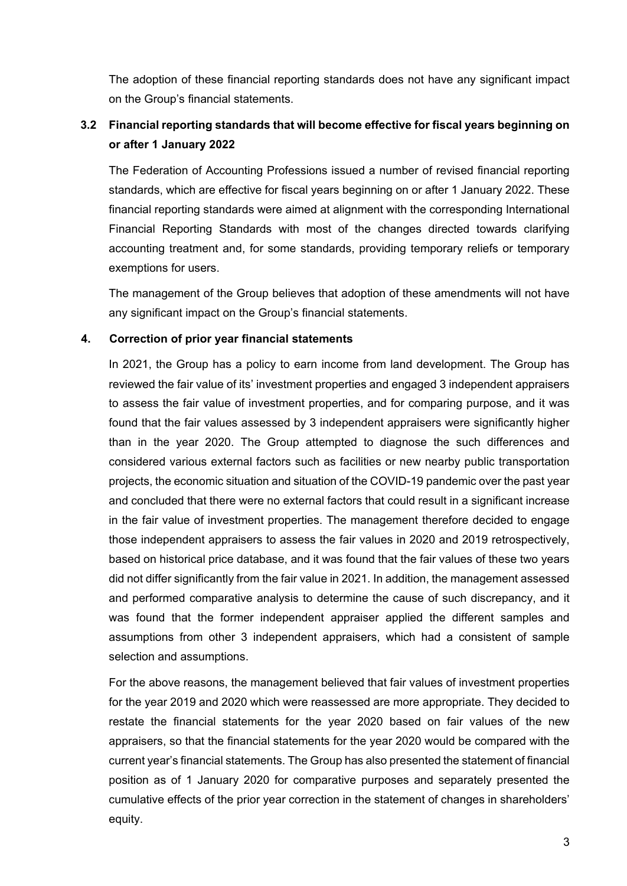The adoption of these financial reporting standards does not have any significant impact on the Group's financial statements.

## 3.2 Financial reporting standards that will become effective for fiscal years beginning on or after 1 January 2022

The Federation of Accounting Professions issued a number of revised financial reporting standards, which are effective for fiscal years beginning on or after 1 January 2022. These financial reporting standards were aimed at alignment with the corresponding International Financial Reporting Standards with most of the changes directed towards clarifying accounting treatment and, for some standards, providing temporary reliefs or temporary exemptions for users.

The management of the Group believes that adoption of these amendments will not have any significant impact on the Group's financial statements.

## 4. Correction of prior year financial statements

In 2021, the Group has a policy to earn income from land development. The Group has reviewed the fair value of its' investment properties and engaged 3 independent appraisers to assess the fair value of investment properties, and for comparing purpose, and it was found that the fair values assessed by 3 independent appraisers were significantly higher than in the year 2020. The Group attempted to diagnose the such differences and considered various external factors such as facilities or new nearby public transportation projects, the economic situation and situation of the COVID-19 pandemic over the past year and concluded that there were no external factors that could result in a significant increase in the fair value of investment properties. The management therefore decided to engage those independent appraisers to assess the fair values in 2020 and 2019 retrospectively, based on historical price database, and it was found that the fair values of these two years did not differ significantly from the fair value in 2021. In addition, the management assessed and performed comparative analysis to determine the cause of such discrepancy, and it was found that the former independent appraiser applied the different samples and assumptions from other 3 independent appraisers, which had a consistent of sample selection and assumptions.

For the above reasons, the management believed that fair values of investment properties for the year 2019 and 2020 which were reassessed are more appropriate. They decided to restate the financial statements for the year 2020 based on fair values of the new appraisers, so that the financial statements for the year 2020 would be compared with the current year's financial statements. The Group has also presented the statement of financial position as of 1 January 2020 for comparative purposes and separately presented the cumulative effects of the prior year correction in the statement of changes in shareholders' equity.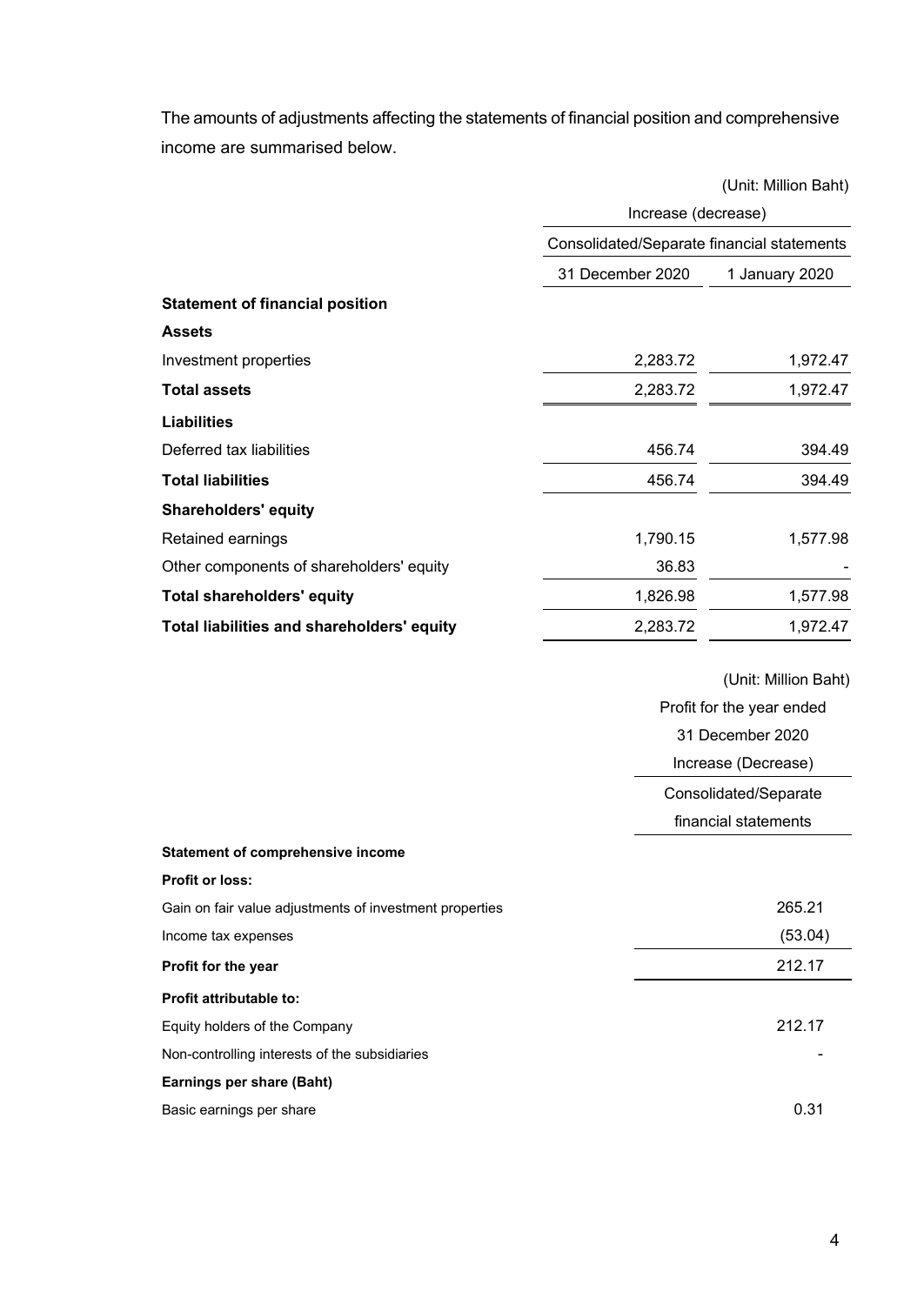The amounts of adjustments affecting the statements of financial position and comprehensive income are summarised below.

(Unit: Million Baht)

| | Increase (decrease) | |
|---|---|---|
| | Consolidated/Separate financial statements | |
| | 31 December 2020 | 1 January 2020 |
| **Statement of financial position** | | |
| **Assets** | | |
| Investment properties | 2,283.72 | 1,972.47 |
| **Total assets** | 2,283.72 | 1,972.47 |
| **Liabilities** | | |
| Deferred tax liabilities | 456.74 | 394.49 |
| **Total liabilities** | 456.74 | 394.49 |
| **Shareholders' equity** | | |
| Retained earnings | 1,790.15 | 1,577.98 |
| Other components of shareholders' equity | 36.83 | - |
| **Total shareholders' equity** | 1,826.98 | 1,577.98 |
| **Total liabilities and shareholders' equity** | 2,283.72 | 1,972.47 |

(Unit: Million Baht)

| | Profit for the year ended 31 December 2020 Increase (Decrease) |
|---|---|
| | Consolidated/Separate financial statements |
| **Statement of comprehensive income** | |
| **Profit or loss:** | |
| Gain on fair value adjustments of investment properties | 265.21 |
| Income tax expenses | (53.04) |
| **Profit for the year** | 212.17 |
| **Profit attributable to:** | |
| Equity holders of the Company | 212.17 |
| Non-controlling interests of the subsidiaries | - |
| **Earnings per share (Baht)** | |
| Basic earnings per share | 0.31 |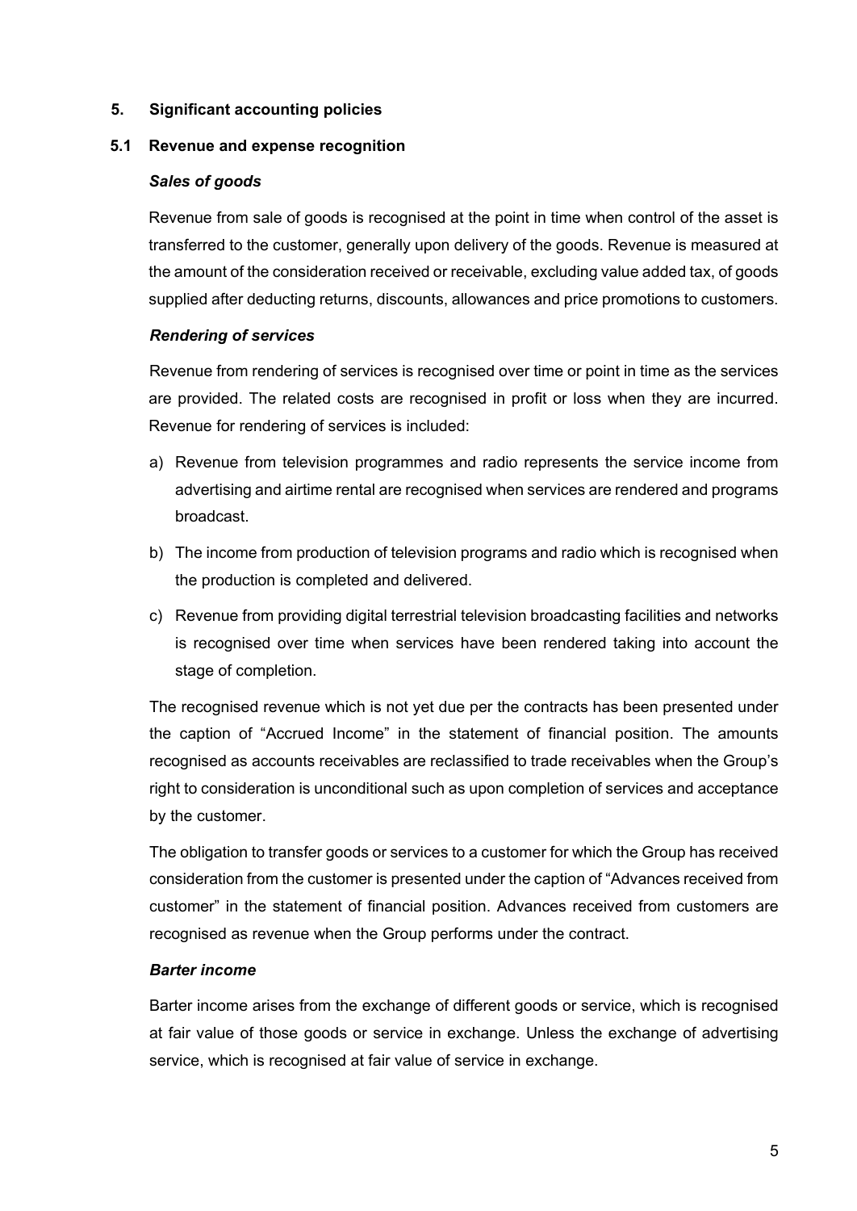## 5. Significant accounting policies

### 5.1 Revenue and expense recognition

***Sales of goods***

Revenue from sale of goods is recognised at the point in time when control of the asset is transferred to the customer, generally upon delivery of the goods. Revenue is measured at the amount of the consideration received or receivable, excluding value added tax, of goods supplied after deducting returns, discounts, allowances and price promotions to customers.

***Rendering of services***

Revenue from rendering of services is recognised over time or point in time as the services are provided. The related costs are recognised in profit or loss when they are incurred. Revenue for rendering of services is included:

a) Revenue from television programmes and radio represents the service income from advertising and airtime rental are recognised when services are rendered and programs broadcast.

b) The income from production of television programs and radio which is recognised when the production is completed and delivered.

c) Revenue from providing digital terrestrial television broadcasting facilities and networks is recognised over time when services have been rendered taking into account the stage of completion.

The recognised revenue which is not yet due per the contracts has been presented under the caption of "Accrued Income" in the statement of financial position. The amounts recognised as accounts receivables are reclassified to trade receivables when the Group's right to consideration is unconditional such as upon completion of services and acceptance by the customer.

The obligation to transfer goods or services to a customer for which the Group has received consideration from the customer is presented under the caption of "Advances received from customer" in the statement of financial position. Advances received from customers are recognised as revenue when the Group performs under the contract.

***Barter income***

Barter income arises from the exchange of different goods or service, which is recognised at fair value of those goods or service in exchange. Unless the exchange of advertising service, which is recognised at fair value of service in exchange.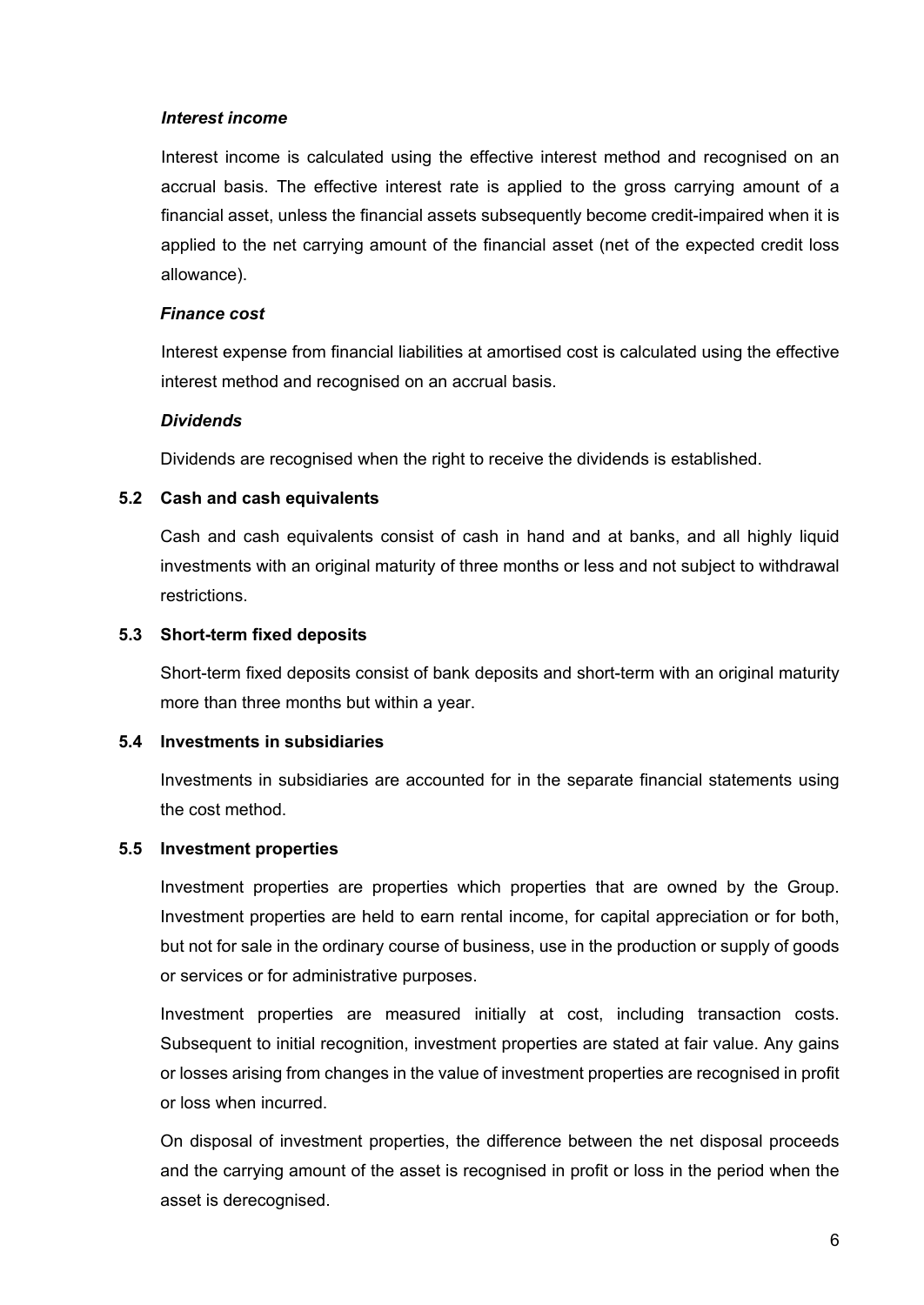***Interest income***

Interest income is calculated using the effective interest method and recognised on an accrual basis. The effective interest rate is applied to the gross carrying amount of a financial asset, unless the financial assets subsequently become credit-impaired when it is applied to the net carrying amount of the financial asset (net of the expected credit loss allowance).

***Finance cost***

Interest expense from financial liabilities at amortised cost is calculated using the effective interest method and recognised on an accrual basis.

***Dividends***

Dividends are recognised when the right to receive the dividends is established.

### 5.2 Cash and cash equivalents

Cash and cash equivalents consist of cash in hand and at banks, and all highly liquid investments with an original maturity of three months or less and not subject to withdrawal restrictions.

### 5.3 Short-term fixed deposits

Short-term fixed deposits consist of bank deposits and short-term with an original maturity more than three months but within a year.

### 5.4 Investments in subsidiaries

Investments in subsidiaries are accounted for in the separate financial statements using the cost method.

### 5.5 Investment properties

Investment properties are properties which properties that are owned by the Group. Investment properties are held to earn rental income, for capital appreciation or for both, but not for sale in the ordinary course of business, use in the production or supply of goods or services or for administrative purposes.

Investment properties are measured initially at cost, including transaction costs. Subsequent to initial recognition, investment properties are stated at fair value. Any gains or losses arising from changes in the value of investment properties are recognised in profit or loss when incurred.

On disposal of investment properties, the difference between the net disposal proceeds and the carrying amount of the asset is recognised in profit or loss in the period when the asset is derecognised.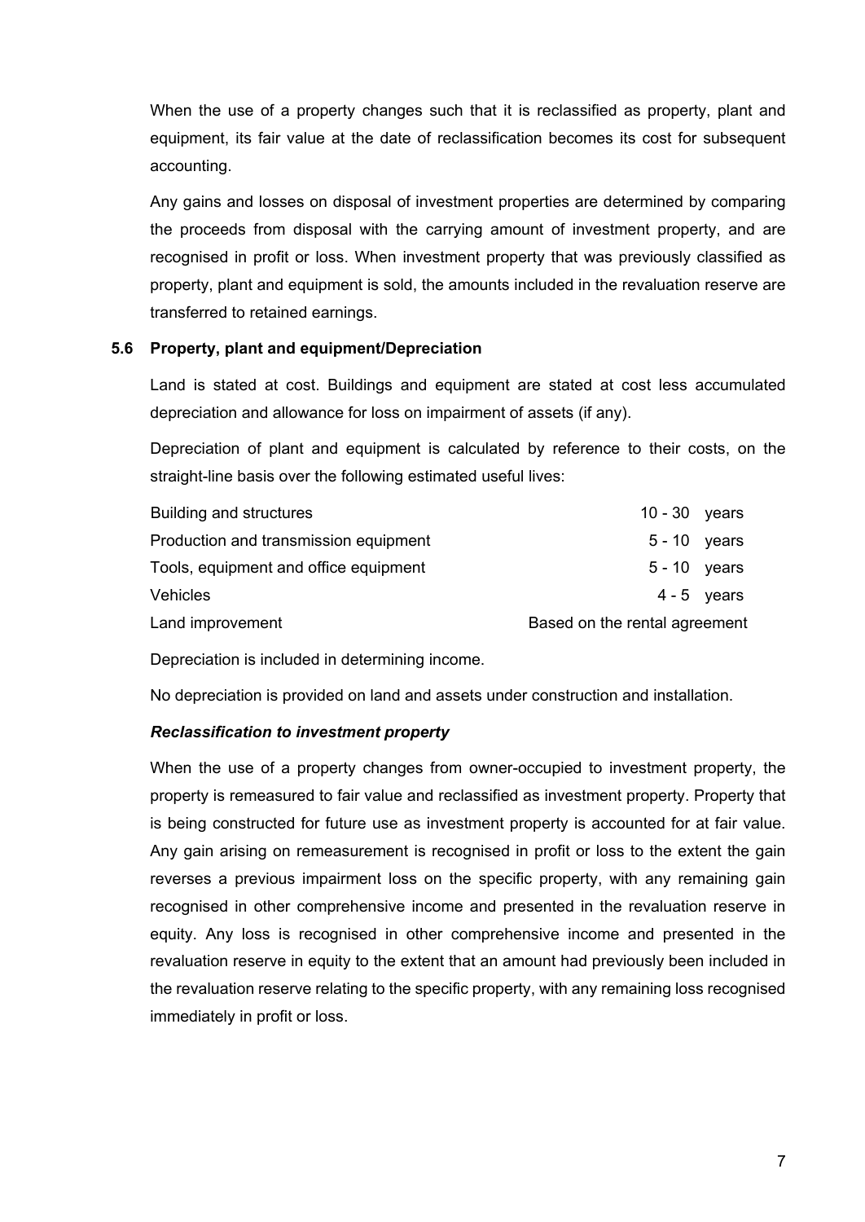When the use of a property changes such that it is reclassified as property, plant and equipment, its fair value at the date of reclassification becomes its cost for subsequent accounting.

Any gains and losses on disposal of investment properties are determined by comparing the proceeds from disposal with the carrying amount of investment property, and are recognised in profit or loss. When investment property that was previously classified as property, plant and equipment is sold, the amounts included in the revaluation reserve are transferred to retained earnings.

**5.6 Property, plant and equipment/Depreciation**

Land is stated at cost. Buildings and equipment are stated at cost less accumulated depreciation and allowance for loss on impairment of assets (if any).

Depreciation of plant and equipment is calculated by reference to their costs, on the straight-line basis over the following estimated useful lives:

| | |
|---|---|
| Building and structures | 10 - 30 years |
| Production and transmission equipment | 5 - 10 years |
| Tools, equipment and office equipment | 5 - 10 years |
| Vehicles | 4 - 5 years |
| Land improvement | Based on the rental agreement |

Depreciation is included in determining income.

No depreciation is provided on land and assets under construction and installation.

***Reclassification to investment property***

When the use of a property changes from owner-occupied to investment property, the property is remeasured to fair value and reclassified as investment property. Property that is being constructed for future use as investment property is accounted for at fair value. Any gain arising on remeasurement is recognised in profit or loss to the extent the gain reverses a previous impairment loss on the specific property, with any remaining gain recognised in other comprehensive income and presented in the revaluation reserve in equity. Any loss is recognised in other comprehensive income and presented in the revaluation reserve in equity to the extent that an amount had previously been included in the revaluation reserve relating to the specific property, with any remaining loss recognised immediately in profit or loss.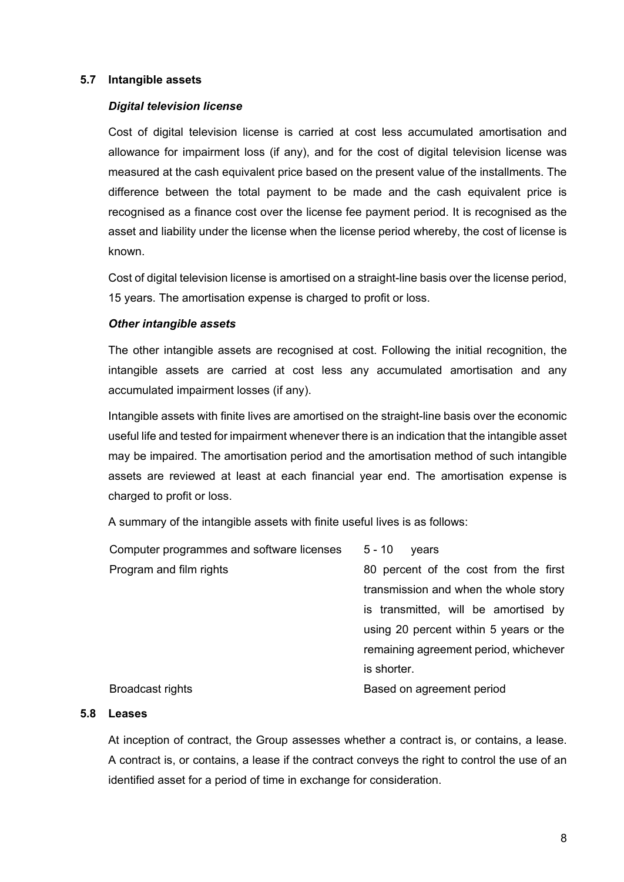### 5.7 Intangible assets

***Digital television license***

Cost of digital television license is carried at cost less accumulated amortisation and allowance for impairment loss (if any), and for the cost of digital television license was measured at the cash equivalent price based on the present value of the installments. The difference between the total payment to be made and the cash equivalent price is recognised as a finance cost over the license fee payment period. It is recognised as the asset and liability under the license when the license period whereby, the cost of license is known.

Cost of digital television license is amortised on a straight-line basis over the license period, 15 years. The amortisation expense is charged to profit or loss.

***Other intangible assets***

The other intangible assets are recognised at cost. Following the initial recognition, the intangible assets are carried at cost less any accumulated amortisation and any accumulated impairment losses (if any).

Intangible assets with finite lives are amortised on the straight-line basis over the economic useful life and tested for impairment whenever there is an indication that the intangible asset may be impaired. The amortisation period and the amortisation method of such intangible assets are reviewed at least at each financial year end. The amortisation expense is charged to profit or loss.

A summary of the intangible assets with finite useful lives is as follows:

| | |
|---|---|
| Computer programmes and software licenses | 5 - 10 years |
| Program and film rights | 80 percent of the cost from the first transmission and when the whole story is transmitted, will be amortised by using 20 percent within 5 years or the remaining agreement period, whichever is shorter. |
| Broadcast rights | Based on agreement period |

### 5.8 Leases

At inception of contract, the Group assesses whether a contract is, or contains, a lease. A contract is, or contains, a lease if the contract conveys the right to control the use of an identified asset for a period of time in exchange for consideration.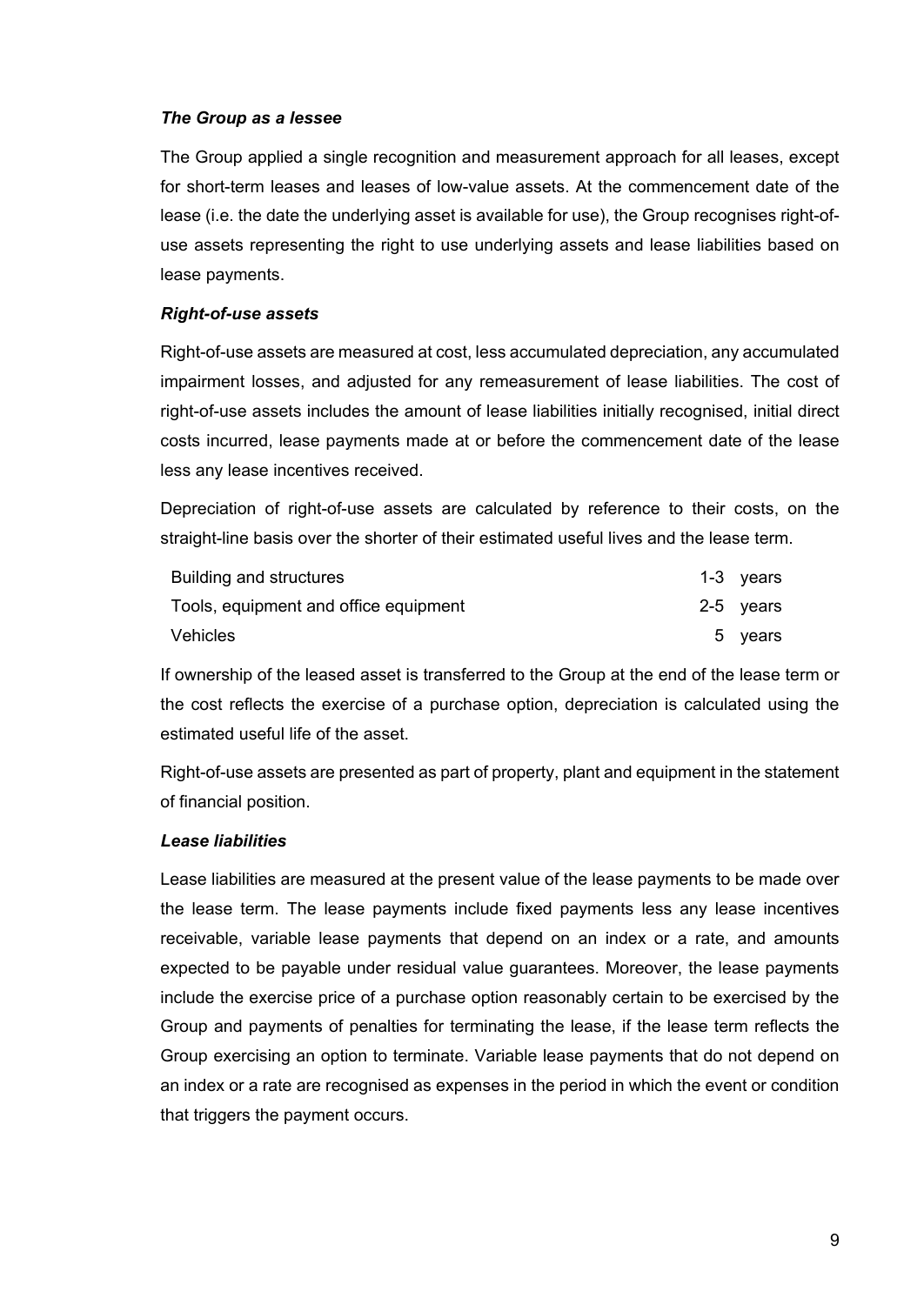***The Group as a lessee***

The Group applied a single recognition and measurement approach for all leases, except for short-term leases and leases of low-value assets. At the commencement date of the lease (i.e. the date the underlying asset is available for use), the Group recognises right-of-use assets representing the right to use underlying assets and lease liabilities based on lease payments.

***Right-of-use assets***

Right-of-use assets are measured at cost, less accumulated depreciation, any accumulated impairment losses, and adjusted for any remeasurement of lease liabilities. The cost of right-of-use assets includes the amount of lease liabilities initially recognised, initial direct costs incurred, lease payments made at or before the commencement date of the lease less any lease incentives received.

Depreciation of right-of-use assets are calculated by reference to their costs, on the straight-line basis over the shorter of their estimated useful lives and the lease term.

| | |
|---|---|
| Building and structures | 1-3 years |
| Tools, equipment and office equipment | 2-5 years |
| Vehicles | 5 years |

If ownership of the leased asset is transferred to the Group at the end of the lease term or the cost reflects the exercise of a purchase option, depreciation is calculated using the estimated useful life of the asset.

Right-of-use assets are presented as part of property, plant and equipment in the statement of financial position.

***Lease liabilities***

Lease liabilities are measured at the present value of the lease payments to be made over the lease term. The lease payments include fixed payments less any lease incentives receivable, variable lease payments that depend on an index or a rate, and amounts expected to be payable under residual value guarantees. Moreover, the lease payments include the exercise price of a purchase option reasonably certain to be exercised by the Group and payments of penalties for terminating the lease, if the lease term reflects the Group exercising an option to terminate. Variable lease payments that do not depend on an index or a rate are recognised as expenses in the period in which the event or condition that triggers the payment occurs.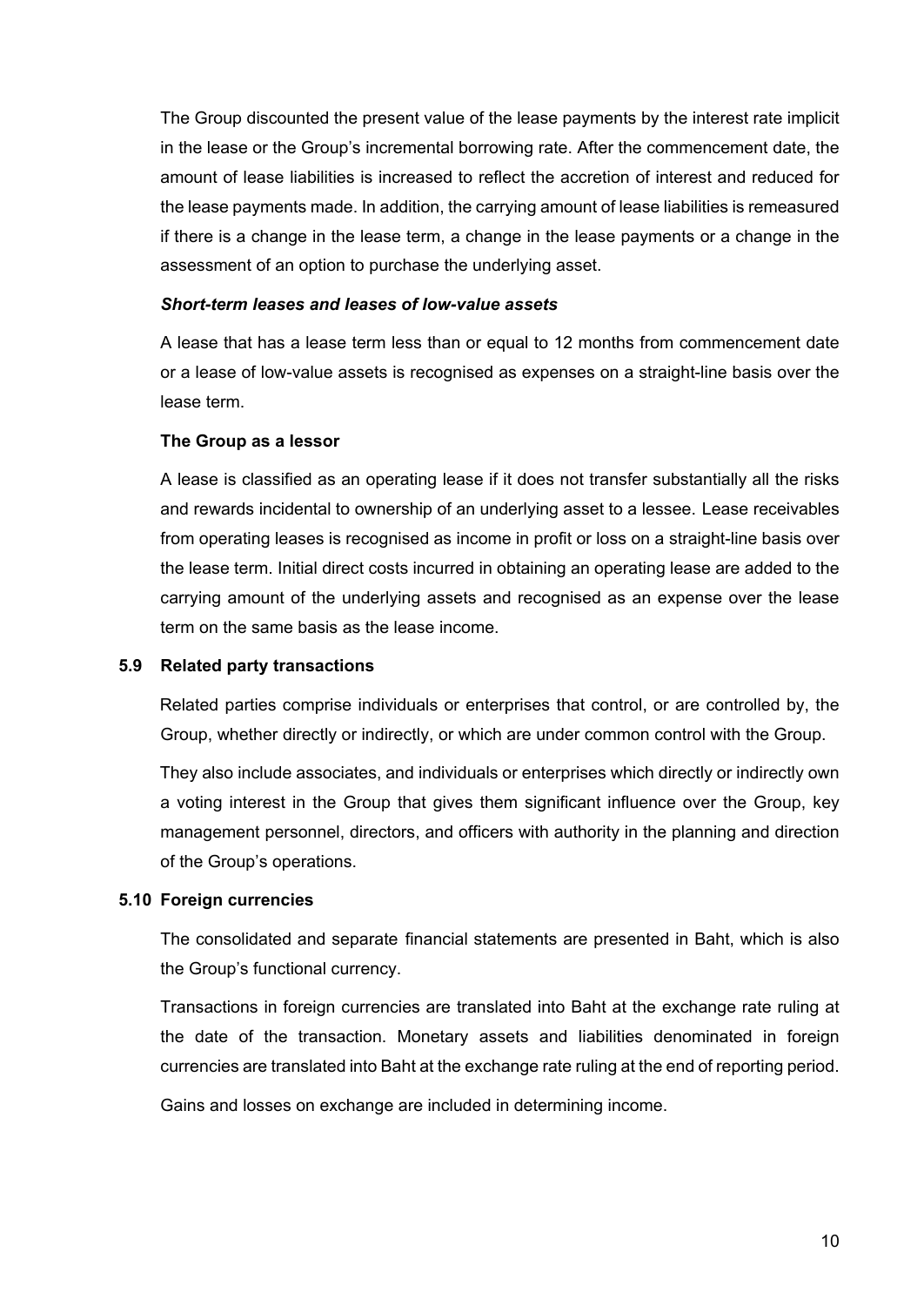The Group discounted the present value of the lease payments by the interest rate implicit in the lease or the Group's incremental borrowing rate. After the commencement date, the amount of lease liabilities is increased to reflect the accretion of interest and reduced for the lease payments made. In addition, the carrying amount of lease liabilities is remeasured if there is a change in the lease term, a change in the lease payments or a change in the assessment of an option to purchase the underlying asset.

***Short-term leases and leases of low-value assets***

A lease that has a lease term less than or equal to 12 months from commencement date or a lease of low-value assets is recognised as expenses on a straight-line basis over the lease term.

**The Group as a lessor**

A lease is classified as an operating lease if it does not transfer substantially all the risks and rewards incidental to ownership of an underlying asset to a lessee. Lease receivables from operating leases is recognised as income in profit or loss on a straight-line basis over the lease term. Initial direct costs incurred in obtaining an operating lease are added to the carrying amount of the underlying assets and recognised as an expense over the lease term on the same basis as the lease income.

### 5.9 Related party transactions

Related parties comprise individuals or enterprises that control, or are controlled by, the Group, whether directly or indirectly, or which are under common control with the Group.

They also include associates, and individuals or enterprises which directly or indirectly own a voting interest in the Group that gives them significant influence over the Group, key management personnel, directors, and officers with authority in the planning and direction of the Group's operations.

### 5.10 Foreign currencies

The consolidated and separate financial statements are presented in Baht, which is also the Group's functional currency.

Transactions in foreign currencies are translated into Baht at the exchange rate ruling at the date of the transaction. Monetary assets and liabilities denominated in foreign currencies are translated into Baht at the exchange rate ruling at the end of reporting period.

Gains and losses on exchange are included in determining income.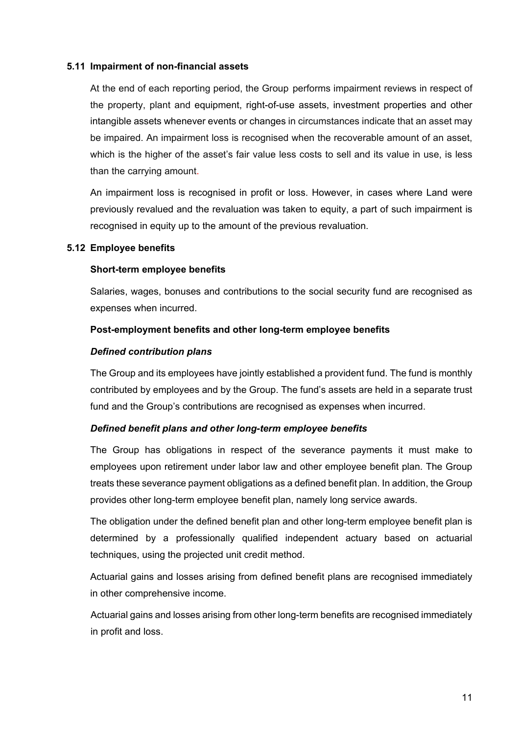### 5.11 Impairment of non-financial assets

At the end of each reporting period, the Group performs impairment reviews in respect of the property, plant and equipment, right-of-use assets, investment properties and other intangible assets whenever events or changes in circumstances indicate that an asset may be impaired. An impairment loss is recognised when the recoverable amount of an asset, which is the higher of the asset's fair value less costs to sell and its value in use, is less than the carrying amount.

An impairment loss is recognised in profit or loss. However, in cases where Land were previously revalued and the revaluation was taken to equity, a part of such impairment is recognised in equity up to the amount of the previous revaluation.

### 5.12 Employee benefits

**Short-term employee benefits**

Salaries, wages, bonuses and contributions to the social security fund are recognised as expenses when incurred.

**Post-employment benefits and other long-term employee benefits**

***Defined contribution plans***

The Group and its employees have jointly established a provident fund. The fund is monthly contributed by employees and by the Group. The fund's assets are held in a separate trust fund and the Group's contributions are recognised as expenses when incurred.

***Defined benefit plans and other long-term employee benefits***

The Group has obligations in respect of the severance payments it must make to employees upon retirement under labor law and other employee benefit plan. The Group treats these severance payment obligations as a defined benefit plan. In addition, the Group provides other long-term employee benefit plan, namely long service awards.

The obligation under the defined benefit plan and other long-term employee benefit plan is determined by a professionally qualified independent actuary based on actuarial techniques, using the projected unit credit method.

Actuarial gains and losses arising from defined benefit plans are recognised immediately in other comprehensive income.

Actuarial gains and losses arising from other long-term benefits are recognised immediately in profit and loss.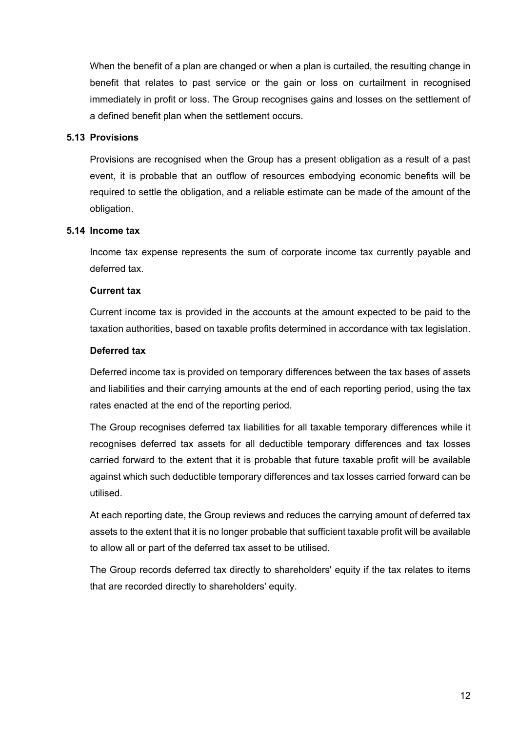When the benefit of a plan are changed or when a plan is curtailed, the resulting change in benefit that relates to past service or the gain or loss on curtailment in recognised immediately in profit or loss. The Group recognises gains and losses on the settlement of a defined benefit plan when the settlement occurs.

### 5.13 Provisions

Provisions are recognised when the Group has a present obligation as a result of a past event, it is probable that an outflow of resources embodying economic benefits will be required to settle the obligation, and a reliable estimate can be made of the amount of the obligation.

### 5.14 Income tax

Income tax expense represents the sum of corporate income tax currently payable and deferred tax.

**Current tax**

Current income tax is provided in the accounts at the amount expected to be paid to the taxation authorities, based on taxable profits determined in accordance with tax legislation.

**Deferred tax**

Deferred income tax is provided on temporary differences between the tax bases of assets and liabilities and their carrying amounts at the end of each reporting period, using the tax rates enacted at the end of the reporting period.

The Group recognises deferred tax liabilities for all taxable temporary differences while it recognises deferred tax assets for all deductible temporary differences and tax losses carried forward to the extent that it is probable that future taxable profit will be available against which such deductible temporary differences and tax losses carried forward can be utilised.

At each reporting date, the Group reviews and reduces the carrying amount of deferred tax assets to the extent that it is no longer probable that sufficient taxable profit will be available to allow all or part of the deferred tax asset to be utilised.

The Group records deferred tax directly to shareholders' equity if the tax relates to items that are recorded directly to shareholders' equity.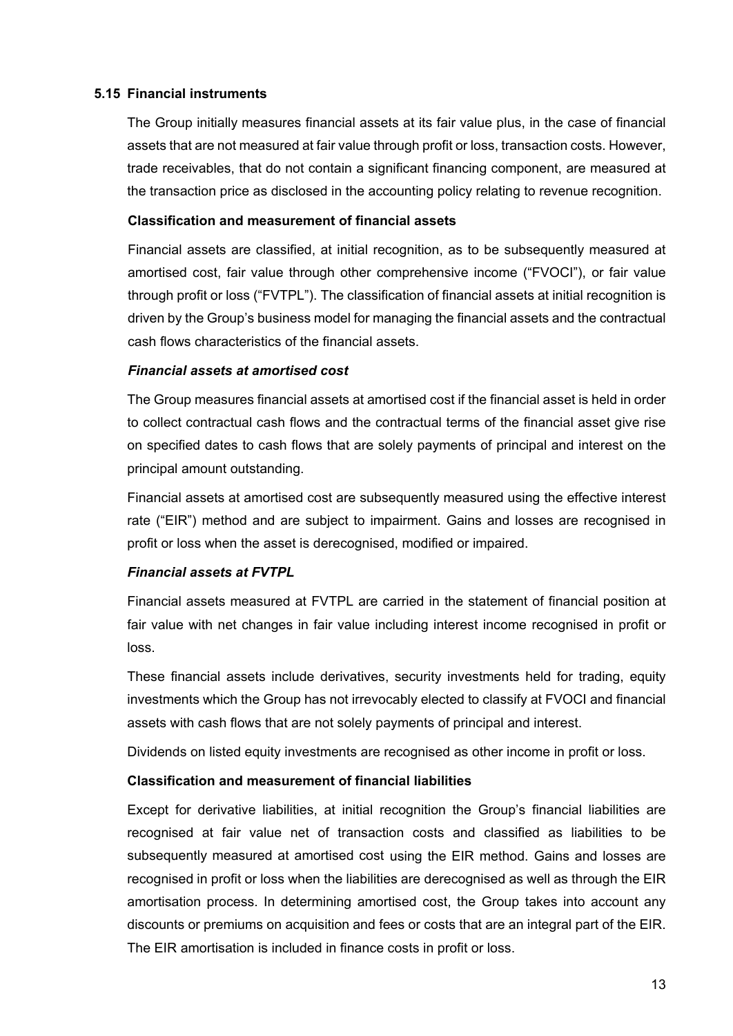### 5.15 Financial instruments

The Group initially measures financial assets at its fair value plus, in the case of financial assets that are not measured at fair value through profit or loss, transaction costs. However, trade receivables, that do not contain a significant financing component, are measured at the transaction price as disclosed in the accounting policy relating to revenue recognition.

**Classification and measurement of financial assets**

Financial assets are classified, at initial recognition, as to be subsequently measured at amortised cost, fair value through other comprehensive income ("FVOCI"), or fair value through profit or loss ("FVTPL"). The classification of financial assets at initial recognition is driven by the Group's business model for managing the financial assets and the contractual cash flows characteristics of the financial assets.

***Financial assets at amortised cost***

The Group measures financial assets at amortised cost if the financial asset is held in order to collect contractual cash flows and the contractual terms of the financial asset give rise on specified dates to cash flows that are solely payments of principal and interest on the principal amount outstanding.

Financial assets at amortised cost are subsequently measured using the effective interest rate ("EIR") method and are subject to impairment. Gains and losses are recognised in profit or loss when the asset is derecognised, modified or impaired.

***Financial assets at FVTPL***

Financial assets measured at FVTPL are carried in the statement of financial position at fair value with net changes in fair value including interest income recognised in profit or loss.

These financial assets include derivatives, security investments held for trading, equity investments which the Group has not irrevocably elected to classify at FVOCI and financial assets with cash flows that are not solely payments of principal and interest.

Dividends on listed equity investments are recognised as other income in profit or loss.

**Classification and measurement of financial liabilities**

Except for derivative liabilities, at initial recognition the Group's financial liabilities are recognised at fair value net of transaction costs and classified as liabilities to be subsequently measured at amortised cost using the EIR method. Gains and losses are recognised in profit or loss when the liabilities are derecognised as well as through the EIR amortisation process. In determining amortised cost, the Group takes into account any discounts or premiums on acquisition and fees or costs that are an integral part of the EIR. The EIR amortisation is included in finance costs in profit or loss.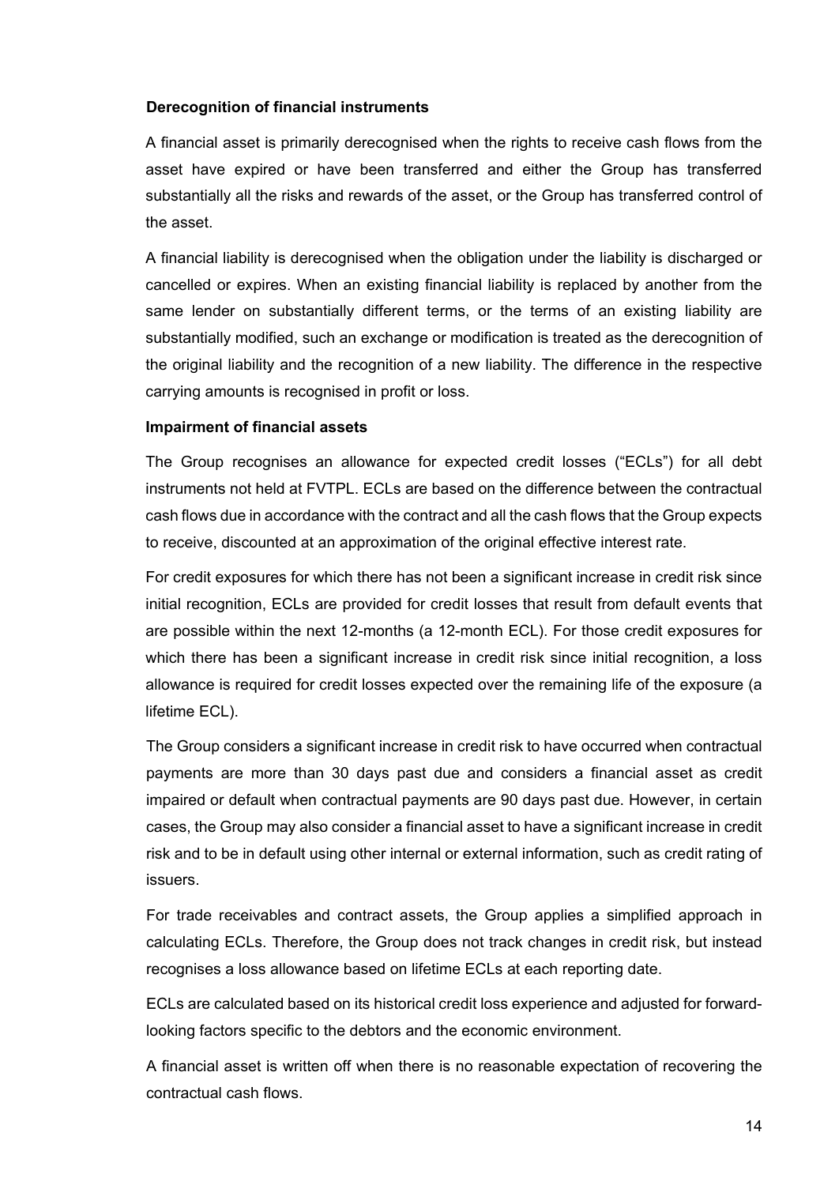**Derecognition of financial instruments**

A financial asset is primarily derecognised when the rights to receive cash flows from the asset have expired or have been transferred and either the Group has transferred substantially all the risks and rewards of the asset, or the Group has transferred control of the asset.

A financial liability is derecognised when the obligation under the liability is discharged or cancelled or expires. When an existing financial liability is replaced by another from the same lender on substantially different terms, or the terms of an existing liability are substantially modified, such an exchange or modification is treated as the derecognition of the original liability and the recognition of a new liability. The difference in the respective carrying amounts is recognised in profit or loss.

**Impairment of financial assets**

The Group recognises an allowance for expected credit losses ("ECLs") for all debt instruments not held at FVTPL. ECLs are based on the difference between the contractual cash flows due in accordance with the contract and all the cash flows that the Group expects to receive, discounted at an approximation of the original effective interest rate.

For credit exposures for which there has not been a significant increase in credit risk since initial recognition, ECLs are provided for credit losses that result from default events that are possible within the next 12-months (a 12-month ECL). For those credit exposures for which there has been a significant increase in credit risk since initial recognition, a loss allowance is required for credit losses expected over the remaining life of the exposure (a lifetime ECL).

The Group considers a significant increase in credit risk to have occurred when contractual payments are more than 30 days past due and considers a financial asset as credit impaired or default when contractual payments are 90 days past due. However, in certain cases, the Group may also consider a financial asset to have a significant increase in credit risk and to be in default using other internal or external information, such as credit rating of issuers.

For trade receivables and contract assets, the Group applies a simplified approach in calculating ECLs. Therefore, the Group does not track changes in credit risk, but instead recognises a loss allowance based on lifetime ECLs at each reporting date.

ECLs are calculated based on its historical credit loss experience and adjusted for forward-looking factors specific to the debtors and the economic environment.

A financial asset is written off when there is no reasonable expectation of recovering the contractual cash flows.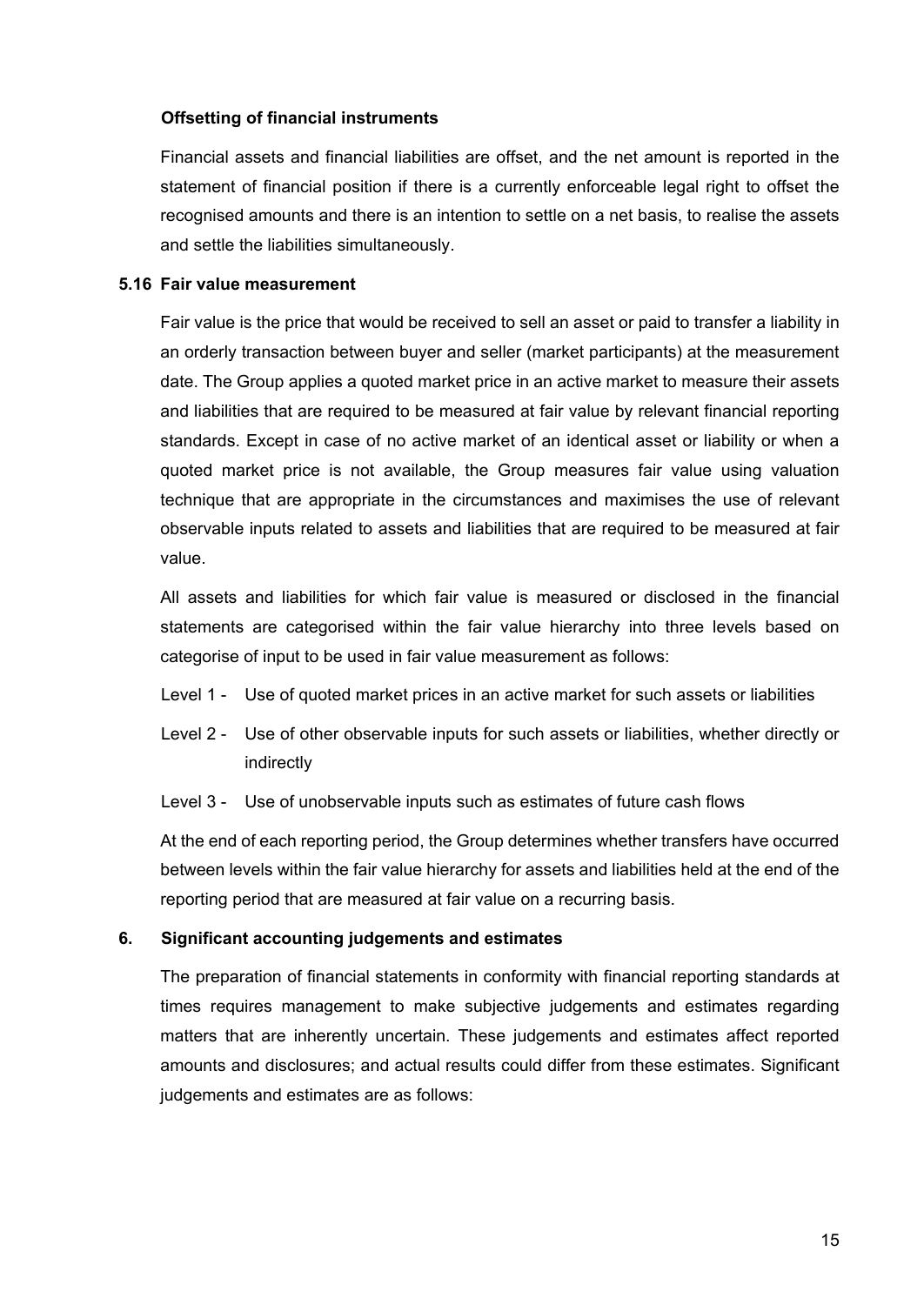**Offsetting of financial instruments**

Financial assets and financial liabilities are offset, and the net amount is reported in the statement of financial position if there is a currently enforceable legal right to offset the recognised amounts and there is an intention to settle on a net basis, to realise the assets and settle the liabilities simultaneously.

### 5.16 Fair value measurement

Fair value is the price that would be received to sell an asset or paid to transfer a liability in an orderly transaction between buyer and seller (market participants) at the measurement date. The Group applies a quoted market price in an active market to measure their assets and liabilities that are required to be measured at fair value by relevant financial reporting standards. Except in case of no active market of an identical asset or liability or when a quoted market price is not available, the Group measures fair value using valuation technique that are appropriate in the circumstances and maximises the use of relevant observable inputs related to assets and liabilities that are required to be measured at fair value.

All assets and liabilities for which fair value is measured or disclosed in the financial statements are categorised within the fair value hierarchy into three levels based on categorise of input to be used in fair value measurement as follows:

Level 1 - Use of quoted market prices in an active market for such assets or liabilities

Level 2 - Use of other observable inputs for such assets or liabilities, whether directly or indirectly

Level 3 - Use of unobservable inputs such as estimates of future cash flows

At the end of each reporting period, the Group determines whether transfers have occurred between levels within the fair value hierarchy for assets and liabilities held at the end of the reporting period that are measured at fair value on a recurring basis.

## 6. Significant accounting judgements and estimates

The preparation of financial statements in conformity with financial reporting standards at times requires management to make subjective judgements and estimates regarding matters that are inherently uncertain. These judgements and estimates affect reported amounts and disclosures; and actual results could differ from these estimates. Significant judgements and estimates are as follows: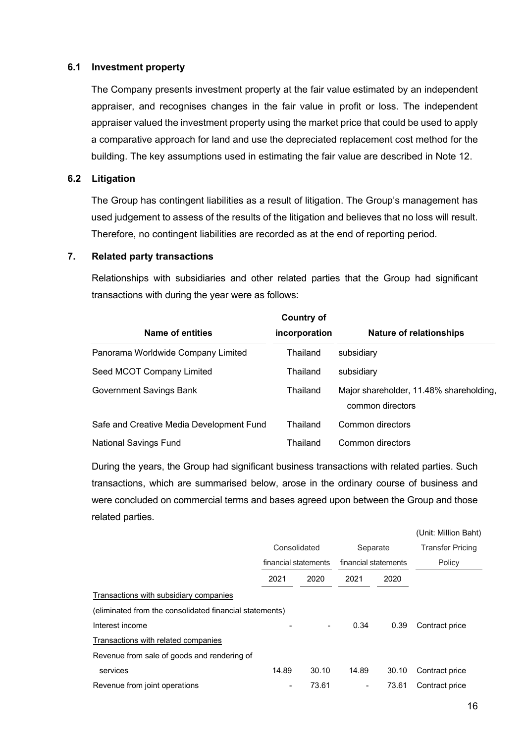### 6.1 Investment property

The Company presents investment property at the fair value estimated by an independent appraiser, and recognises changes in the fair value in profit or loss. The independent appraiser valued the investment property using the market price that could be used to apply a comparative approach for land and use the depreciated replacement cost method for the building. The key assumptions used in estimating the fair value are described in Note 12.

### 6.2 Litigation

The Group has contingent liabilities as a result of litigation. The Group's management has used judgement to assess of the results of the litigation and believes that no loss will result. Therefore, no contingent liabilities are recorded as at the end of reporting period.

## 7. Related party transactions

Relationships with subsidiaries and other related parties that the Group had significant transactions with during the year were as follows:

| Name of entities | Country of incorporation | Nature of relationships |
|---|---|---|
| Panorama Worldwide Company Limited | Thailand | subsidiary |
| Seed MCOT Company Limited | Thailand | subsidiary |
| Government Savings Bank | Thailand | Major shareholder, 11.48% shareholding, common directors |
| Safe and Creative Media Development Fund | Thailand | Common directors |
| National Savings Fund | Thailand | Common directors |

During the years, the Group had significant business transactions with related parties. Such transactions, which are summarised below, arose in the ordinary course of business and were concluded on commercial terms and bases agreed upon between the Group and those related parties.

(Unit: Million Baht)

| | Consolidated financial statements | | Separate financial statements | | Transfer Pricing Policy |
|---|---|---|---|---|---|
| | 2021 | 2020 | 2021 | 2020 | |
| <u>Transactions with subsidiary companies</u> | | | | | |
| (eliminated from the consolidated financial statements) | | | | | |
| Interest income | - | - | 0.34 | 0.39 | Contract price |
| <u>Transactions with related companies</u> | | | | | |
| Revenue from sale of goods and rendering of services | 14.89 | 30.10 | 14.89 | 30.10 | Contract price |
| Revenue from joint operations | - | 73.61 | - | 73.61 | Contract price |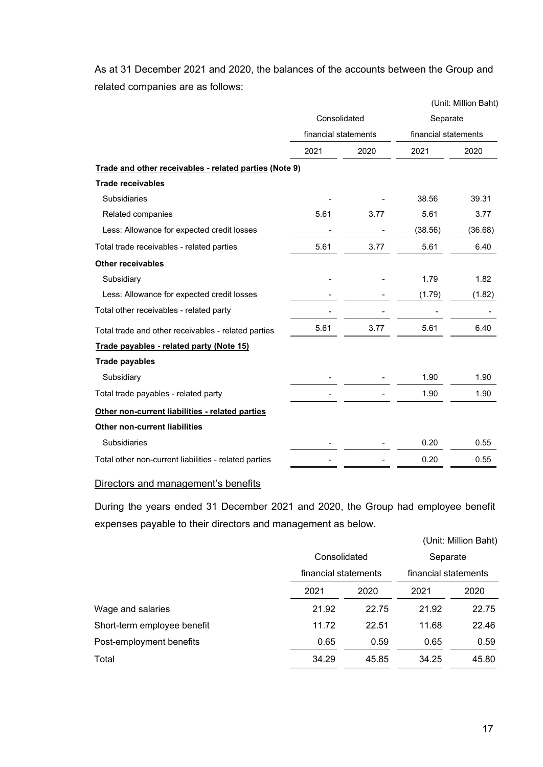As at 31 December 2021 and 2020, the balances of the accounts between the Group and related companies are as follows:

(Unit: Million Baht)

| | Consolidated financial statements | | Separate financial statements | |
|---|---|---|---|---|
| | 2021 | 2020 | 2021 | 2020 |
| **Trade and other receivables - related parties (Note 9)** | | | | |
| **Trade receivables** | | | | |
| Subsidiaries | - | - | 38.56 | 39.31 |
| Related companies | 5.61 | 3.77 | 5.61 | 3.77 |
| Less: Allowance for expected credit losses | - | - | (38.56) | (36.68) |
| Total trade receivables - related parties | 5.61 | 3.77 | 5.61 | 6.40 |
| **Other receivables** | | | | |
| Subsidiary | - | - | 1.79 | 1.82 |
| Less: Allowance for expected credit losses | - | - | (1.79) | (1.82) |
| Total other receivables - related party | - | - | - | - |
| Total trade and other receivables - related parties | 5.61 | 3.77 | 5.61 | 6.40 |
| **Trade payables - related party (Note 15)** | | | | |
| **Trade payables** | | | | |
| Subsidiary | - | - | 1.90 | 1.90 |
| Total trade payables - related party | - | - | 1.90 | 1.90 |
| **Other non-current liabilities - related parties** | | | | |
| **Other non-current liabilities** | | | | |
| Subsidiaries | - | - | 0.20 | 0.55 |
| Total other non-current liabilities - related parties | - | - | 0.20 | 0.55 |

Directors and management's benefits

During the years ended 31 December 2021 and 2020, the Group had employee benefit expenses payable to their directors and management as below.

(Unit: Million Baht)

| | Consolidated financial statements | | Separate financial statements | |
|---|---|---|---|---|
| | 2021 | 2020 | 2021 | 2020 |
| Wage and salaries | 21.92 | 22.75 | 21.92 | 22.75 |
| Short-term employee benefit | 11.72 | 22.51 | 11.68 | 22.46 |
| Post-employment benefits | 0.65 | 0.59 | 0.65 | 0.59 |
| Total | 34.29 | 45.85 | 34.25 | 45.80 |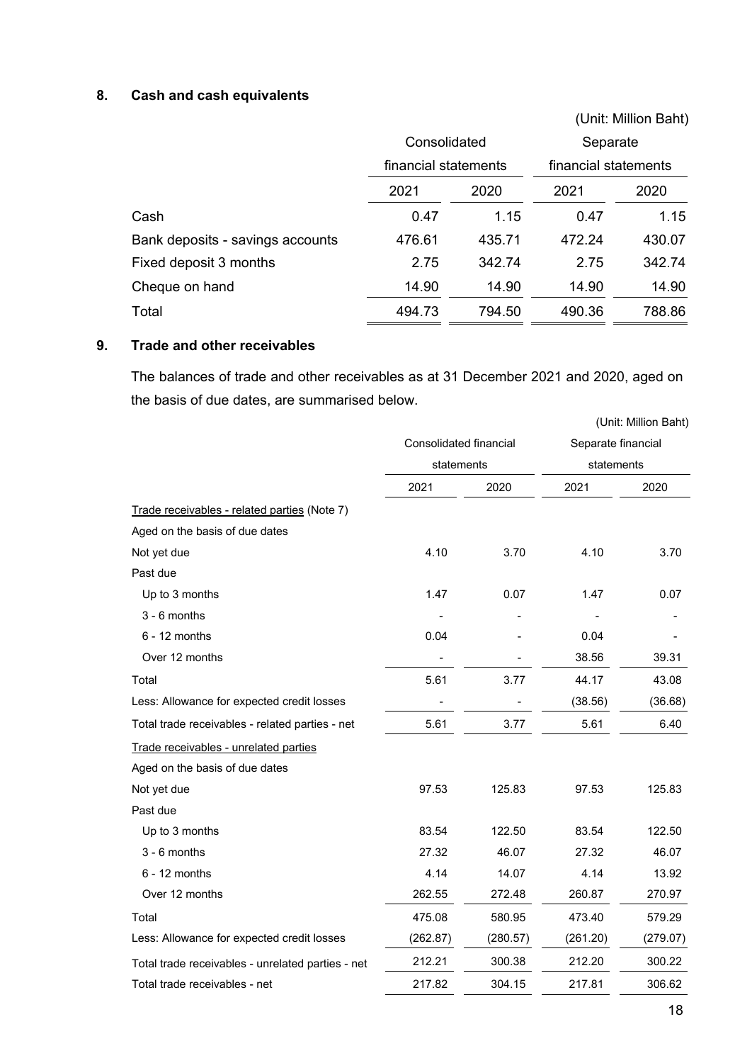## 8. Cash and cash equivalents

(Unit: Million Baht)

| | Consolidated financial statements | | Separate financial statements | |
|---|---|---|---|---|
| | 2021 | 2020 | 2021 | 2020 |
| Cash | 0.47 | 1.15 | 0.47 | 1.15 |
| Bank deposits - savings accounts | 476.61 | 435.71 | 472.24 | 430.07 |
| Fixed deposit 3 months | 2.75 | 342.74 | 2.75 | 342.74 |
| Cheque on hand | 14.90 | 14.90 | 14.90 | 14.90 |
| Total | 494.73 | 794.50 | 490.36 | 788.86 |

## 9. Trade and other receivables

The balances of trade and other receivables as at 31 December 2021 and 2020, aged on the basis of due dates, are summarised below.

(Unit: Million Baht)

| | Consolidated financial statements | | Separate financial statements | |
|---|---|---|---|---|
| | 2021 | 2020 | 2021 | 2020 |
| Trade receivables - related parties (Note 7) | | | | |
| Aged on the basis of due dates | | | | |
| Not yet due | 4.10 | 3.70 | 4.10 | 3.70 |
| Past due | | | | |
| Up to 3 months | 1.47 | 0.07 | 1.47 | 0.07 |
| 3 - 6 months | - | - | - | - |
| 6 - 12 months | 0.04 | - | 0.04 | - |
| Over 12 months | - | - | 38.56 | 39.31 |
| Total | 5.61 | 3.77 | 44.17 | 43.08 |
| Less: Allowance for expected credit losses | - | - | (38.56) | (36.68) |
| Total trade receivables - related parties - net | 5.61 | 3.77 | 5.61 | 6.40 |
| Trade receivables - unrelated parties | | | | |
| Aged on the basis of due dates | | | | |
| Not yet due | 97.53 | 125.83 | 97.53 | 125.83 |
| Past due | | | | |
| Up to 3 months | 83.54 | 122.50 | 83.54 | 122.50 |
| 3 - 6 months | 27.32 | 46.07 | 27.32 | 46.07 |
| 6 - 12 months | 4.14 | 14.07 | 4.14 | 13.92 |
| Over 12 months | 262.55 | 272.48 | 260.87 | 270.97 |
| Total | 475.08 | 580.95 | 473.40 | 579.29 |
| Less: Allowance for expected credit losses | (262.87) | (280.57) | (261.20) | (279.07) |
| Total trade receivables - unrelated parties - net | 212.21 | 300.38 | 212.20 | 300.22 |
| Total trade receivables - net | 217.82 | 304.15 | 217.81 | 306.62 |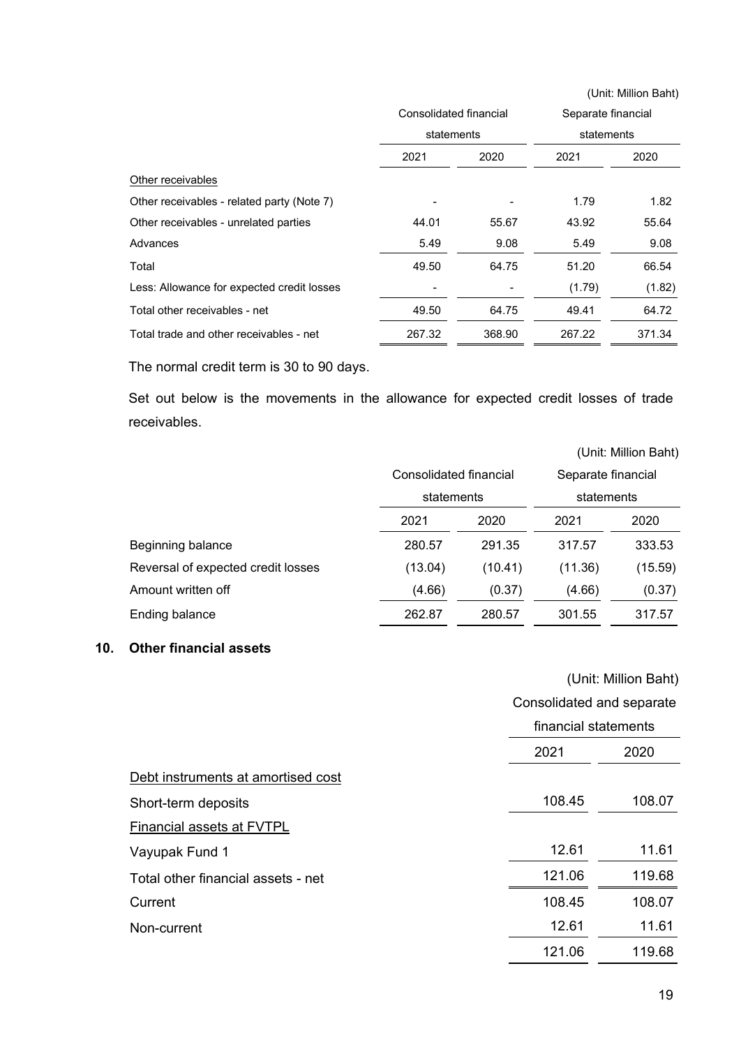(Unit: Million Baht)

| | Consolidated financial statements | | Separate financial statements | |
|---|---|---|---|---|
| | 2021 | 2020 | 2021 | 2020 |
| Other receivables | | | | |
| Other receivables - related party (Note 7) | - | - | 1.79 | 1.82 |
| Other receivables - unrelated parties | 44.01 | 55.67 | 43.92 | 55.64 |
| Advances | 5.49 | 9.08 | 5.49 | 9.08 |
| Total | 49.50 | 64.75 | 51.20 | 66.54 |
| Less: Allowance for expected credit losses | - | - | (1.79) | (1.82) |
| Total other receivables - net | 49.50 | 64.75 | 49.41 | 64.72 |
| Total trade and other receivables - net | 267.32 | 368.90 | 267.22 | 371.34 |

The normal credit term is 30 to 90 days.

Set out below is the movements in the allowance for expected credit losses of trade receivables.

(Unit: Million Baht)

| | Consolidated financial statements | | Separate financial statements | |
|---|---|---|---|---|
| | 2021 | 2020 | 2021 | 2020 |
| Beginning balance | 280.57 | 291.35 | 317.57 | 333.53 |
| Reversal of expected credit losses | (13.04) | (10.41) | (11.36) | (15.59) |
| Amount written off | (4.66) | (0.37) | (4.66) | (0.37) |
| Ending balance | 262.87 | 280.57 | 301.55 | 317.57 |

## 10. Other financial assets

(Unit: Million Baht)

| | Consolidated and separate financial statements | |
|---|---|---|
| | 2021 | 2020 |
| Debt instruments at amortised cost | | |
| Short-term deposits | 108.45 | 108.07 |
| Financial assets at FVTPL | | |
| Vayupak Fund 1 | 12.61 | 11.61 |
| Total other financial assets - net | 121.06 | 119.68 |
| Current | 108.45 | 108.07 |
| Non-current | 12.61 | 11.61 |
| | 121.06 | 119.68 |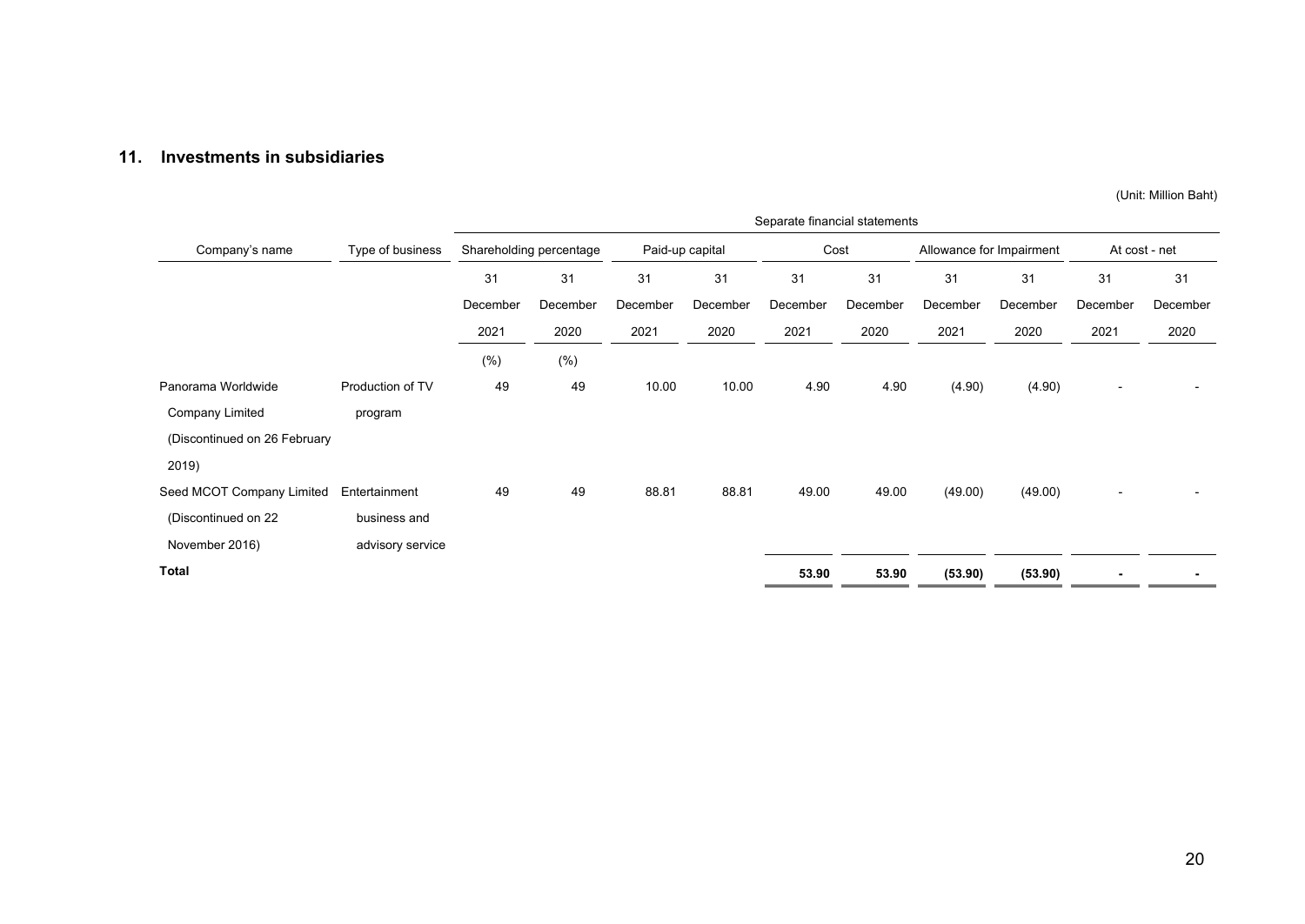## 11. Investments in subsidiaries

(Unit: Million Baht)

| | | Separate financial statements | | | | | | | | | |
|---|---|---|---|---|---|---|---|---|---|---|---|
| Company's name | Type of business | Shareholding percentage | | Paid-up capital | | Cost | | Allowance for Impairment | | At cost - net | |
| | | 31 December 2021 | 31 December 2020 | 31 December 2021 | 31 December 2020 | 31 December 2021 | 31 December 2020 | 31 December 2021 | 31 December 2020 | 31 December 2021 | 31 December 2020 |
| | | (%) | (%) | | | | | | | | |
| Panorama Worldwide Company Limited (Discontinued on 26 February 2019) | Production of TV program | 49 | 49 | 10.00 | 10.00 | 4.90 | 4.90 | (4.90) | (4.90) | - | - |
| Seed MCOT Company Limited (Discontinued on 22 November 2016) | Entertainment business and advisory service | 49 | 49 | 88.81 | 88.81 | 49.00 | 49.00 | (49.00) | (49.00) | - | - |
| **Total** | | | | | | **53.90** | **53.90** | **(53.90)** | **(53.90)** | **-** | **-** |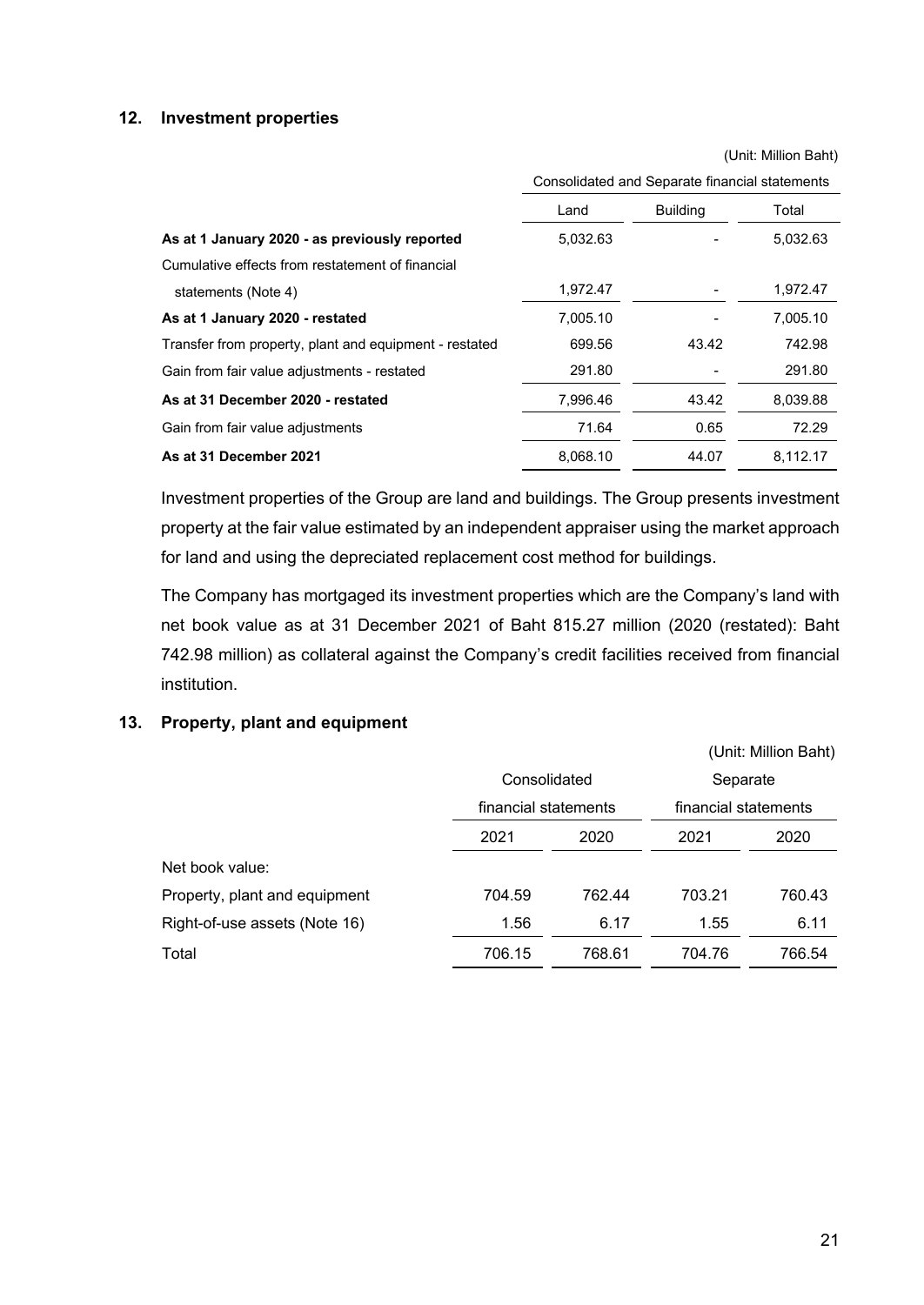## 12. Investment properties

(Unit: Million Baht)

| | Consolidated and Separate financial statements | | |
|---|---|---|---|
| | Land | Building | Total |
| **As at 1 January 2020 - as previously reported** | 5,032.63 | - | 5,032.63 |
| Cumulative effects from restatement of financial statements (Note 4) | 1,972.47 | - | 1,972.47 |
| **As at 1 January 2020 - restated** | 7,005.10 | - | 7,005.10 |
| Transfer from property, plant and equipment - restated | 699.56 | 43.42 | 742.98 |
| Gain from fair value adjustments - restated | 291.80 | - | 291.80 |
| **As at 31 December 2020 - restated** | 7,996.46 | 43.42 | 8,039.88 |
| Gain from fair value adjustments | 71.64 | 0.65 | 72.29 |
| **As at 31 December 2021** | 8,068.10 | 44.07 | 8,112.17 |

Investment properties of the Group are land and buildings. The Group presents investment property at the fair value estimated by an independent appraiser using the market approach for land and using the depreciated replacement cost method for buildings.

The Company has mortgaged its investment properties which are the Company's land with net book value as at 31 December 2021 of Baht 815.27 million (2020 (restated): Baht 742.98 million) as collateral against the Company's credit facilities received from financial institution.

## 13. Property, plant and equipment

(Unit: Million Baht)

| | Consolidated financial statements | | Separate financial statements | |
|---|---|---|---|---|
| | 2021 | 2020 | 2021 | 2020 |
| Net book value: | | | | |
| Property, plant and equipment | 704.59 | 762.44 | 703.21 | 760.43 |
| Right-of-use assets (Note 16) | 1.56 | 6.17 | 1.55 | 6.11 |
| Total | 706.15 | 768.61 | 704.76 | 766.54 |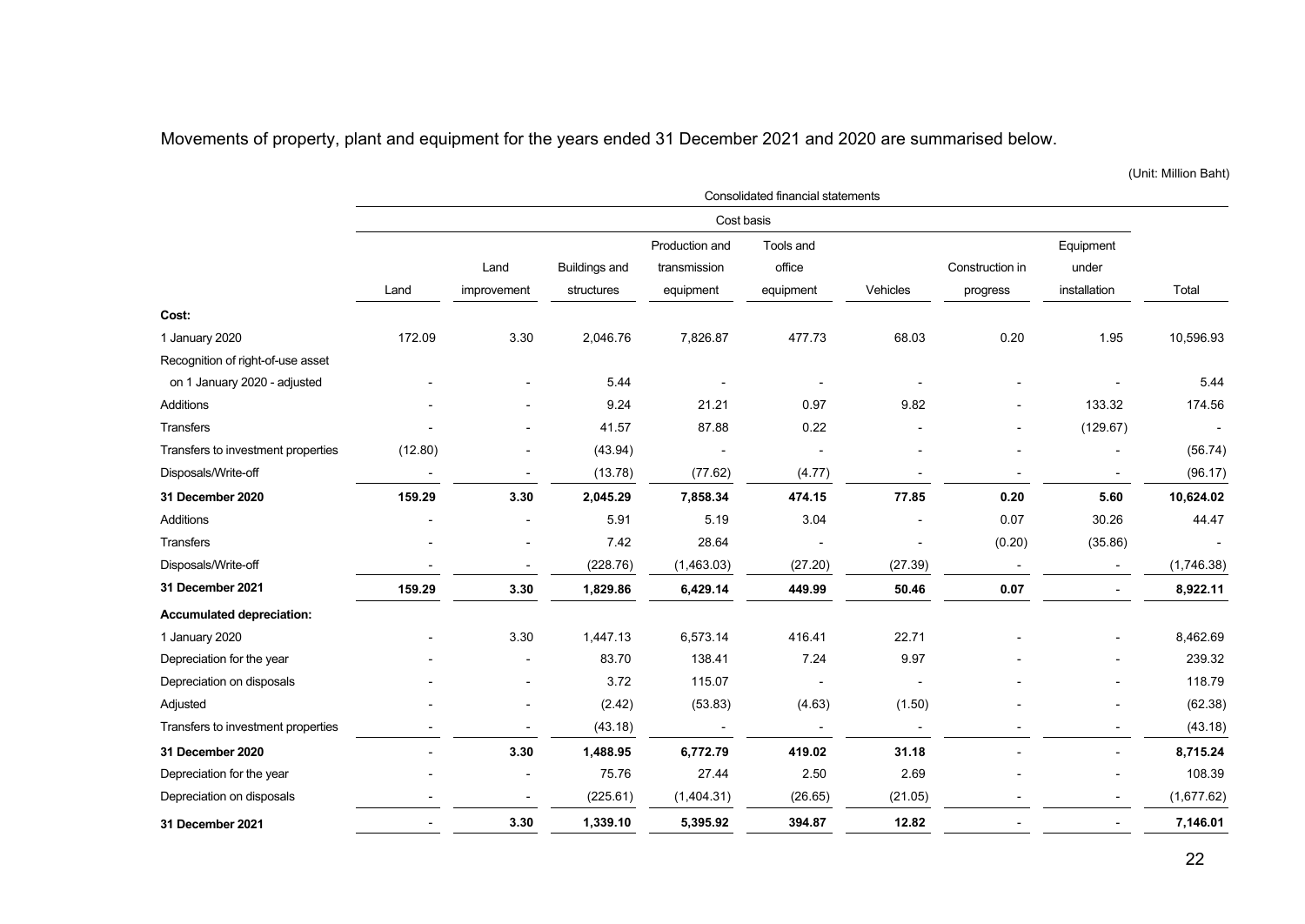Movements of property, plant and equipment for the years ended 31 December 2021 and 2020 are summarised below.

(Unit: Million Baht)

| | Consolidated financial statements | | | | | | | | |
|---|---|---|---|---|---|---|---|---|---|
| | Cost basis | | | | | | | | |
| | Land | Land improvement | Buildings and structures | Production and transmission equipment | Tools and office equipment | Vehicles | Construction in progress | Equipment under installation | Total |
| **Cost:** | | | | | | | | | |
| 1 January 2020 | 172.09 | 3.30 | 2,046.76 | 7,826.87 | 477.73 | 68.03 | 0.20 | 1.95 | 10,596.93 |
| Recognition of right-of-use asset on 1 January 2020 - adjusted | - | - | 5.44 | - | - | - | - | - | 5.44 |
| Additions | - | - | 9.24 | 21.21 | 0.97 | 9.82 | - | 133.32 | 174.56 |
| Transfers | - | - | 41.57 | 87.88 | 0.22 | - | - | (129.67) | - |
| Transfers to investment properties | (12.80) | - | (43.94) | - | - | - | - | - | (56.74) |
| Disposals/Write-off | - | - | (13.78) | (77.62) | (4.77) | - | - | - | (96.17) |
| **31 December 2020** | **159.29** | **3.30** | **2,045.29** | **7,858.34** | **474.15** | **77.85** | **0.20** | **5.60** | **10,624.02** |
| Additions | - | - | 5.91 | 5.19 | 3.04 | - | 0.07 | 30.26 | 44.47 |
| Transfers | - | - | 7.42 | 28.64 | - | - | (0.20) | (35.86) | - |
| Disposals/Write-off | - | - | (228.76) | (1,463.03) | (27.20) | (27.39) | - | - | (1,746.38) |
| **31 December 2021** | **159.29** | **3.30** | **1,829.86** | **6,429.14** | **449.99** | **50.46** | **0.07** | - | **8,922.11** |
| **Accumulated depreciation:** | | | | | | | | | |
| 1 January 2020 | - | 3.30 | 1,447.13 | 6,573.14 | 416.41 | 22.71 | - | - | 8,462.69 |
| Depreciation for the year | - | - | 83.70 | 138.41 | 7.24 | 9.97 | - | - | 239.32 |
| Depreciation on disposals | - | - | 3.72 | 115.07 | - | - | - | - | 118.79 |
| Adjusted | - | - | (2.42) | (53.83) | (4.63) | (1.50) | - | - | (62.38) |
| Transfers to investment properties | - | - | (43.18) | - | - | - | - | - | (43.18) |
| **31 December 2020** | - | **3.30** | **1,488.95** | **6,772.79** | **419.02** | **31.18** | - | - | **8,715.24** |
| Depreciation for the year | - | - | 75.76 | 27.44 | 2.50 | 2.69 | - | - | 108.39 |
| Depreciation on disposals | - | - | (225.61) | (1,404.31) | (26.65) | (21.05) | - | - | (1,677.62) |
| **31 December 2021** | - | **3.30** | **1,339.10** | **5,395.92** | **394.87** | **12.82** | - | - | **7,146.01** |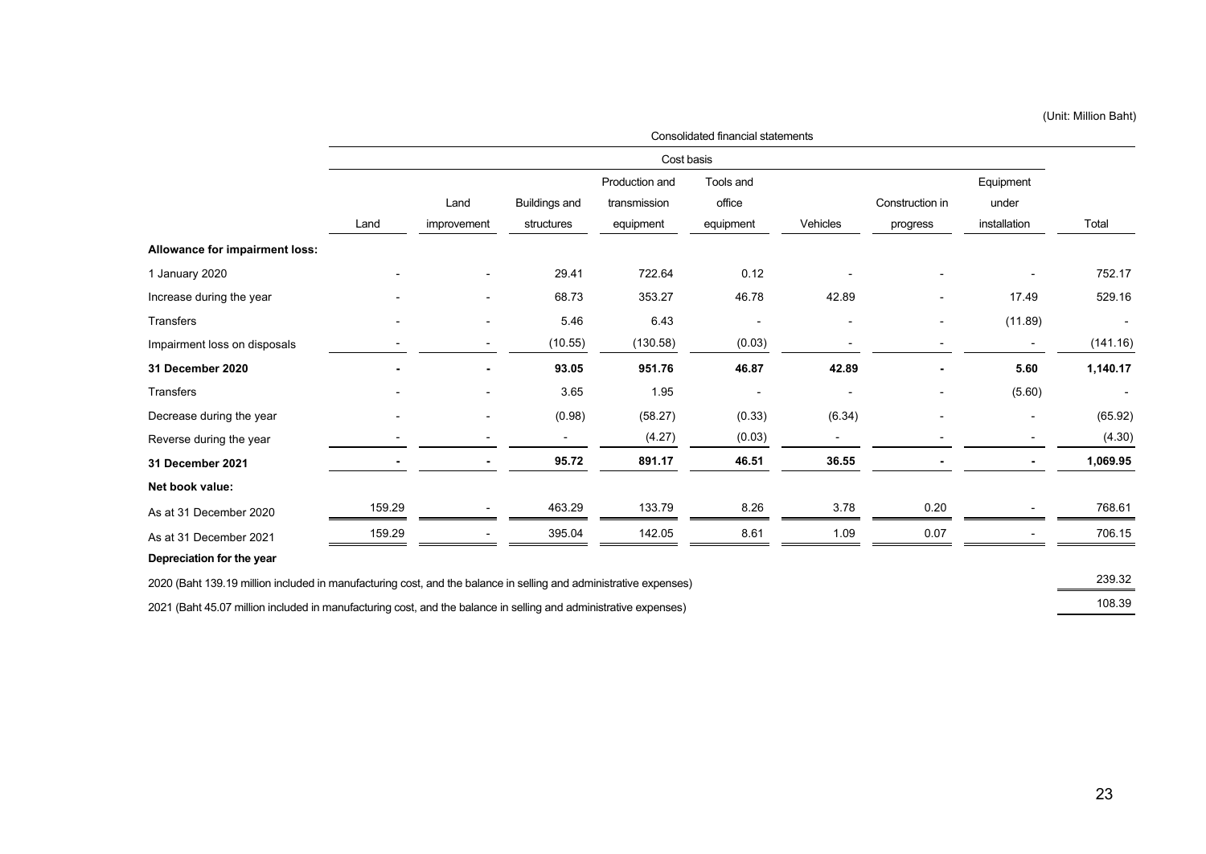(Unit: Million Baht)

| | Consolidated financial statements | | | | | | | | |
|---|---|---|---|---|---|---|---|---|---|
| | Cost basis | | | | | | | | |
| | Land | Land improvement | Buildings and structures | Production and transmission equipment | Tools and office equipment | Vehicles | Construction in progress | Equipment under installation | Total |
| **Allowance for impairment loss:** | | | | | | | | | |
| 1 January 2020 | - | - | 29.41 | 722.64 | 0.12 | - | - | - | 752.17 |
| Increase during the year | - | - | 68.73 | 353.27 | 46.78 | 42.89 | - | 17.49 | 529.16 |
| Transfers | - | - | 5.46 | 6.43 | - | - | - | (11.89) | - |
| Impairment loss on disposals | - | - | (10.55) | (130.58) | (0.03) | - | - | - | (141.16) |
| **31 December 2020** | **-** | **-** | **93.05** | **951.76** | **46.87** | **42.89** | **-** | **5.60** | **1,140.17** |
| Transfers | - | - | 3.65 | 1.95 | - | - | - | (5.60) | - |
| Decrease during the year | - | - | (0.98) | (58.27) | (0.33) | (6.34) | - | - | (65.92) |
| Reverse during the year | - | - | - | (4.27) | (0.03) | - | - | - | (4.30) |
| **31 December 2021** | **-** | **-** | **95.72** | **891.17** | **46.51** | **36.55** | **-** | **-** | **1,069.95** |
| **Net book value:** | | | | | | | | | |
| As at 31 December 2020 | 159.29 | - | 463.29 | 133.79 | 8.26 | 3.78 | 0.20 | - | 768.61 |
| As at 31 December 2021 | 159.29 | - | 395.04 | 142.05 | 8.61 | 1.09 | 0.07 | - | 706.15 |
| **Depreciation for the year** | | | | | | | | | |
| 2020 (Baht 139.19 million included in manufacturing cost, and the balance in selling and administrative expenses) | | | | | | | | | 239.32 |
| 2021 (Baht 45.07 million included in manufacturing cost, and the balance in selling and administrative expenses) | | | | | | | | | 108.39 |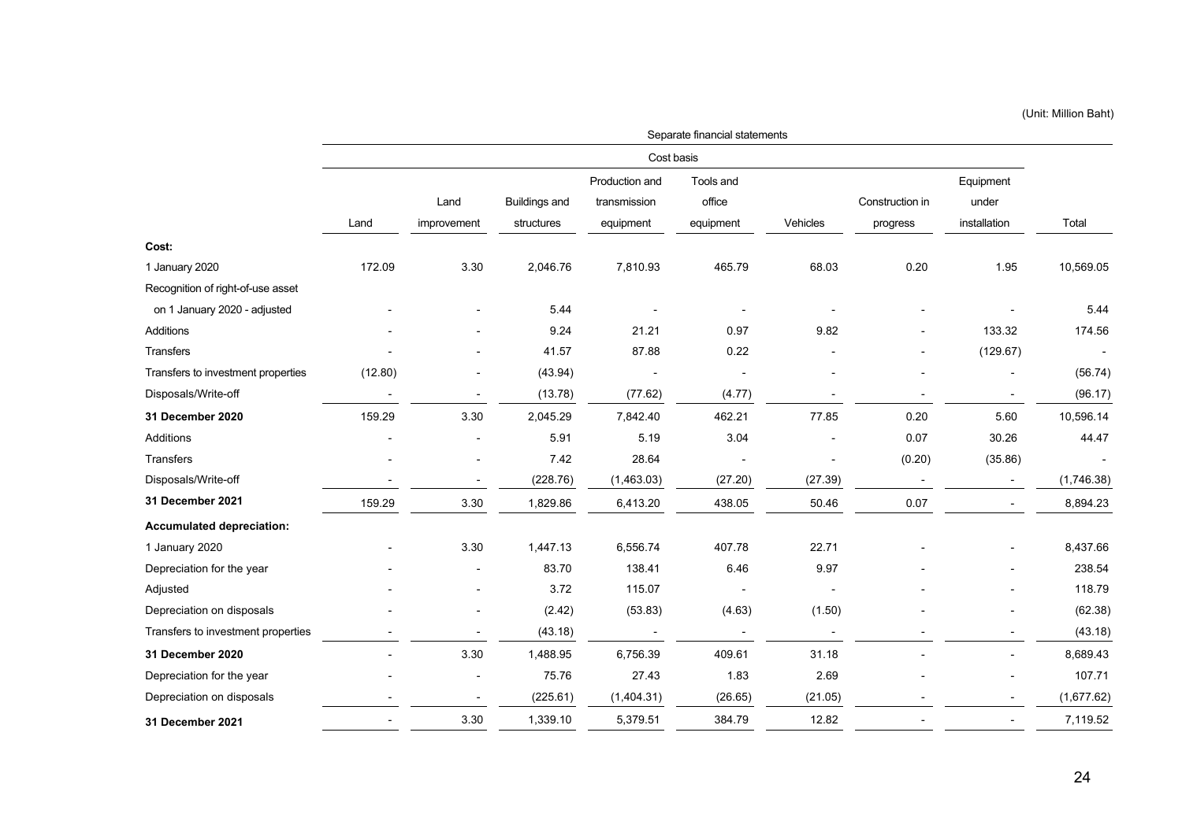(Unit: Million Baht)

| | Separate financial statements | | | | | | | | |
|---|---|---|---|---|---|---|---|---|---|
| | Cost basis | | | | | | | | |
| | Land | Land improvement | Buildings and structures | Production and transmission equipment | Tools and office equipment | Vehicles | Construction in progress | Equipment under installation | Total |
| **Cost:** | | | | | | | | | |
| 1 January 2020 | 172.09 | 3.30 | 2,046.76 | 7,810.93 | 465.79 | 68.03 | 0.20 | 1.95 | 10,569.05 |
| Recognition of right-of-use asset on 1 January 2020 - adjusted | - | - | 5.44 | - | - | - | - | - | 5.44 |
| Additions | - | - | 9.24 | 21.21 | 0.97 | 9.82 | - | 133.32 | 174.56 |
| Transfers | - | - | 41.57 | 87.88 | 0.22 | - | - | (129.67) | - |
| Transfers to investment properties | (12.80) | - | (43.94) | - | - | - | - | - | (56.74) |
| Disposals/Write-off | - | - | (13.78) | (77.62) | (4.77) | - | - | - | (96.17) |
| **31 December 2020** | 159.29 | 3.30 | 2,045.29 | 7,842.40 | 462.21 | 77.85 | 0.20 | 5.60 | 10,596.14 |
| Additions | - | - | 5.91 | 5.19 | 3.04 | - | 0.07 | 30.26 | 44.47 |
| Transfers | - | - | 7.42 | 28.64 | - | - | (0.20) | (35.86) | - |
| Disposals/Write-off | - | - | (228.76) | (1,463.03) | (27.20) | (27.39) | - | - | (1,746.38) |
| **31 December 2021** | 159.29 | 3.30 | 1,829.86 | 6,413.20 | 438.05 | 50.46 | 0.07 | - | 8,894.23 |
| **Accumulated depreciation:** | | | | | | | | | |
| 1 January 2020 | - | 3.30 | 1,447.13 | 6,556.74 | 407.78 | 22.71 | - | - | 8,437.66 |
| Depreciation for the year | - | - | 83.70 | 138.41 | 6.46 | 9.97 | - | - | 238.54 |
| Adjusted | - | - | 3.72 | 115.07 | - | - | - | - | 118.79 |
| Depreciation on disposals | - | - | (2.42) | (53.83) | (4.63) | (1.50) | - | - | (62.38) |
| Transfers to investment properties | - | - | (43.18) | - | - | - | - | - | (43.18) |
| **31 December 2020** | - | 3.30 | 1,488.95 | 6,756.39 | 409.61 | 31.18 | - | - | 8,689.43 |
| Depreciation for the year | - | - | 75.76 | 27.43 | 1.83 | 2.69 | - | - | 107.71 |
| Depreciation on disposals | - | - | (225.61) | (1,404.31) | (26.65) | (21.05) | - | - | (1,677.62) |
| **31 December 2021** | - | 3.30 | 1,339.10 | 5,379.51 | 384.79 | 12.82 | - | - | 7,119.52 |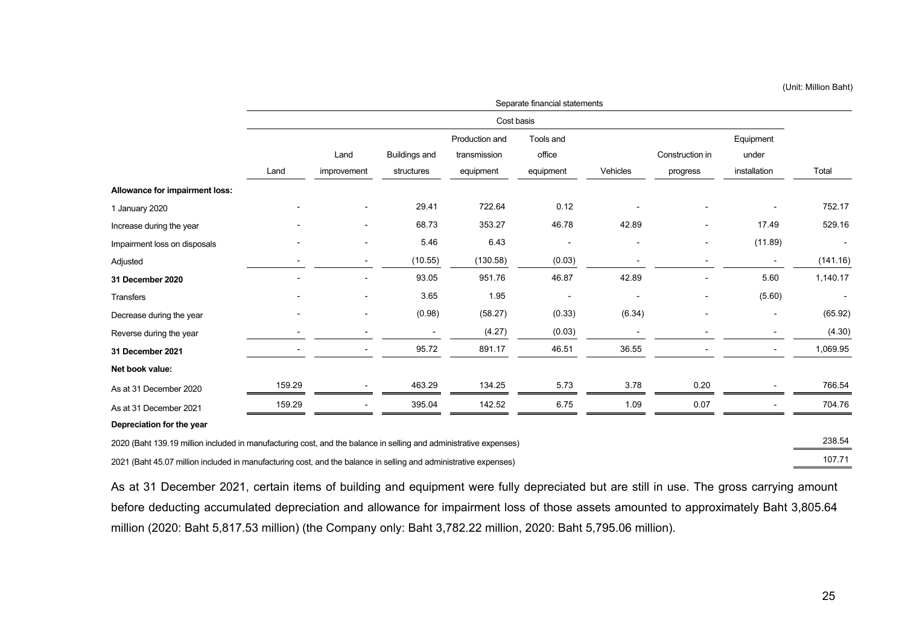(Unit: Million Baht)

| | Separate financial statements | | | | | | | | |
|---|---|---|---|---|---|---|---|---|---|
| | Cost basis | | | | | | | | |
| | Land | Land improvement | Buildings and structures | Production and transmission equipment | Tools and office equipment | Vehicles | Construction in progress | Equipment under installation | Total |
| **Allowance for impairment loss:** | | | | | | | | | |
| 1 January 2020 | - | - | 29.41 | 722.64 | 0.12 | - | - | - | 752.17 |
| Increase during the year | - | - | 68.73 | 353.27 | 46.78 | 42.89 | - | 17.49 | 529.16 |
| Impairment loss on disposals | - | - | 5.46 | 6.43 | - | - | - | (11.89) | - |
| Adjusted | - | - | (10.55) | (130.58) | (0.03) | - | - | - | (141.16) |
| **31 December 2020** | - | - | 93.05 | 951.76 | 46.87 | 42.89 | - | 5.60 | 1,140.17 |
| Transfers | - | - | 3.65 | 1.95 | - | - | - | (5.60) | - |
| Decrease during the year | - | - | (0.98) | (58.27) | (0.33) | (6.34) | - | - | (65.92) |
| Reverse during the year | - | - | - | (4.27) | (0.03) | - | - | - | (4.30) |
| **31 December 2021** | - | - | 95.72 | 891.17 | 46.51 | 36.55 | - | - | 1,069.95 |
| **Net book value:** | | | | | | | | | |
| As at 31 December 2020 | 159.29 | - | 463.29 | 134.25 | 5.73 | 3.78 | 0.20 | - | 766.54 |
| As at 31 December 2021 | 159.29 | - | 395.04 | 142.52 | 6.75 | 1.09 | 0.07 | - | 704.76 |
| **Depreciation for the year** | | | | | | | | | |
| 2020 (Baht 139.19 million included in manufacturing cost, and the balance in selling and administrative expenses) | | | | | | | | | 238.54 |
| 2021 (Baht 45.07 million included in manufacturing cost, and the balance in selling and administrative expenses) | | | | | | | | | 107.71 |

As at 31 December 2021, certain items of building and equipment were fully depreciated but are still in use. The gross carrying amount before deducting accumulated depreciation and allowance for impairment loss of those assets amounted to approximately Baht 3,805.64 million (2020: Baht 5,817.53 million) (the Company only: Baht 3,782.22 million, 2020: Baht 5,795.06 million).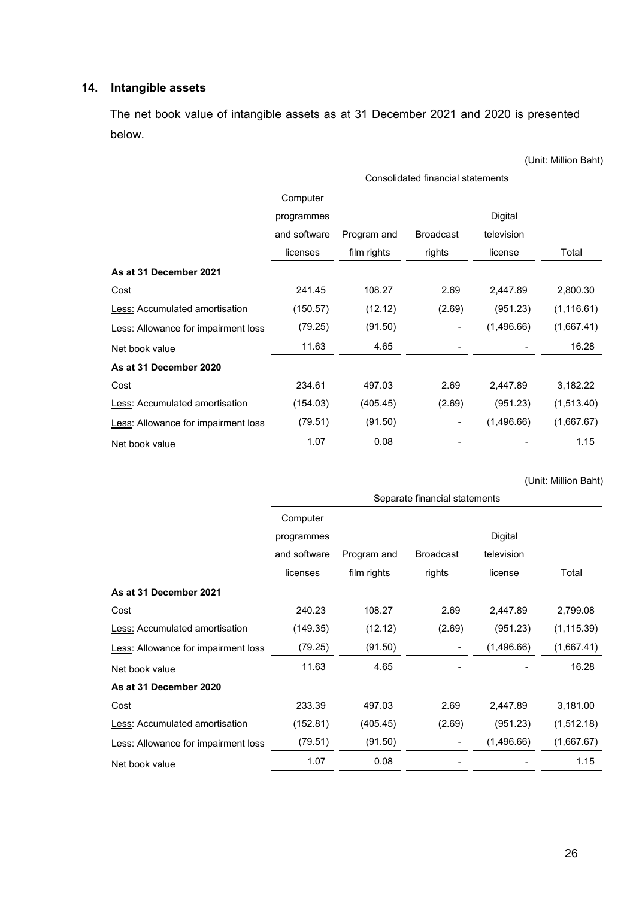## 14. Intangible assets

The net book value of intangible assets as at 31 December 2021 and 2020 is presented below.

(Unit: Million Baht)

| | Consolidated financial statements | | | | |
|---|---|---|---|---|---|
| | Computer programmes and software licenses | Program and film rights | Broadcast rights | Digital television license | Total |
| **As at 31 December 2021** | | | | | |
| Cost | 241.45 | 108.27 | 2.69 | 2,447.89 | 2,800.30 |
| Less: Accumulated amortisation | (150.57) | (12.12) | (2.69) | (951.23) | (1,116.61) |
| Less: Allowance for impairment loss | (79.25) | (91.50) | - | (1,496.66) | (1,667.41) |
| Net book value | 11.63 | 4.65 | - | - | 16.28 |
| **As at 31 December 2020** | | | | | |
| Cost | 234.61 | 497.03 | 2.69 | 2,447.89 | 3,182.22 |
| Less: Accumulated amortisation | (154.03) | (405.45) | (2.69) | (951.23) | (1,513.40) |
| Less: Allowance for impairment loss | (79.51) | (91.50) | - | (1,496.66) | (1,667.67) |
| Net book value | 1.07 | 0.08 | - | - | 1.15 |

(Unit: Million Baht)

| | Separate financial statements | | | | |
|---|---|---|---|---|---|
| | Computer programmes and software licenses | Program and film rights | Broadcast rights | Digital television license | Total |
| **As at 31 December 2021** | | | | | |
| Cost | 240.23 | 108.27 | 2.69 | 2,447.89 | 2,799.08 |
| Less: Accumulated amortisation | (149.35) | (12.12) | (2.69) | (951.23) | (1,115.39) |
| Less: Allowance for impairment loss | (79.25) | (91.50) | - | (1,496.66) | (1,667.41) |
| Net book value | 11.63 | 4.65 | - | - | 16.28 |
| **As at 31 December 2020** | | | | | |
| Cost | 233.39 | 497.03 | 2.69 | 2,447.89 | 3,181.00 |
| Less: Accumulated amortisation | (152.81) | (405.45) | (2.69) | (951.23) | (1,512.18) |
| Less: Allowance for impairment loss | (79.51) | (91.50) | - | (1,496.66) | (1,667.67) |
| Net book value | 1.07 | 0.08 | - | - | 1.15 |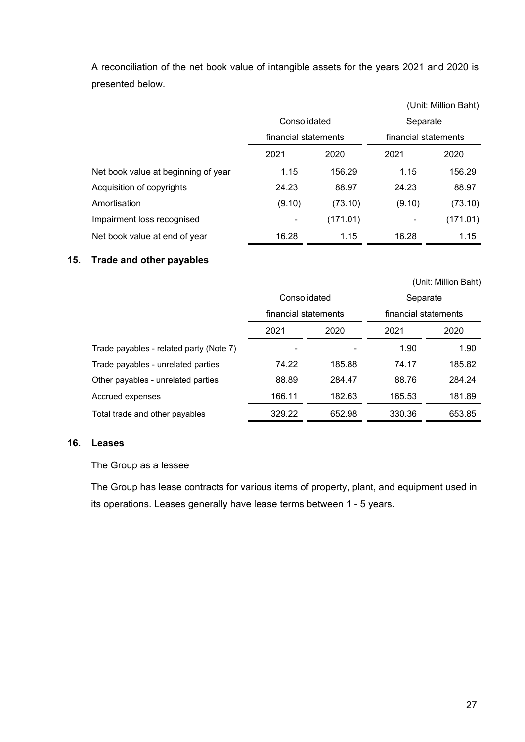A reconciliation of the net book value of intangible assets for the years 2021 and 2020 is presented below.

(Unit: Million Baht)

| | Consolidated financial statements | | Separate financial statements | |
|---|---|---|---|---|
| | 2021 | 2020 | 2021 | 2020 |
| Net book value at beginning of year | 1.15 | 156.29 | 1.15 | 156.29 |
| Acquisition of copyrights | 24.23 | 88.97 | 24.23 | 88.97 |
| Amortisation | (9.10) | (73.10) | (9.10) | (73.10) |
| Impairment loss recognised | - | (171.01) | - | (171.01) |
| Net book value at end of year | 16.28 | 1.15 | 16.28 | 1.15 |

## 15. Trade and other payables

(Unit: Million Baht)

| | Consolidated financial statements | | Separate financial statements | |
|---|---|---|---|---|
| | 2021 | 2020 | 2021 | 2020 |
| Trade payables - related party (Note 7) | - | - | 1.90 | 1.90 |
| Trade payables - unrelated parties | 74.22 | 185.88 | 74.17 | 185.82 |
| Other payables - unrelated parties | 88.89 | 284.47 | 88.76 | 284.24 |
| Accrued expenses | 166.11 | 182.63 | 165.53 | 181.89 |
| Total trade and other payables | 329.22 | 652.98 | 330.36 | 653.85 |

## 16. Leases

The Group as a lessee

The Group has lease contracts for various items of property, plant, and equipment used in its operations. Leases generally have lease terms between 1 - 5 years.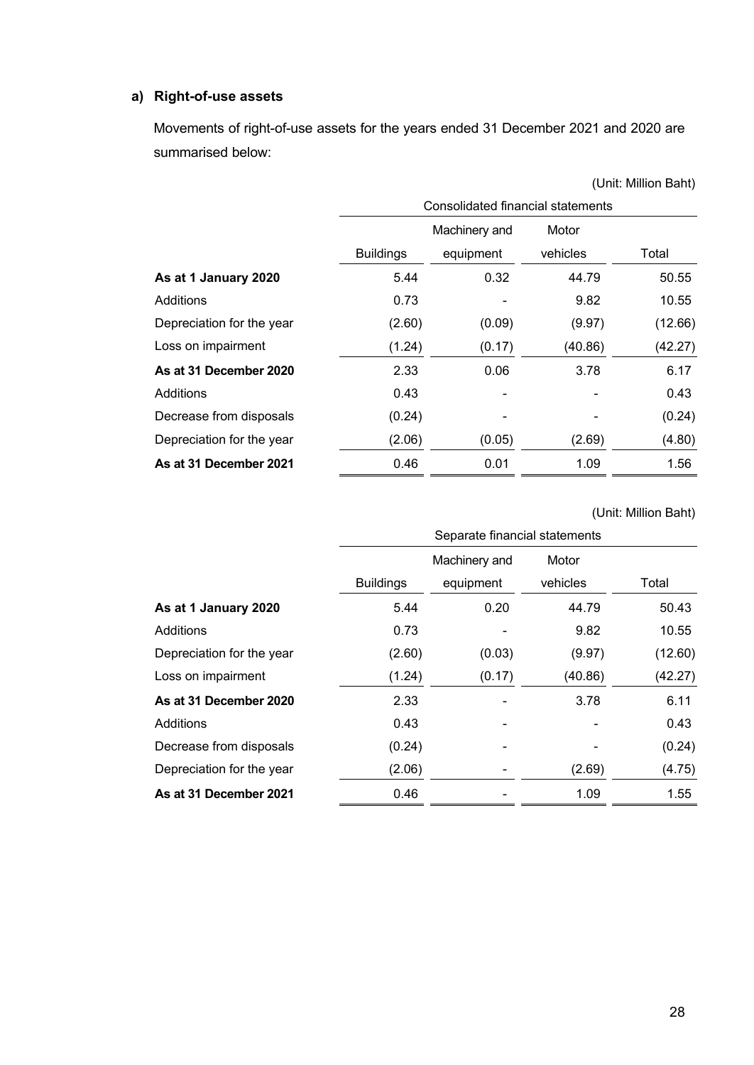**a) Right-of-use assets**

Movements of right-of-use assets for the years ended 31 December 2021 and 2020 are summarised below:

(Unit: Million Baht)

| | Consolidated financial statements | | | |
|---|---|---|---|---|
| | Buildings | Machinery and equipment | Motor vehicles | Total |
| **As at 1 January 2020** | 5.44 | 0.32 | 44.79 | 50.55 |
| Additions | 0.73 | - | 9.82 | 10.55 |
| Depreciation for the year | (2.60) | (0.09) | (9.97) | (12.66) |
| Loss on impairment | (1.24) | (0.17) | (40.86) | (42.27) |
| **As at 31 December 2020** | 2.33 | 0.06 | 3.78 | 6.17 |
| Additions | 0.43 | - | - | 0.43 |
| Decrease from disposals | (0.24) | - | - | (0.24) |
| Depreciation for the year | (2.06) | (0.05) | (2.69) | (4.80) |
| **As at 31 December 2021** | 0.46 | 0.01 | 1.09 | 1.56 |

(Unit: Million Baht)

| | Separate financial statements | | | |
|---|---|---|---|---|
| | Buildings | Machinery and equipment | Motor vehicles | Total |
| **As at 1 January 2020** | 5.44 | 0.20 | 44.79 | 50.43 |
| Additions | 0.73 | - | 9.82 | 10.55 |
| Depreciation for the year | (2.60) | (0.03) | (9.97) | (12.60) |
| Loss on impairment | (1.24) | (0.17) | (40.86) | (42.27) |
| **As at 31 December 2020** | 2.33 | - | 3.78 | 6.11 |
| Additions | 0.43 | - | - | 0.43 |
| Decrease from disposals | (0.24) | - | - | (0.24) |
| Depreciation for the year | (2.06) | - | (2.69) | (4.75) |
| **As at 31 December 2021** | 0.46 | - | 1.09 | 1.55 |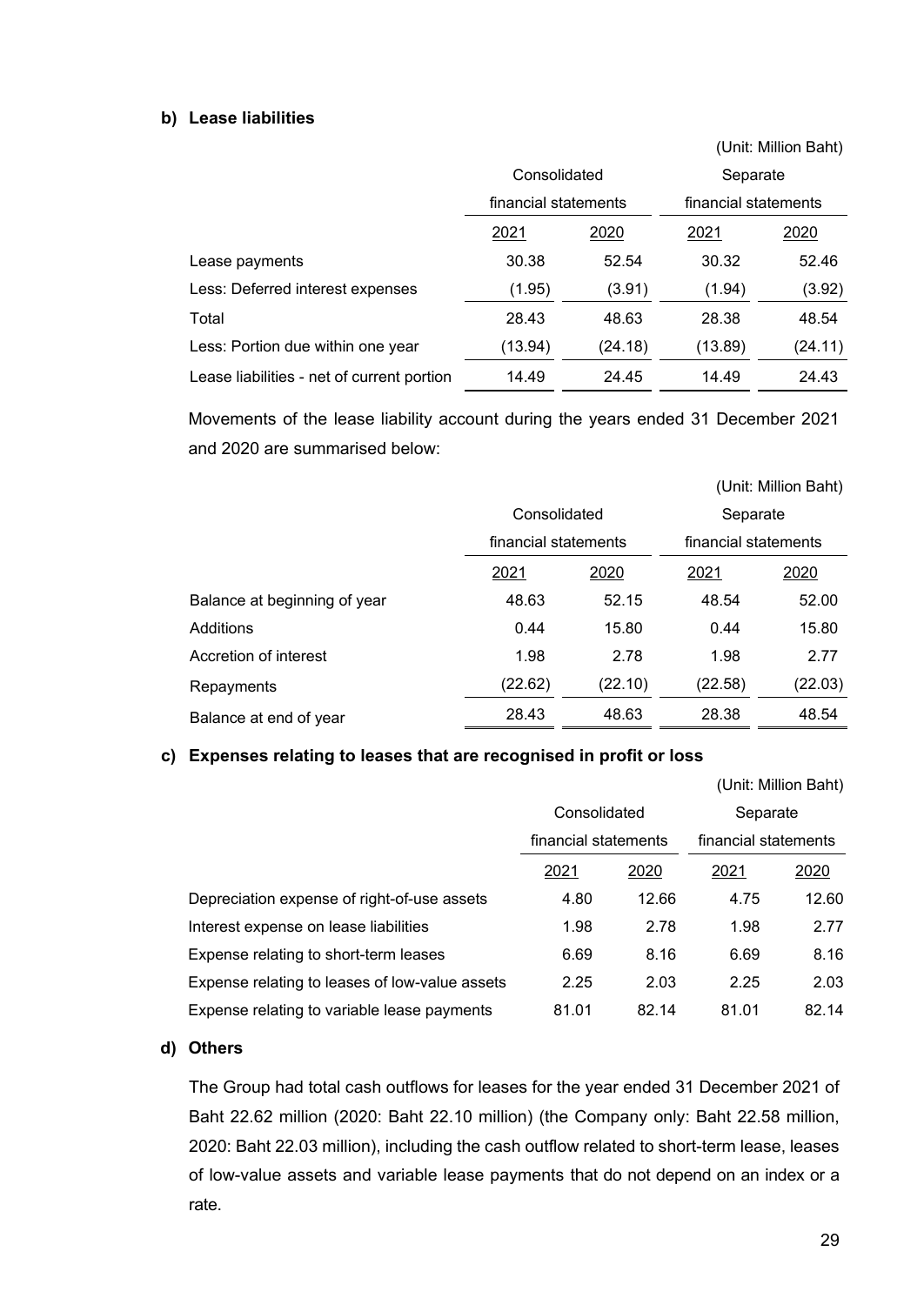**b) Lease liabilities**

(Unit: Million Baht)

| | Consolidated financial statements | | Separate financial statements | |
|---|---|---|---|---|
| | 2021 | 2020 | 2021 | 2020 |
| Lease payments | 30.38 | 52.54 | 30.32 | 52.46 |
| Less: Deferred interest expenses | (1.95) | (3.91) | (1.94) | (3.92) |
| Total | 28.43 | 48.63 | 28.38 | 48.54 |
| Less: Portion due within one year | (13.94) | (24.18) | (13.89) | (24.11) |
| Lease liabilities - net of current portion | 14.49 | 24.45 | 14.49 | 24.43 |

Movements of the lease liability account during the years ended 31 December 2021 and 2020 are summarised below:

(Unit: Million Baht)

| | Consolidated financial statements | | Separate financial statements | |
|---|---|---|---|---|
| | 2021 | 2020 | 2021 | 2020 |
| Balance at beginning of year | 48.63 | 52.15 | 48.54 | 52.00 |
| Additions | 0.44 | 15.80 | 0.44 | 15.80 |
| Accretion of interest | 1.98 | 2.78 | 1.98 | 2.77 |
| Repayments | (22.62) | (22.10) | (22.58) | (22.03) |
| Balance at end of year | 28.43 | 48.63 | 28.38 | 48.54 |

**c) Expenses relating to leases that are recognised in profit or loss**

(Unit: Million Baht)

| | Consolidated financial statements | | Separate financial statements | |
|---|---|---|---|---|
| | 2021 | 2020 | 2021 | 2020 |
| Depreciation expense of right-of-use assets | 4.80 | 12.66 | 4.75 | 12.60 |
| Interest expense on lease liabilities | 1.98 | 2.78 | 1.98 | 2.77 |
| Expense relating to short-term leases | 6.69 | 8.16 | 6.69 | 8.16 |
| Expense relating to leases of low-value assets | 2.25 | 2.03 | 2.25 | 2.03 |
| Expense relating to variable lease payments | 81.01 | 82.14 | 81.01 | 82.14 |

**d) Others**

The Group had total cash outflows for leases for the year ended 31 December 2021 of Baht 22.62 million (2020: Baht 22.10 million) (the Company only: Baht 22.58 million, 2020: Baht 22.03 million), including the cash outflow related to short-term lease, leases of low-value assets and variable lease payments that do not depend on an index or a rate.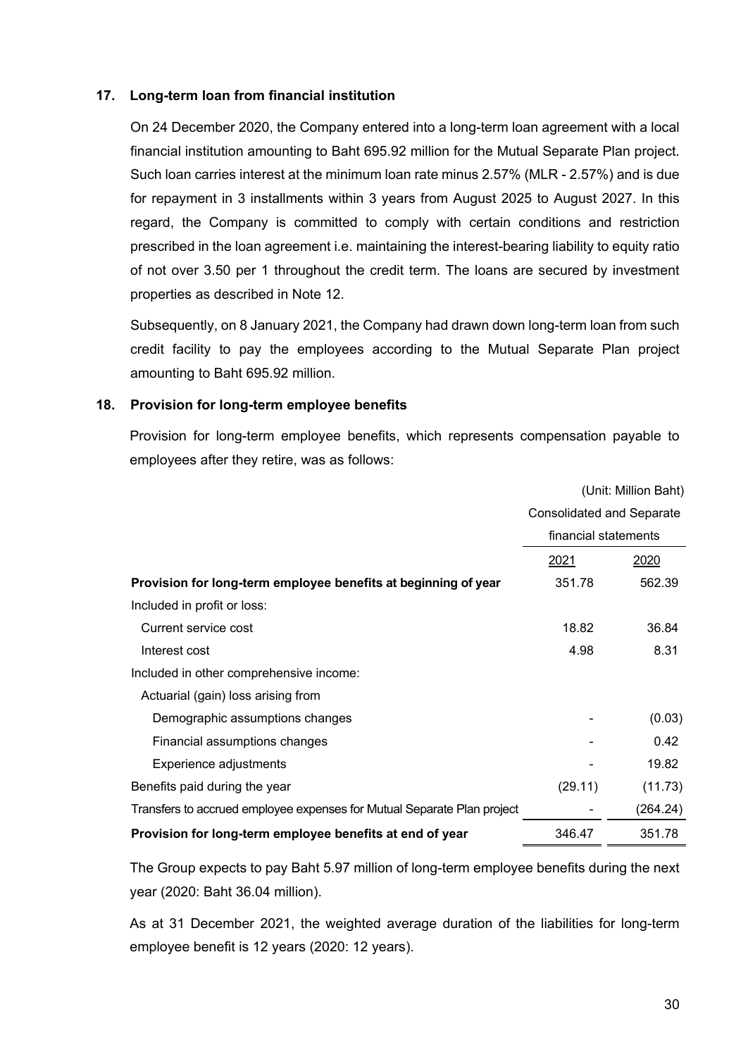## 17. Long-term loan from financial institution

On 24 December 2020, the Company entered into a long-term loan agreement with a local financial institution amounting to Baht 695.92 million for the Mutual Separate Plan project. Such loan carries interest at the minimum loan rate minus 2.57% (MLR - 2.57%) and is due for repayment in 3 installments within 3 years from August 2025 to August 2027. In this regard, the Company is committed to comply with certain conditions and restriction prescribed in the loan agreement i.e. maintaining the interest-bearing liability to equity ratio of not over 3.50 per 1 throughout the credit term. The loans are secured by investment properties as described in Note 12.

Subsequently, on 8 January 2021, the Company had drawn down long-term loan from such credit facility to pay the employees according to the Mutual Separate Plan project amounting to Baht 695.92 million.

## 18. Provision for long-term employee benefits

Provision for long-term employee benefits, which represents compensation payable to employees after they retire, was as follows:

(Unit: Million Baht)

| | Consolidated and Separate financial statements | |
|---|---|---|
| | 2021 | 2020 |
| **Provision for long-term employee benefits at beginning of year** | 351.78 | 562.39 |
| Included in profit or loss: | | |
| Current service cost | 18.82 | 36.84 |
| Interest cost | 4.98 | 8.31 |
| Included in other comprehensive income: | | |
| Actuarial (gain) loss arising from | | |
| Demographic assumptions changes | - | (0.03) |
| Financial assumptions changes | - | 0.42 |
| Experience adjustments | - | 19.82 |
| Benefits paid during the year | (29.11) | (11.73) |
| Transfers to accrued employee expenses for Mutual Separate Plan project | - | (264.24) |
| **Provision for long-term employee benefits at end of year** | 346.47 | 351.78 |

The Group expects to pay Baht 5.97 million of long-term employee benefits during the next year (2020: Baht 36.04 million).

As at 31 December 2021, the weighted average duration of the liabilities for long-term employee benefit is 12 years (2020: 12 years).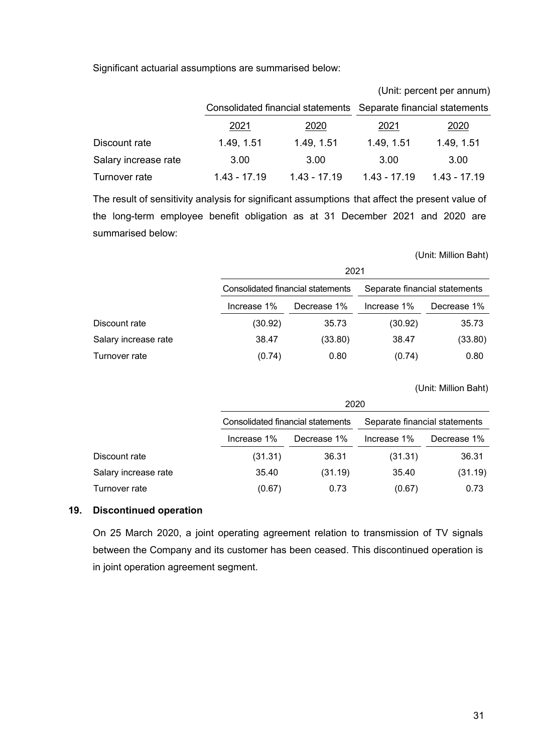Significant actuarial assumptions are summarised below:

(Unit: percent per annum)

| | Consolidated financial statements | | Separate financial statements | |
|---|---|---|---|---|
| | 2021 | 2020 | 2021 | 2020 |
| Discount rate | 1.49, 1.51 | 1.49, 1.51 | 1.49, 1.51 | 1.49, 1.51 |
| Salary increase rate | 3.00 | 3.00 | 3.00 | 3.00 |
| Turnover rate | 1.43 - 17.19 | 1.43 - 17.19 | 1.43 - 17.19 | 1.43 - 17.19 |

The result of sensitivity analysis for significant assumptions that affect the present value of the long-term employee benefit obligation as at 31 December 2021 and 2020 are summarised below:

(Unit: Million Baht)

| | 2021 | | | |
|---|---|---|---|---|
| | Consolidated financial statements | | Separate financial statements | |
| | Increase 1% | Decrease 1% | Increase 1% | Decrease 1% |
| Discount rate | (30.92) | 35.73 | (30.92) | 35.73 |
| Salary increase rate | 38.47 | (33.80) | 38.47 | (33.80) |
| Turnover rate | (0.74) | 0.80 | (0.74) | 0.80 |

(Unit: Million Baht)

| | 2020 | | | |
|---|---|---|---|---|
| | Consolidated financial statements | | Separate financial statements | |
| | Increase 1% | Decrease 1% | Increase 1% | Decrease 1% |
| Discount rate | (31.31) | 36.31 | (31.31) | 36.31 |
| Salary increase rate | 35.40 | (31.19) | 35.40 | (31.19) |
| Turnover rate | (0.67) | 0.73 | (0.67) | 0.73 |

## 19. Discontinued operation

On 25 March 2020, a joint operating agreement relation to transmission of TV signals between the Company and its customer has been ceased. This discontinued operation is in joint operation agreement segment.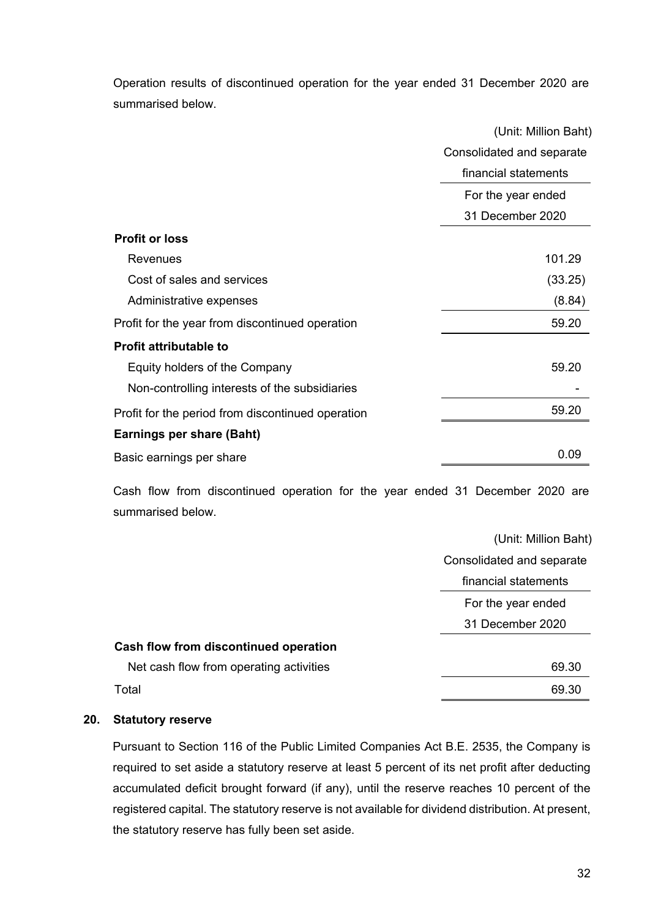Operation results of discontinued operation for the year ended 31 December 2020 are summarised below.

| | (Unit: Million Baht) |
|---|---|
| | Consolidated and separate financial statements |
| | For the year ended 31 December 2020 |
| **Profit or loss** | |
| Revenues | 101.29 |
| Cost of sales and services | (33.25) |
| Administrative expenses | (8.84) |
| Profit for the year from discontinued operation | 59.20 |
| **Profit attributable to** | |
| Equity holders of the Company | 59.20 |
| Non-controlling interests of the subsidiaries | - |
| Profit for the period from discontinued operation | 59.20 |
| **Earnings per share (Baht)** | |
| Basic earnings per share | 0.09 |

Cash flow from discontinued operation for the year ended 31 December 2020 are summarised below.

| | (Unit: Million Baht) |
|---|---|
| | Consolidated and separate financial statements |
| | For the year ended 31 December 2020 |
| **Cash flow from discontinued operation** | |
| Net cash flow from operating activities | 69.30 |
| Total | 69.30 |

## 20. Statutory reserve

Pursuant to Section 116 of the Public Limited Companies Act B.E. 2535, the Company is required to set aside a statutory reserve at least 5 percent of its net profit after deducting accumulated deficit brought forward (if any), until the reserve reaches 10 percent of the registered capital. The statutory reserve is not available for dividend distribution. At present, the statutory reserve has fully been set aside.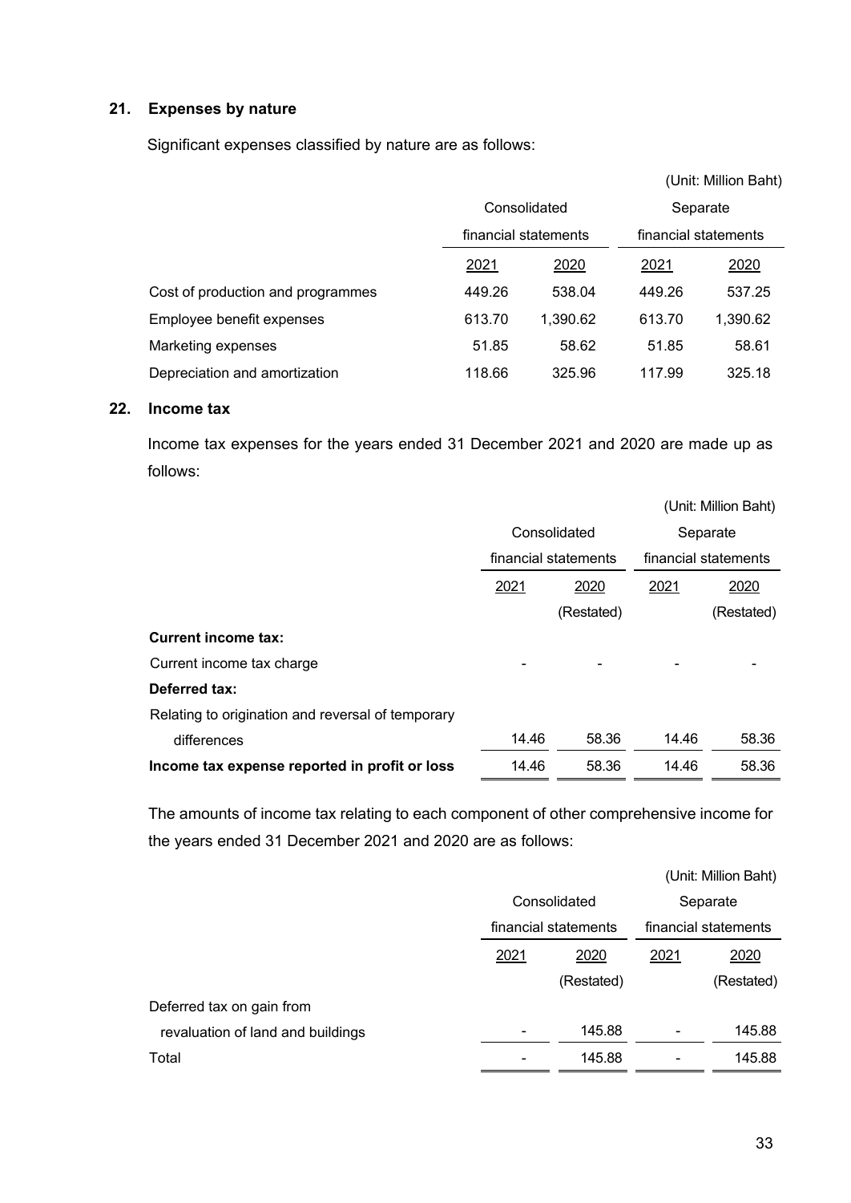## 21. Expenses by nature

Significant expenses classified by nature are as follows:

(Unit: Million Baht)

| | Consolidated financial statements | | Separate financial statements | |
|---|---|---|---|---|
| | 2021 | 2020 | 2021 | 2020 |
| Cost of production and programmes | 449.26 | 538.04 | 449.26 | 537.25 |
| Employee benefit expenses | 613.70 | 1,390.62 | 613.70 | 1,390.62 |
| Marketing expenses | 51.85 | 58.62 | 51.85 | 58.61 |
| Depreciation and amortization | 118.66 | 325.96 | 117.99 | 325.18 |

## 22. Income tax

Income tax expenses for the years ended 31 December 2021 and 2020 are made up as follows:

(Unit: Million Baht)

| | Consolidated financial statements | | Separate financial statements | |
|---|---|---|---|---|
| | 2021 | 2020 (Restated) | 2021 | 2020 (Restated) |
| **Current income tax:** | | | | |
| Current income tax charge | - | - | - | - |
| **Deferred tax:** | | | | |
| Relating to origination and reversal of temporary differences | 14.46 | 58.36 | 14.46 | 58.36 |
| **Income tax expense reported in profit or loss** | 14.46 | 58.36 | 14.46 | 58.36 |

The amounts of income tax relating to each component of other comprehensive income for the years ended 31 December 2021 and 2020 are as follows:

(Unit: Million Baht)

| | Consolidated financial statements | | Separate financial statements | |
|---|---|---|---|---|
| | 2021 | 2020 (Restated) | 2021 | 2020 (Restated) |
| Deferred tax on gain from revaluation of land and buildings | - | 145.88 | - | 145.88 |
| Total | - | 145.88 | - | 145.88 |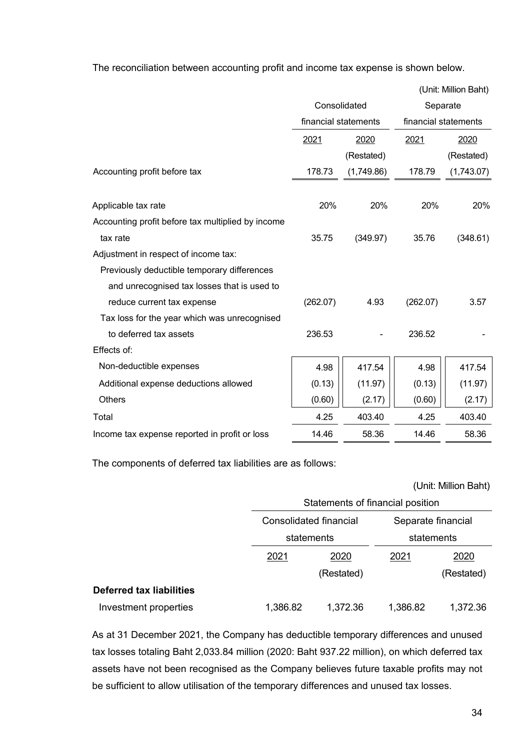The reconciliation between accounting profit and income tax expense is shown below.

(Unit: Million Baht)

| | Consolidated financial statements | | Separate financial statements | |
|---|---|---|---|---|
| | 2021 | 2020 (Restated) | 2021 | 2020 (Restated) |
| Accounting profit before tax | 178.73 | (1,749.86) | 178.79 | (1,743.07) |
| Applicable tax rate | 20% | 20% | 20% | 20% |
| Accounting profit before tax multiplied by income tax rate | 35.75 | (349.97) | 35.76 | (348.61) |
| Adjustment in respect of income tax: | | | | |
| Previously deductible temporary differences and unrecognised tax losses that is used to reduce current tax expense | (262.07) | 4.93 | (262.07) | 3.57 |
| Tax loss for the year which was unrecognised to deferred tax assets | 236.53 | - | 236.52 | - |
| Effects of: | | | | |
| Non-deductible expenses | 4.98 | 417.54 | 4.98 | 417.54 |
| Additional expense deductions allowed | (0.13) | (11.97) | (0.13) | (11.97) |
| Others | (0.60) | (2.17) | (0.60) | (2.17) |
| Total | 4.25 | 403.40 | 4.25 | 403.40 |
| Income tax expense reported in profit or loss | 14.46 | 58.36 | 14.46 | 58.36 |

The components of deferred tax liabilities are as follows:

(Unit: Million Baht)

| | Statements of financial position | | | |
|---|---|---|---|---|
| | Consolidated financial statements | | Separate financial statements | |
| | 2021 | 2020 (Restated) | 2021 | 2020 (Restated) |
| **Deferred tax liabilities** | | | | |
| Investment properties | 1,386.82 | 1,372.36 | 1,386.82 | 1,372.36 |

As at 31 December 2021, the Company has deductible temporary differences and unused tax losses totaling Baht 2,033.84 million (2020: Baht 937.22 million), on which deferred tax assets have not been recognised as the Company believes future taxable profits may not be sufficient to allow utilisation of the temporary differences and unused tax losses.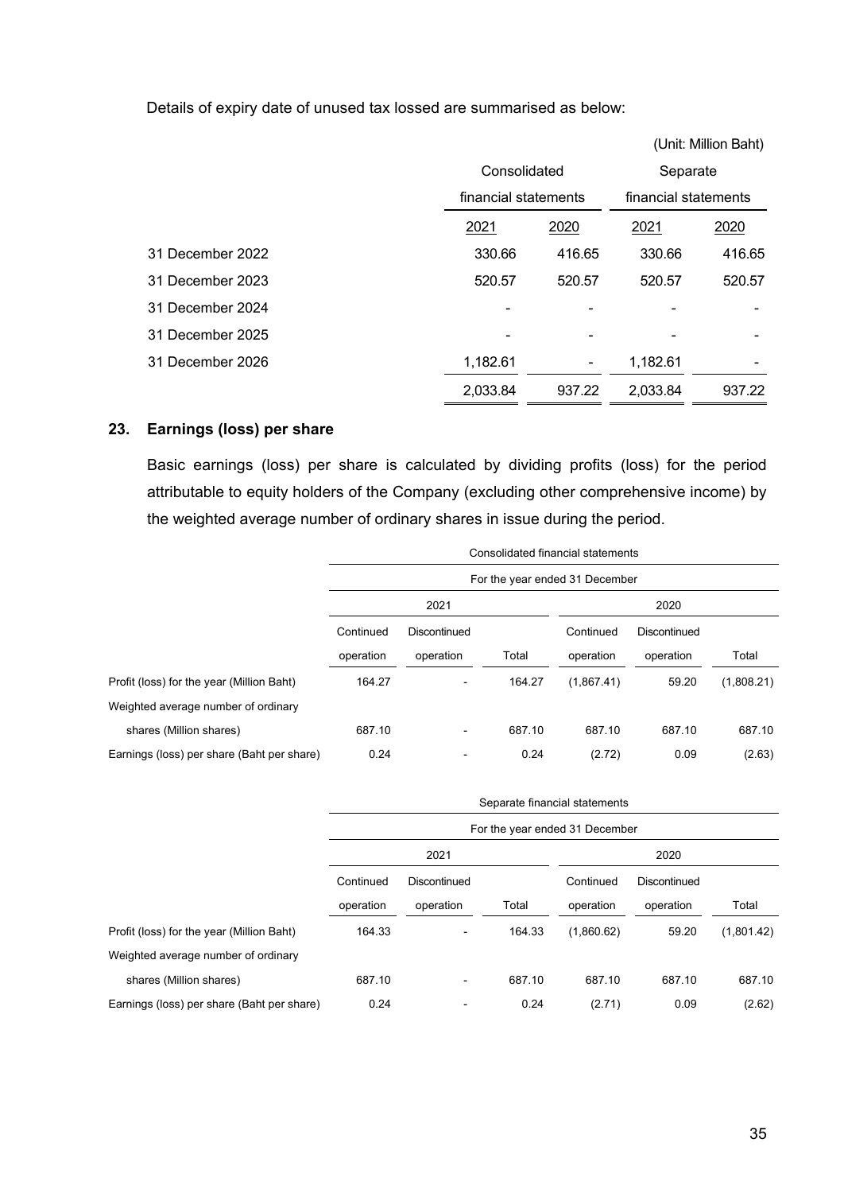Details of expiry date of unused tax lossed are summarised as below:

(Unit: Million Baht)

| | Consolidated financial statements | | Separate financial statements | |
|---|---|---|---|---|
| | 2021 | 2020 | 2021 | 2020 |
| 31 December 2022 | 330.66 | 416.65 | 330.66 | 416.65 |
| 31 December 2023 | 520.57 | 520.57 | 520.57 | 520.57 |
| 31 December 2024 | - | - | - | - |
| 31 December 2025 | - | - | - | - |
| 31 December 2026 | 1,182.61 | - | 1,182.61 | - |
| | 2,033.84 | 937.22 | 2,033.84 | 937.22 |

## 23. Earnings (loss) per share

Basic earnings (loss) per share is calculated by dividing profits (loss) for the period attributable to equity holders of the Company (excluding other comprehensive income) by the weighted average number of ordinary shares in issue during the period.

| | Consolidated financial statements | | | | | |
|---|---|---|---|---|---|---|
| | For the year ended 31 December | | | | | |
| | 2021 | | | 2020 | | |
| | Continued operation | Discontinued operation | Total | Continued operation | Discontinued operation | Total |
| Profit (loss) for the year (Million Baht) | 164.27 | - | 164.27 | (1,867.41) | 59.20 | (1,808.21) |
| Weighted average number of ordinary shares (Million shares) | 687.10 | - | 687.10 | 687.10 | 687.10 | 687.10 |
| Earnings (loss) per share (Baht per share) | 0.24 | - | 0.24 | (2.72) | 0.09 | (2.63) |

| | Separate financial statements | | | | | |
|---|---|---|---|---|---|---|
| | For the year ended 31 December | | | | | |
| | 2021 | | | 2020 | | |
| | Continued operation | Discontinued operation | Total | Continued operation | Discontinued operation | Total |
| Profit (loss) for the year (Million Baht) | 164.33 | - | 164.33 | (1,860.62) | 59.20 | (1,801.42) |
| Weighted average number of ordinary shares (Million shares) | 687.10 | - | 687.10 | 687.10 | 687.10 | 687.10 |
| Earnings (loss) per share (Baht per share) | 0.24 | - | 0.24 | (2.71) | 0.09 | (2.62) |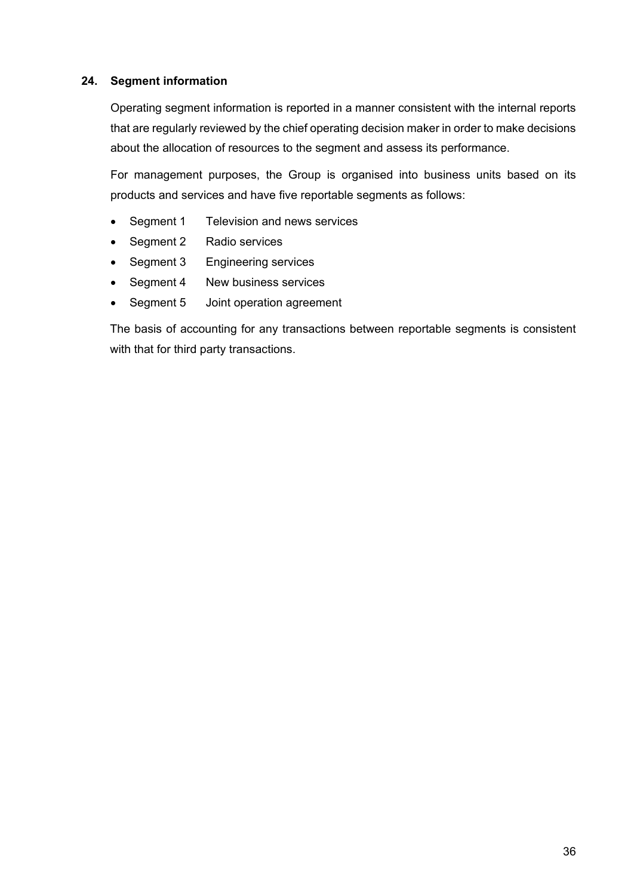## 24. Segment information

Operating segment information is reported in a manner consistent with the internal reports that are regularly reviewed by the chief operating decision maker in order to make decisions about the allocation of resources to the segment and assess its performance.

For management purposes, the Group is organised into business units based on its products and services and have five reportable segments as follows:

- Segment 1 Television and news services
- Segment 2 Radio services
- Segment 3 Engineering services
- Segment 4 New business services
- Segment 5 Joint operation agreement

The basis of accounting for any transactions between reportable segments is consistent with that for third party transactions.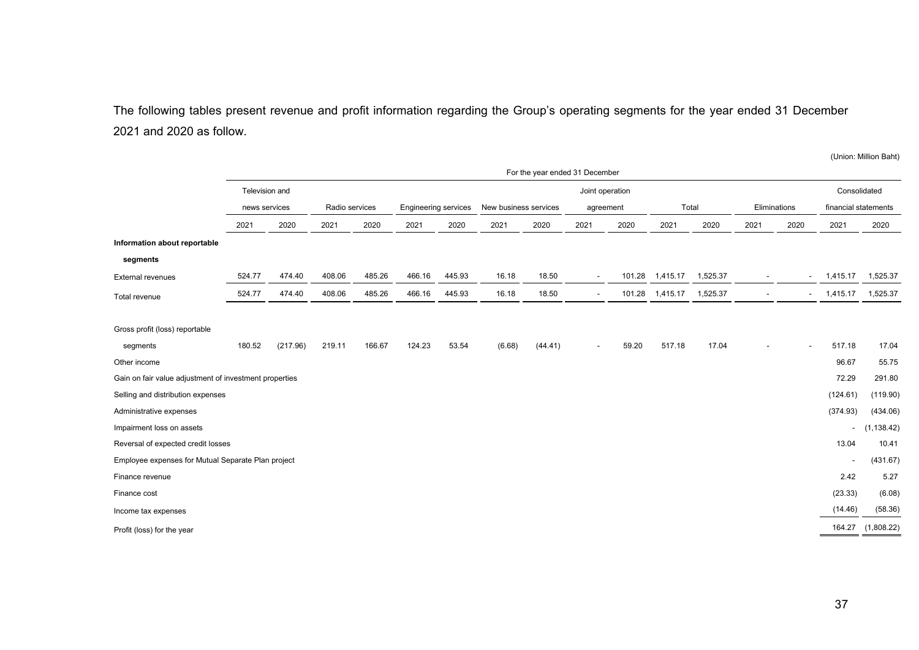The following tables present revenue and profit information regarding the Group's operating segments for the year ended 31 December 2021 and 2020 as follow.

(Union: Million Baht)

| | For the year ended 31 December | | | | | | | | | | | | | | | |
|---|---|---|---|---|---|---|---|---|---|---|---|---|---|---|---|---|
| | Television and news services | | Radio services | | Engineering services | | New business services | | Joint operation agreement | | Total | | Eliminations | | Consolidated financial statements | |
| | 2021 | 2020 | 2021 | 2020 | 2021 | 2020 | 2021 | 2020 | 2021 | 2020 | 2021 | 2020 | 2021 | 2020 | 2021 | 2020 |
| **Information about reportable segments** | | | | | | | | | | | | | | | | |
| External revenues | 524.77 | 474.40 | 408.06 | 485.26 | 466.16 | 445.93 | 16.18 | 18.50 | - | 101.28 | 1,415.17 | 1,525.37 | - | - | 1,415.17 | 1,525.37 |
| Total revenue | 524.77 | 474.40 | 408.06 | 485.26 | 466.16 | 445.93 | 16.18 | 18.50 | - | 101.28 | 1,415.17 | 1,525.37 | - | - | 1,415.17 | 1,525.37 |
| Gross profit (loss) reportable segments | 180.52 | (217.96) | 219.11 | 166.67 | 124.23 | 53.54 | (6.68) | (44.41) | - | 59.20 | 517.18 | 17.04 | - | - | 517.18 | 17.04 |
| Other income | | | | | | | | | | | | | | | 96.67 | 55.75 |
| Gain on fair value adjustment of investment properties | | | | | | | | | | | | | | | 72.29 | 291.80 |
| Selling and distribution expenses | | | | | | | | | | | | | | | (124.61) | (119.90) |
| Administrative expenses | | | | | | | | | | | | | | | (374.93) | (434.06) |
| Impairment loss on assets | | | | | | | | | | | | | | | - | (1,138.42) |
| Reversal of expected credit losses | | | | | | | | | | | | | | | 13.04 | 10.41 |
| Employee expenses for Mutual Separate Plan project | | | | | | | | | | | | | | | - | (431.67) |
| Finance revenue | | | | | | | | | | | | | | | 2.42 | 5.27 |
| Finance cost | | | | | | | | | | | | | | | (23.33) | (6.08) |
| Income tax expenses | | | | | | | | | | | | | | | (14.46) | (58.36) |
| Profit (loss) for the year | | | | | | | | | | | | | | | 164.27 | (1,808.22) |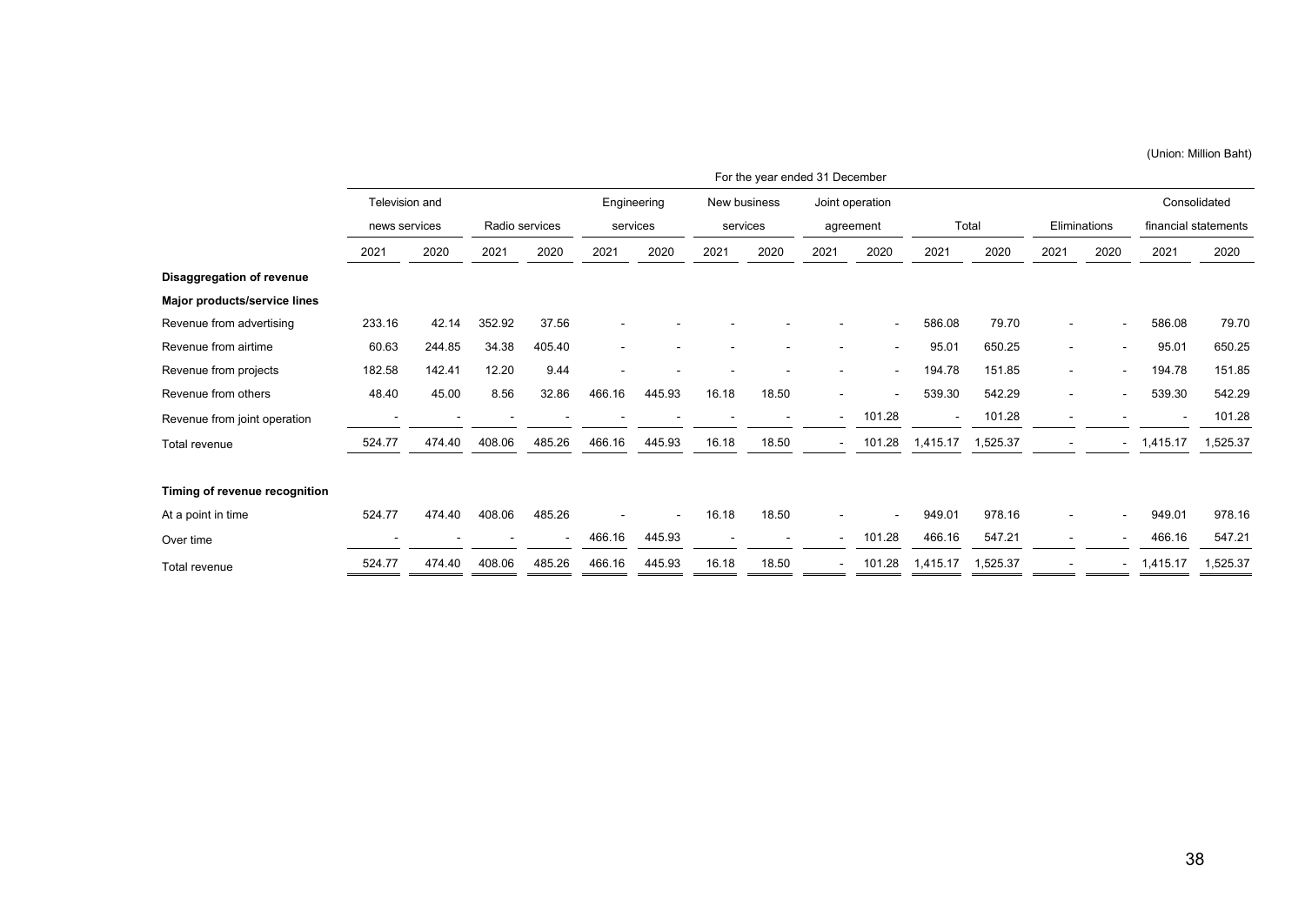(Union: Million Baht)

| | For the year ended 31 December | | | | | | | | | | | | | | | |
|---|---|---|---|---|---|---|---|---|---|---|---|---|---|---|---|---|
| | Television and news services | | Radio services | | Engineering services | | New business services | | Joint operation agreement | | Total | | Eliminations | | Consolidated financial statements | |
| | 2021 | 2020 | 2021 | 2020 | 2021 | 2020 | 2021 | 2020 | 2021 | 2020 | 2021 | 2020 | 2021 | 2020 | 2021 | 2020 |
| **Disaggregation of revenue** | | | | | | | | | | | | | | | | |
| **Major products/service lines** | | | | | | | | | | | | | | | | |
| Revenue from advertising | 233.16 | 42.14 | 352.92 | 37.56 | - | - | - | - | - | - | 586.08 | 79.70 | - | - | 586.08 | 79.70 |
| Revenue from airtime | 60.63 | 244.85 | 34.38 | 405.40 | - | - | - | - | - | - | 95.01 | 650.25 | - | - | 95.01 | 650.25 |
| Revenue from projects | 182.58 | 142.41 | 12.20 | 9.44 | - | - | - | - | - | - | 194.78 | 151.85 | - | - | 194.78 | 151.85 |
| Revenue from others | 48.40 | 45.00 | 8.56 | 32.86 | 466.16 | 445.93 | 16.18 | 18.50 | - | - | 539.30 | 542.29 | - | - | 539.30 | 542.29 |
| Revenue from joint operation | - | - | - | - | - | - | - | - | - | 101.28 | - | 101.28 | - | - | - | 101.28 |
| Total revenue | 524.77 | 474.40 | 408.06 | 485.26 | 466.16 | 445.93 | 16.18 | 18.50 | - | 101.28 | 1,415.17 | 1,525.37 | - | - | 1,415.17 | 1,525.37 |
| | | | | | | | | | | | | | | | | |
| **Timing of revenue recognition** | | | | | | | | | | | | | | | | |
| At a point in time | 524.77 | 474.40 | 408.06 | 485.26 | - | - | 16.18 | 18.50 | - | - | 949.01 | 978.16 | - | - | 949.01 | 978.16 |
| Over time | - | - | - | - | 466.16 | 445.93 | - | - | - | 101.28 | 466.16 | 547.21 | - | - | 466.16 | 547.21 |
| Total revenue | 524.77 | 474.40 | 408.06 | 485.26 | 466.16 | 445.93 | 16.18 | 18.50 | - | 101.28 | 1,415.17 | 1,525.37 | - | - | 1,415.17 | 1,525.37 |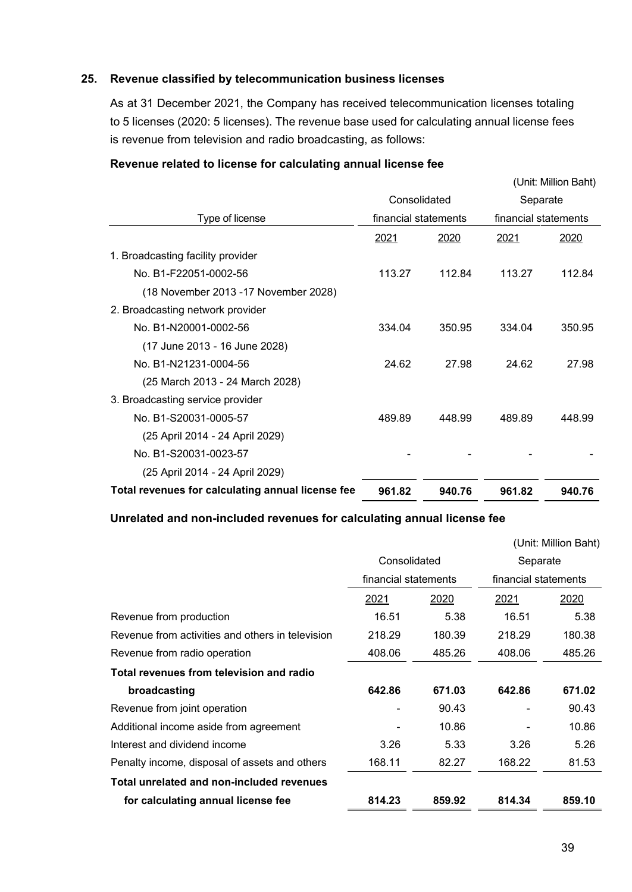## 25. Revenue classified by telecommunication business licenses

As at 31 December 2021, the Company has received telecommunication licenses totaling to 5 licenses (2020: 5 licenses). The revenue base used for calculating annual license fees is revenue from television and radio broadcasting, as follows:

**Revenue related to license for calculating annual license fee**

(Unit: Million Baht)

| Type of license | Consolidated financial statements | | Separate financial statements | |
|---|---|---|---|---|
| | 2021 | 2020 | 2021 | 2020 |
| 1. Broadcasting facility provider | | | | |
| No. B1-F22051-0002-56 | 113.27 | 112.84 | 113.27 | 112.84 |
| (18 November 2013 -17 November 2028) | | | | |
| 2. Broadcasting network provider | | | | |
| No. B1-N20001-0002-56 | 334.04 | 350.95 | 334.04 | 350.95 |
| (17 June 2013 - 16 June 2028) | | | | |
| No. B1-N21231-0004-56 | 24.62 | 27.98 | 24.62 | 27.98 |
| (25 March 2013 - 24 March 2028) | | | | |
| 3. Broadcasting service provider | | | | |
| No. B1-S20031-0005-57 | 489.89 | 448.99 | 489.89 | 448.99 |
| (25 April 2014 - 24 April 2029) | | | | |
| No. B1-S20031-0023-57 | - | - | - | - |
| (25 April 2014 - 24 April 2029) | | | | |
| **Total revenues for calculating annual license fee** | **961.82** | **940.76** | **961.82** | **940.76** |

**Unrelated and non-included revenues for calculating annual license fee**

(Unit: Million Baht)

| | Consolidated financial statements | | Separate financial statements | |
|---|---|---|---|---|
| | 2021 | 2020 | 2021 | 2020 |
| Revenue from production | 16.51 | 5.38 | 16.51 | 5.38 |
| Revenue from activities and others in television | 218.29 | 180.39 | 218.29 | 180.38 |
| Revenue from radio operation | 408.06 | 485.26 | 408.06 | 485.26 |
| **Total revenues from television and radio broadcasting** | **642.86** | **671.03** | **642.86** | **671.02** |
| Revenue from joint operation | - | 90.43 | - | 90.43 |
| Additional income aside from agreement | - | 10.86 | - | 10.86 |
| Interest and dividend income | 3.26 | 5.33 | 3.26 | 5.26 |
| Penalty income, disposal of assets and others | 168.11 | 82.27 | 168.22 | 81.53 |
| **Total unrelated and non-included revenues for calculating annual license fee** | **814.23** | **859.92** | **814.34** | **859.10** |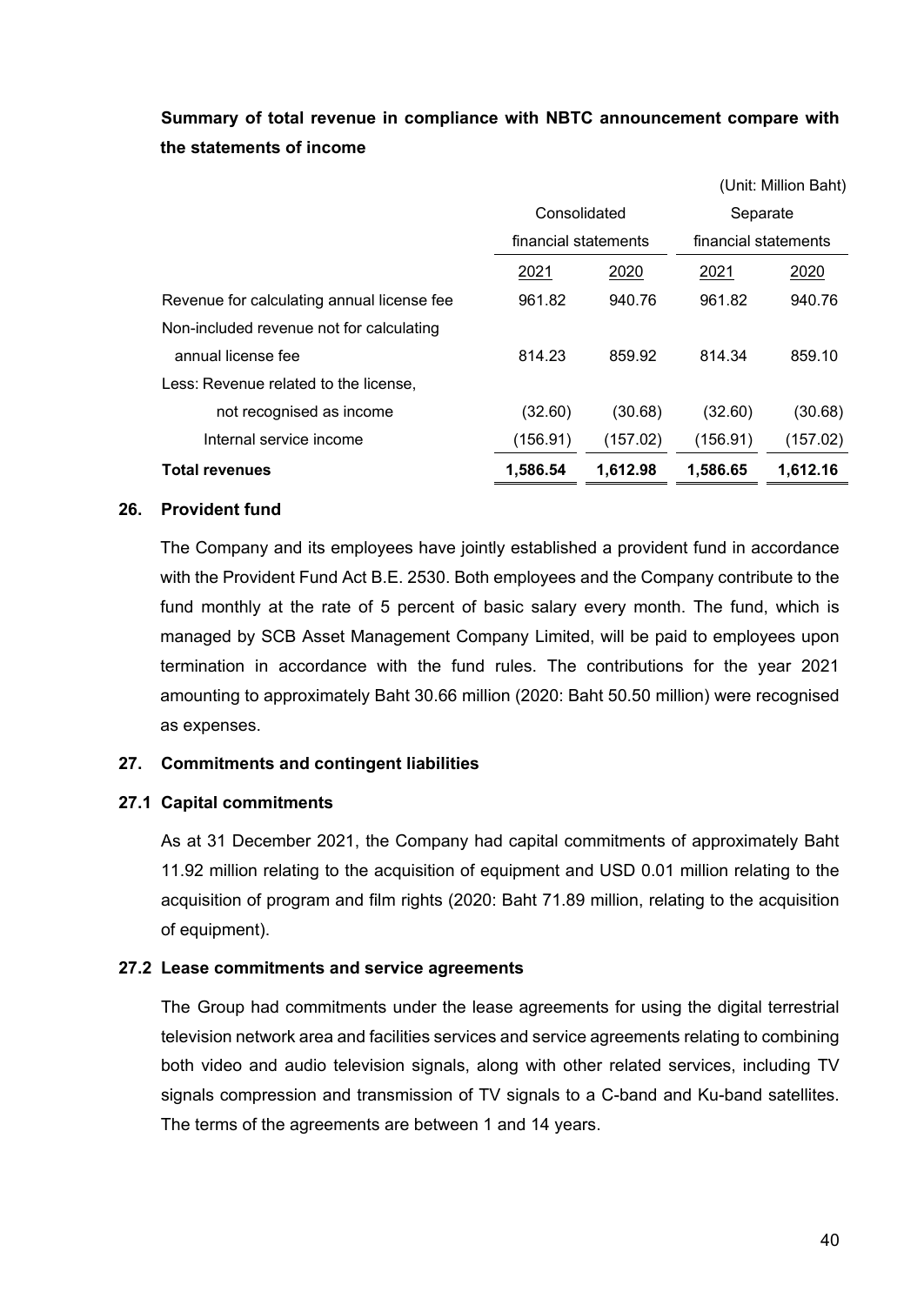**Summary of total revenue in compliance with NBTC announcement compare with the statements of income**

(Unit: Million Baht)

| | Consolidated financial statements | | Separate financial statements | |
|---|---|---|---|---|
| | 2021 | 2020 | 2021 | 2020 |
| Revenue for calculating annual license fee | 961.82 | 940.76 | 961.82 | 940.76 |
| Non-included revenue not for calculating annual license fee | 814.23 | 859.92 | 814.34 | 859.10 |
| Less: Revenue related to the license, not recognised as income | (32.60) | (30.68) | (32.60) | (30.68) |
| Internal service income | (156.91) | (157.02) | (156.91) | (157.02) |
| **Total revenues** | **1,586.54** | **1,612.98** | **1,586.65** | **1,612.16** |

## 26. Provident fund

The Company and its employees have jointly established a provident fund in accordance with the Provident Fund Act B.E. 2530. Both employees and the Company contribute to the fund monthly at the rate of 5 percent of basic salary every month. The fund, which is managed by SCB Asset Management Company Limited, will be paid to employees upon termination in accordance with the fund rules. The contributions for the year 2021 amounting to approximately Baht 30.66 million (2020: Baht 50.50 million) were recognised as expenses.

## 27. Commitments and contingent liabilities

### 27.1 Capital commitments

As at 31 December 2021, the Company had capital commitments of approximately Baht 11.92 million relating to the acquisition of equipment and USD 0.01 million relating to the acquisition of program and film rights (2020: Baht 71.89 million, relating to the acquisition of equipment).

### 27.2 Lease commitments and service agreements

The Group had commitments under the lease agreements for using the digital terrestrial television network area and facilities services and service agreements relating to combining both video and audio television signals, along with other related services, including TV signals compression and transmission of TV signals to a C-band and Ku-band satellites. The terms of the agreements are between 1 and 14 years.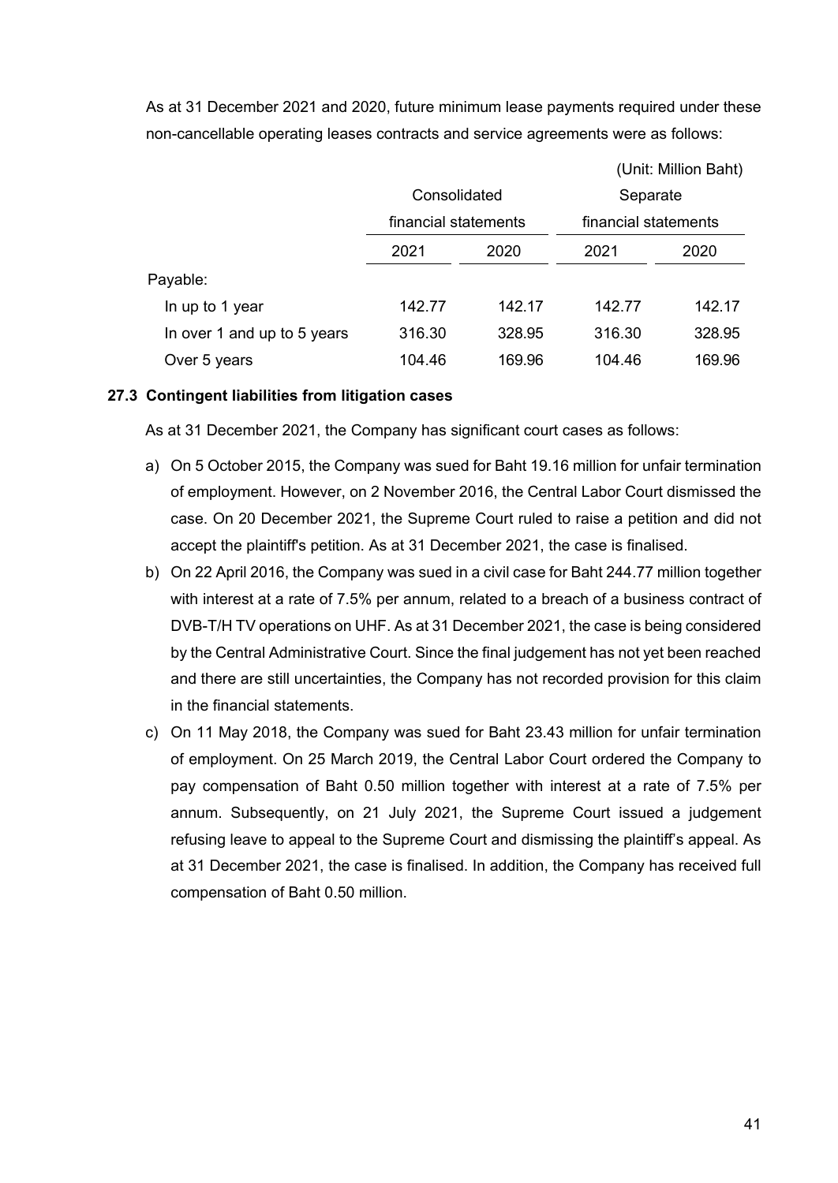As at 31 December 2021 and 2020, future minimum lease payments required under these non-cancellable operating leases contracts and service agreements were as follows:

(Unit: Million Baht)

| | Consolidated financial statements | | Separate financial statements | |
|---|---|---|---|---|
| | 2021 | 2020 | 2021 | 2020 |
| Payable: | | | | |
| In up to 1 year | 142.77 | 142.17 | 142.77 | 142.17 |
| In over 1 and up to 5 years | 316.30 | 328.95 | 316.30 | 328.95 |
| Over 5 years | 104.46 | 169.96 | 104.46 | 169.96 |

### 27.3 Contingent liabilities from litigation cases

As at 31 December 2021, the Company has significant court cases as follows:

a) On 5 October 2015, the Company was sued for Baht 19.16 million for unfair termination of employment. However, on 2 November 2016, the Central Labor Court dismissed the case. On 20 December 2021, the Supreme Court ruled to raise a petition and did not accept the plaintiff's petition. As at 31 December 2021, the case is finalised.

b) On 22 April 2016, the Company was sued in a civil case for Baht 244.77 million together with interest at a rate of 7.5% per annum, related to a breach of a business contract of DVB-T/H TV operations on UHF. As at 31 December 2021, the case is being considered by the Central Administrative Court. Since the final judgement has not yet been reached and there are still uncertainties, the Company has not recorded provision for this claim in the financial statements.

c) On 11 May 2018, the Company was sued for Baht 23.43 million for unfair termination of employment. On 25 March 2019, the Central Labor Court ordered the Company to pay compensation of Baht 0.50 million together with interest at a rate of 7.5% per annum. Subsequently, on 21 July 2021, the Supreme Court issued a judgement refusing leave to appeal to the Supreme Court and dismissing the plaintiff's appeal. As at 31 December 2021, the case is finalised. In addition, the Company has received full compensation of Baht 0.50 million.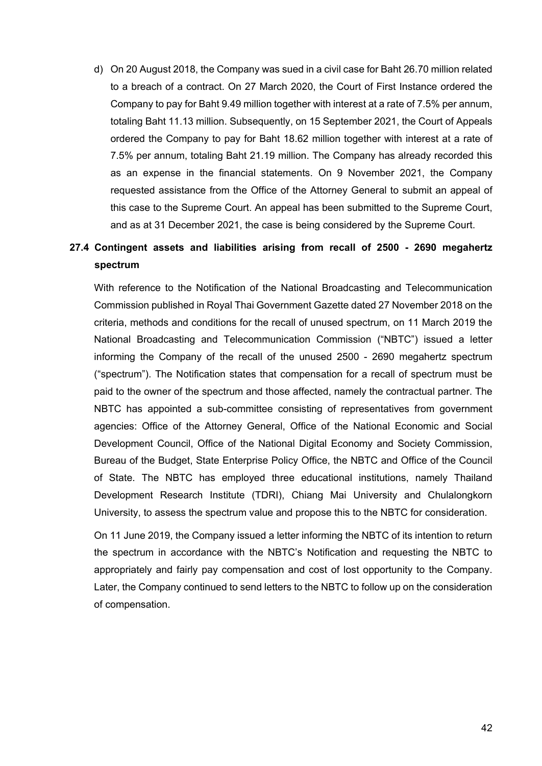d) On 20 August 2018, the Company was sued in a civil case for Baht 26.70 million related to a breach of a contract. On 27 March 2020, the Court of First Instance ordered the Company to pay for Baht 9.49 million together with interest at a rate of 7.5% per annum, totaling Baht 11.13 million. Subsequently, on 15 September 2021, the Court of Appeals ordered the Company to pay for Baht 18.62 million together with interest at a rate of 7.5% per annum, totaling Baht 21.19 million. The Company has already recorded this as an expense in the financial statements. On 9 November 2021, the Company requested assistance from the Office of the Attorney General to submit an appeal of this case to the Supreme Court. An appeal has been submitted to the Supreme Court, and as at 31 December 2021, the case is being considered by the Supreme Court.

### 27.4 Contingent assets and liabilities arising from recall of 2500 - 2690 megahertz spectrum

With reference to the Notification of the National Broadcasting and Telecommunication Commission published in Royal Thai Government Gazette dated 27 November 2018 on the criteria, methods and conditions for the recall of unused spectrum, on 11 March 2019 the National Broadcasting and Telecommunication Commission ("NBTC") issued a letter informing the Company of the recall of the unused 2500 - 2690 megahertz spectrum ("spectrum"). The Notification states that compensation for a recall of spectrum must be paid to the owner of the spectrum and those affected, namely the contractual partner. The NBTC has appointed a sub-committee consisting of representatives from government agencies: Office of the Attorney General, Office of the National Economic and Social Development Council, Office of the National Digital Economy and Society Commission, Bureau of the Budget, State Enterprise Policy Office, the NBTC and Office of the Council of State. The NBTC has employed three educational institutions, namely Thailand Development Research Institute (TDRI), Chiang Mai University and Chulalongkorn University, to assess the spectrum value and propose this to the NBTC for consideration.

On 11 June 2019, the Company issued a letter informing the NBTC of its intention to return the spectrum in accordance with the NBTC's Notification and requesting the NBTC to appropriately and fairly pay compensation and cost of lost opportunity to the Company. Later, the Company continued to send letters to the NBTC to follow up on the consideration of compensation.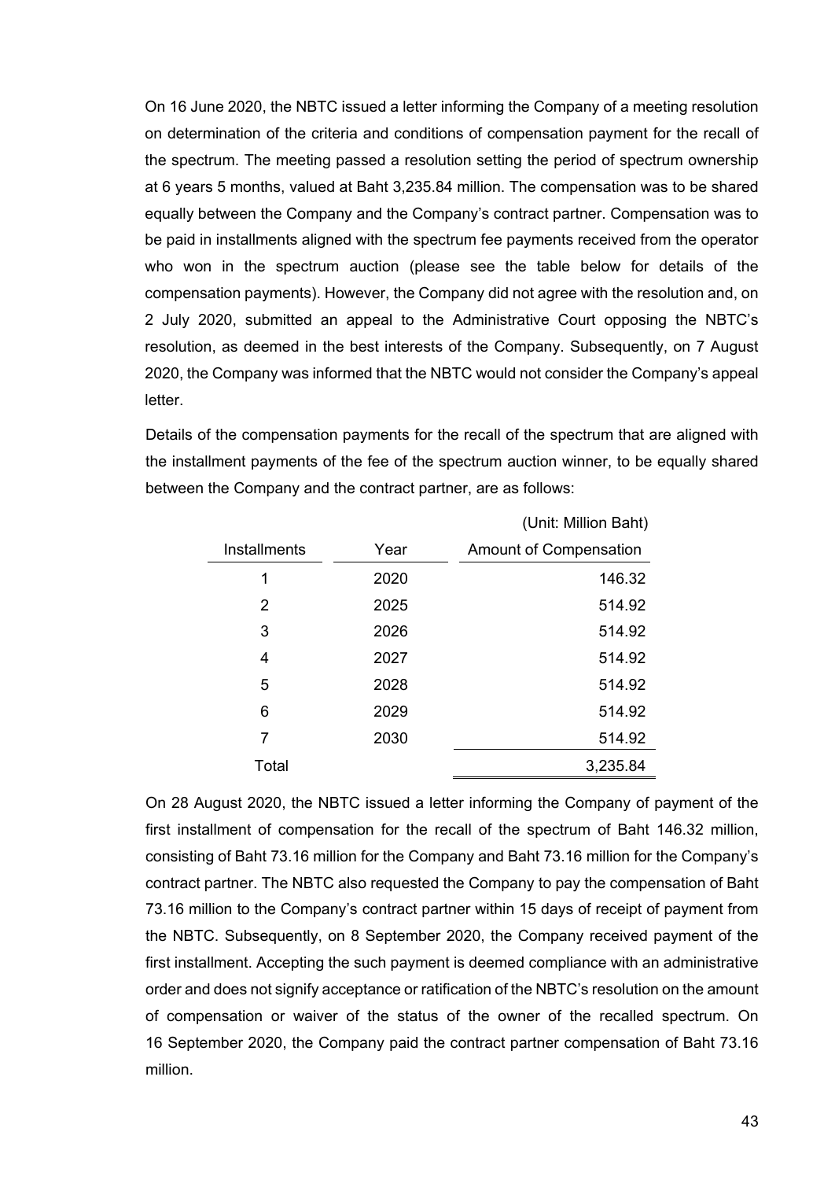On 16 June 2020, the NBTC issued a letter informing the Company of a meeting resolution on determination of the criteria and conditions of compensation payment for the recall of the spectrum. The meeting passed a resolution setting the period of spectrum ownership at 6 years 5 months, valued at Baht 3,235.84 million. The compensation was to be shared equally between the Company and the Company's contract partner. Compensation was to be paid in installments aligned with the spectrum fee payments received from the operator who won in the spectrum auction (please see the table below for details of the compensation payments). However, the Company did not agree with the resolution and, on 2 July 2020, submitted an appeal to the Administrative Court opposing the NBTC's resolution, as deemed in the best interests of the Company. Subsequently, on 7 August 2020, the Company was informed that the NBTC would not consider the Company's appeal letter.

Details of the compensation payments for the recall of the spectrum that are aligned with the installment payments of the fee of the spectrum auction winner, to be equally shared between the Company and the contract partner, are as follows:

(Unit: Million Baht)

| Installments | Year | Amount of Compensation |
|---|---|---|
| 1 | 2020 | 146.32 |
| 2 | 2025 | 514.92 |
| 3 | 2026 | 514.92 |
| 4 | 2027 | 514.92 |
| 5 | 2028 | 514.92 |
| 6 | 2029 | 514.92 |
| 7 | 2030 | 514.92 |
| Total | | 3,235.84 |

On 28 August 2020, the NBTC issued a letter informing the Company of payment of the first installment of compensation for the recall of the spectrum of Baht 146.32 million, consisting of Baht 73.16 million for the Company and Baht 73.16 million for the Company's contract partner. The NBTC also requested the Company to pay the compensation of Baht 73.16 million to the Company's contract partner within 15 days of receipt of payment from the NBTC. Subsequently, on 8 September 2020, the Company received payment of the first installment. Accepting the such payment is deemed compliance with an administrative order and does not signify acceptance or ratification of the NBTC's resolution on the amount of compensation or waiver of the status of the owner of the recalled spectrum. On 16 September 2020, the Company paid the contract partner compensation of Baht 73.16 million.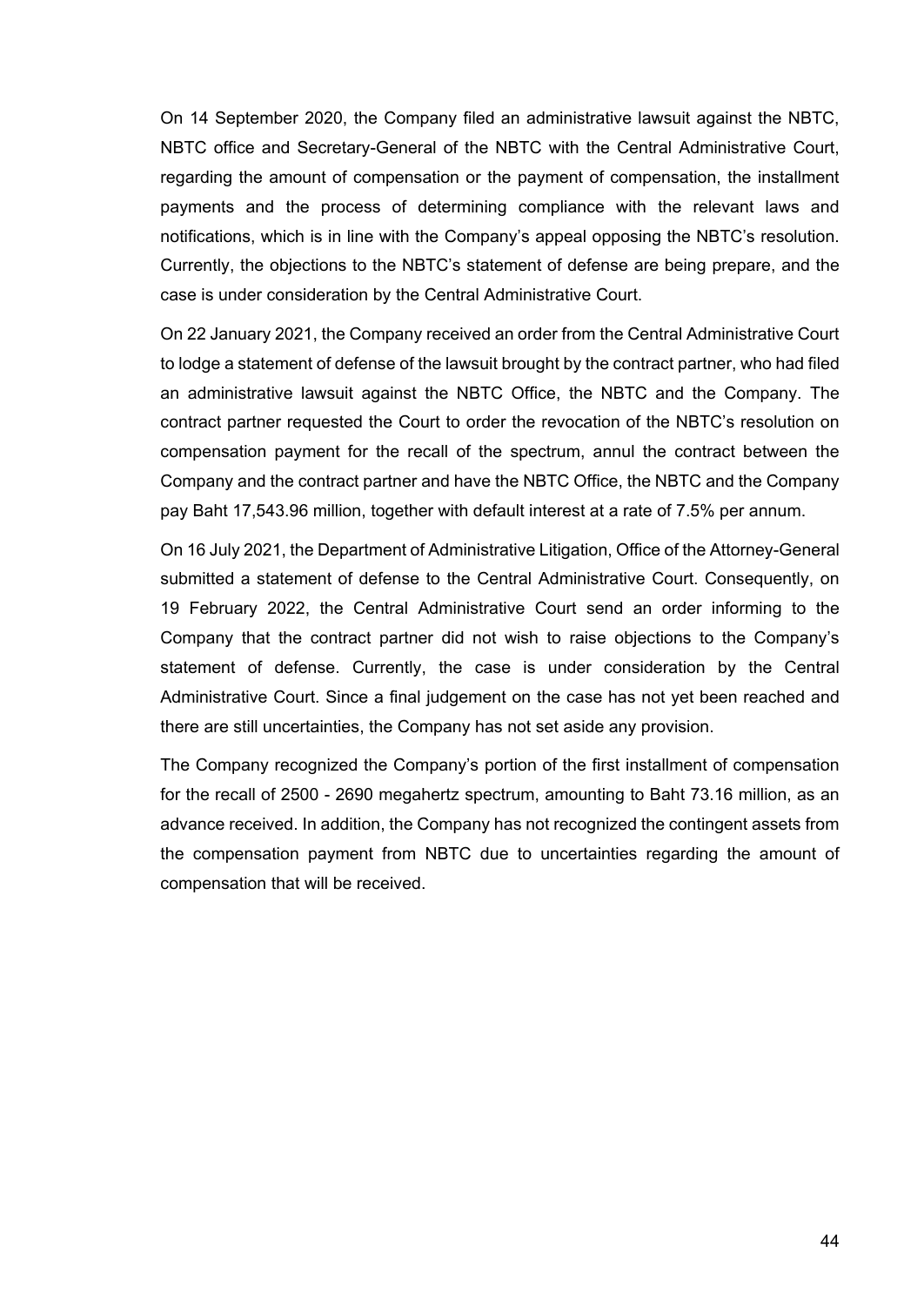On 14 September 2020, the Company filed an administrative lawsuit against the NBTC, NBTC office and Secretary-General of the NBTC with the Central Administrative Court, regarding the amount of compensation or the payment of compensation, the installment payments and the process of determining compliance with the relevant laws and notifications, which is in line with the Company's appeal opposing the NBTC's resolution. Currently, the objections to the NBTC's statement of defense are being prepare, and the case is under consideration by the Central Administrative Court.

On 22 January 2021, the Company received an order from the Central Administrative Court to lodge a statement of defense of the lawsuit brought by the contract partner, who had filed an administrative lawsuit against the NBTC Office, the NBTC and the Company. The contract partner requested the Court to order the revocation of the NBTC's resolution on compensation payment for the recall of the spectrum, annul the contract between the Company and the contract partner and have the NBTC Office, the NBTC and the Company pay Baht 17,543.96 million, together with default interest at a rate of 7.5% per annum.

On 16 July 2021, the Department of Administrative Litigation, Office of the Attorney-General submitted a statement of defense to the Central Administrative Court. Consequently, on 19 February 2022, the Central Administrative Court send an order informing to the Company that the contract partner did not wish to raise objections to the Company's statement of defense. Currently, the case is under consideration by the Central Administrative Court. Since a final judgement on the case has not yet been reached and there are still uncertainties, the Company has not set aside any provision.

The Company recognized the Company's portion of the first installment of compensation for the recall of 2500 - 2690 megahertz spectrum, amounting to Baht 73.16 million, as an advance received. In addition, the Company has not recognized the contingent assets from the compensation payment from NBTC due to uncertainties regarding the amount of compensation that will be received.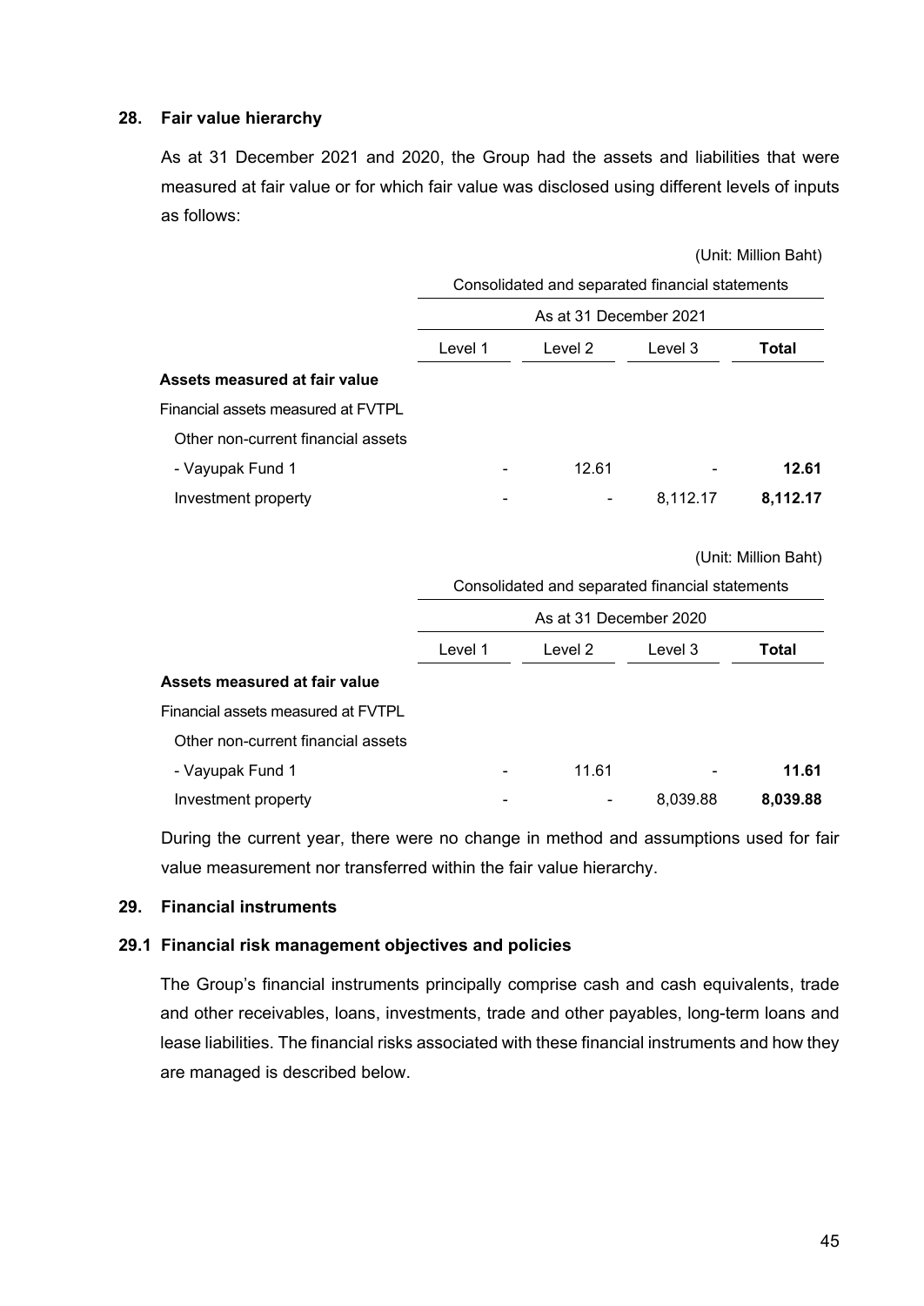## 28. Fair value hierarchy

As at 31 December 2021 and 2020, the Group had the assets and liabilities that were measured at fair value or for which fair value was disclosed using different levels of inputs as follows:

(Unit: Million Baht)

| | Consolidated and separated financial statements | | | |
|---|---|---|---|---|
| | As at 31 December 2021 | | | |
| | Level 1 | Level 2 | Level 3 | **Total** |
| **Assets measured at fair value** | | | | |
| Financial assets measured at FVTPL | | | | |
| Other non-current financial assets | | | | |
| - Vayupak Fund 1 | - | 12.61 | - | **12.61** |
| Investment property | - | - | 8,112.17 | **8,112.17** |

(Unit: Million Baht)

| | Consolidated and separated financial statements | | | |
|---|---|---|---|---|
| | As at 31 December 2020 | | | |
| | Level 1 | Level 2 | Level 3 | **Total** |
| **Assets measured at fair value** | | | | |
| Financial assets measured at FVTPL | | | | |
| Other non-current financial assets | | | | |
| - Vayupak Fund 1 | - | 11.61 | - | **11.61** |
| Investment property | - | - | 8,039.88 | **8,039.88** |

During the current year, there were no change in method and assumptions used for fair value measurement nor transferred within the fair value hierarchy.

## 29. Financial instruments

### 29.1 Financial risk management objectives and policies

The Group's financial instruments principally comprise cash and cash equivalents, trade and other receivables, loans, investments, trade and other payables, long-term loans and lease liabilities. The financial risks associated with these financial instruments and how they are managed is described below.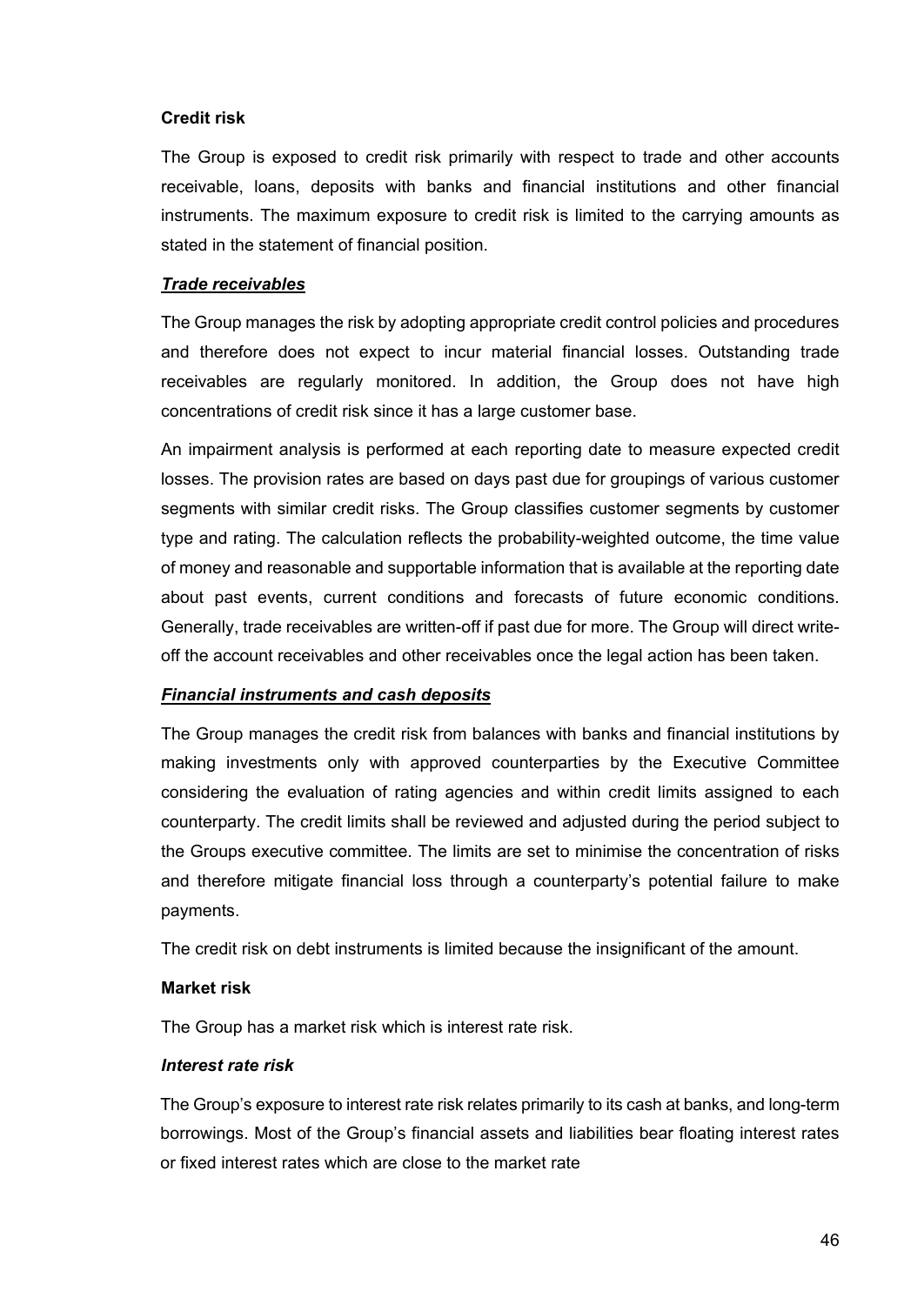**Credit risk**

The Group is exposed to credit risk primarily with respect to trade and other accounts receivable, loans, deposits with banks and financial institutions and other financial instruments. The maximum exposure to credit risk is limited to the carrying amounts as stated in the statement of financial position.

***Trade receivables***

The Group manages the risk by adopting appropriate credit control policies and procedures and therefore does not expect to incur material financial losses. Outstanding trade receivables are regularly monitored. In addition, the Group does not have high concentrations of credit risk since it has a large customer base.

An impairment analysis is performed at each reporting date to measure expected credit losses. The provision rates are based on days past due for groupings of various customer segments with similar credit risks. The Group classifies customer segments by customer type and rating. The calculation reflects the probability-weighted outcome, the time value of money and reasonable and supportable information that is available at the reporting date about past events, current conditions and forecasts of future economic conditions. Generally, trade receivables are written-off if past due for more. The Group will direct write-off the account receivables and other receivables once the legal action has been taken.

***Financial instruments and cash deposits***

The Group manages the credit risk from balances with banks and financial institutions by making investments only with approved counterparties by the Executive Committee considering the evaluation of rating agencies and within credit limits assigned to each counterparty. The credit limits shall be reviewed and adjusted during the period subject to the Groups executive committee. The limits are set to minimise the concentration of risks and therefore mitigate financial loss through a counterparty's potential failure to make payments.

The credit risk on debt instruments is limited because the insignificant of the amount.

**Market risk**

The Group has a market risk which is interest rate risk.

***Interest rate risk***

The Group's exposure to interest rate risk relates primarily to its cash at banks, and long-term borrowings. Most of the Group's financial assets and liabilities bear floating interest rates or fixed interest rates which are close to the market rate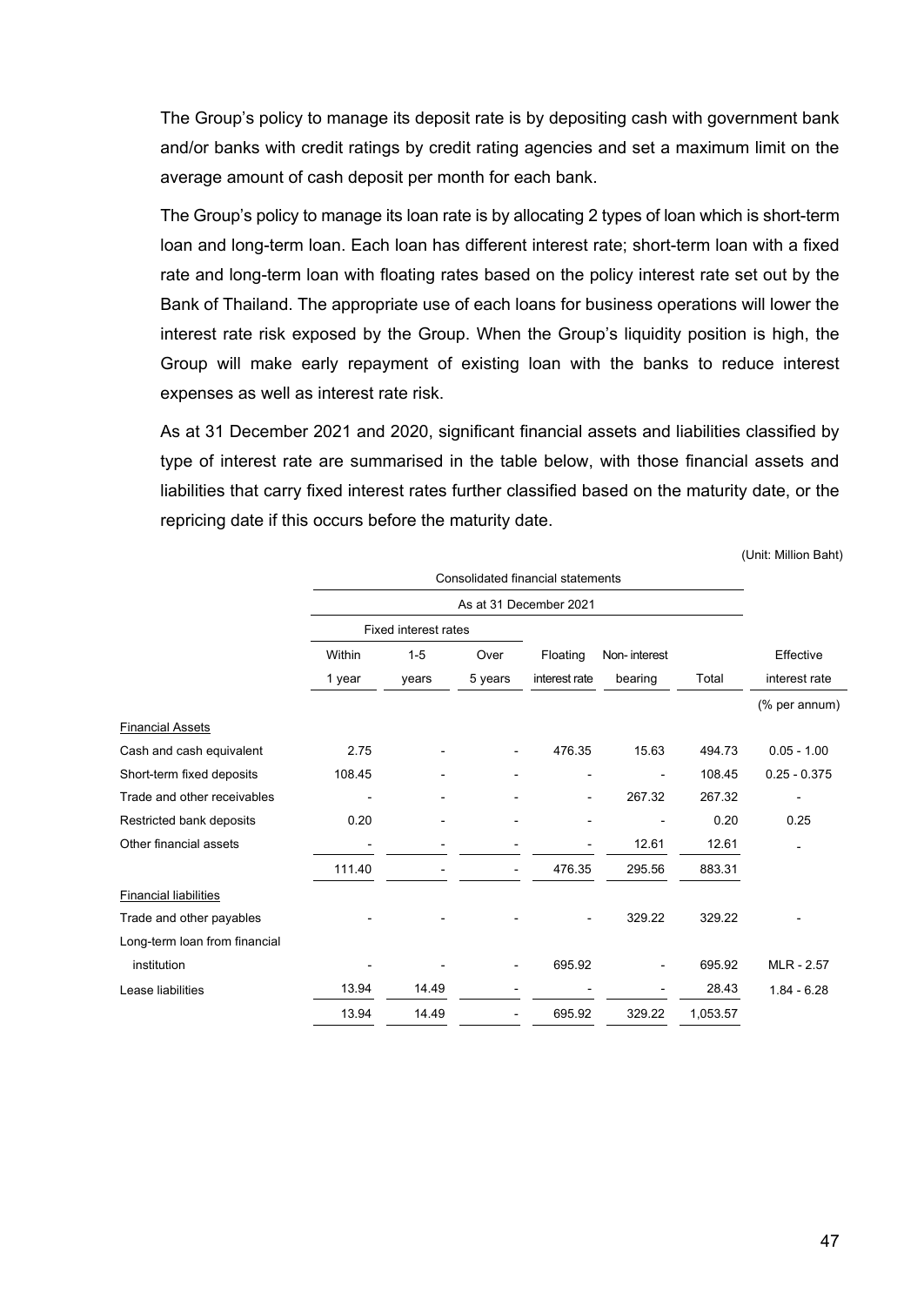The Group's policy to manage its deposit rate is by depositing cash with government bank and/or banks with credit ratings by credit rating agencies and set a maximum limit on the average amount of cash deposit per month for each bank.

The Group's policy to manage its loan rate is by allocating 2 types of loan which is short-term loan and long-term loan. Each loan has different interest rate; short-term loan with a fixed rate and long-term loan with floating rates based on the policy interest rate set out by the Bank of Thailand. The appropriate use of each loans for business operations will lower the interest rate risk exposed by the Group. When the Group's liquidity position is high, the Group will make early repayment of existing loan with the banks to reduce interest expenses as well as interest rate risk.

As at 31 December 2021 and 2020, significant financial assets and liabilities classified by type of interest rate are summarised in the table below, with those financial assets and liabilities that carry fixed interest rates further classified based on the maturity date, or the repricing date if this occurs before the maturity date.

(Unit: Million Baht)

| | Consolidated financial statements | | | | | | |
|---|---|---|---|---|---|---|---|
| | As at 31 December 2021 | | | | | | |
| | Fixed interest rates | | | | | | |
| | Within 1 year | 1-5 years | Over 5 years | Floating interest rate | Non- interest bearing | Total | Effective interest rate |
| | | | | | | | (% per annum) |
| Financial Assets | | | | | | | |
| Cash and cash equivalent | 2.75 | - | - | 476.35 | 15.63 | 494.73 | 0.05 - 1.00 |
| Short-term fixed deposits | 108.45 | - | - | - | - | 108.45 | 0.25 - 0.375 |
| Trade and other receivables | - | - | - | - | 267.32 | 267.32 | - |
| Restricted bank deposits | 0.20 | - | - | - | - | 0.20 | 0.25 |
| Other financial assets | - | - | - | - | 12.61 | 12.61 | - |
| | 111.40 | - | - | 476.35 | 295.56 | 883.31 | |
| Financial liabilities | | | | | | | |
| Trade and other payables | - | - | - | - | 329.22 | 329.22 | - |
| Long-term loan from financial institution | - | - | - | 695.92 | - | 695.92 | MLR - 2.57 |
| Lease liabilities | 13.94 | 14.49 | - | - | - | 28.43 | 1.84 - 6.28 |
| | 13.94 | 14.49 | - | 695.92 | 329.22 | 1,053.57 | |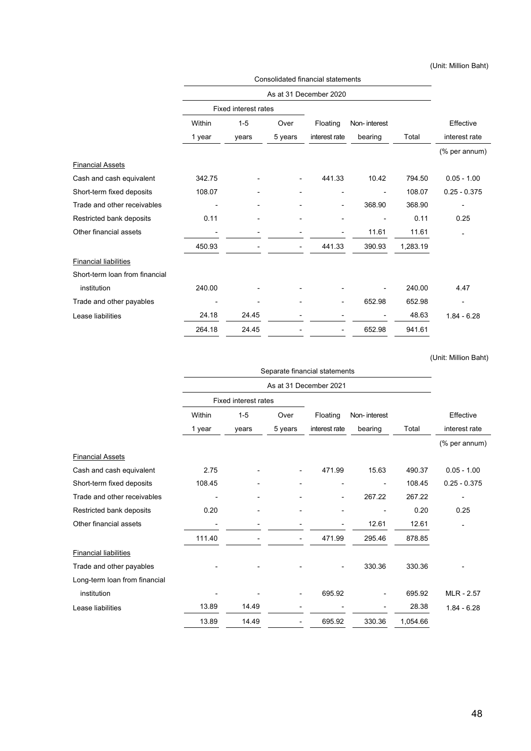(Unit: Million Baht)

| | Consolidated financial statements | | | | | | |
|---|---|---|---|---|---|---|---|
| | As at 31 December 2020 | | | | | | |
| | Fixed interest rates | | | | | | |
| | Within 1 year | 1-5 years | Over 5 years | Floating interest rate | Non- interest bearing | Total | Effective interest rate |
| | | | | | | | (% per annum) |
| Financial Assets | | | | | | | |
| Cash and cash equivalent | 342.75 | - | - | 441.33 | 10.42 | 794.50 | 0.05 - 1.00 |
| Short-term fixed deposits | 108.07 | - | - | - | - | 108.07 | 0.25 - 0.375 |
| Trade and other receivables | - | - | - | - | 368.90 | 368.90 | - |
| Restricted bank deposits | 0.11 | - | - | - | - | 0.11 | 0.25 |
| Other financial assets | - | - | - | - | 11.61 | 11.61 | - |
| | 450.93 | - | - | 441.33 | 390.93 | 1,283.19 | |
| Financial liabilities | | | | | | | |
| Short-term loan from financial institution | 240.00 | - | - | - | - | 240.00 | 4.47 |
| Trade and other payables | - | - | - | - | 652.98 | 652.98 | - |
| Lease liabilities | 24.18 | 24.45 | - | - | - | 48.63 | 1.84 - 6.28 |
| | 264.18 | 24.45 | - | - | 652.98 | 941.61 | |

(Unit: Million Baht)

| | Separate financial statements | | | | | | |
|---|---|---|---|---|---|---|---|
| | As at 31 December 2021 | | | | | | |
| | Fixed interest rates | | | | | | |
| | Within 1 year | 1-5 years | Over 5 years | Floating interest rate | Non- interest bearing | Total | Effective interest rate |
| | | | | | | | (% per annum) |
| Financial Assets | | | | | | | |
| Cash and cash equivalent | 2.75 | - | - | 471.99 | 15.63 | 490.37 | 0.05 - 1.00 |
| Short-term fixed deposits | 108.45 | - | - | - | - | 108.45 | 0.25 - 0.375 |
| Trade and other receivables | - | - | - | - | 267.22 | 267.22 | - |
| Restricted bank deposits | 0.20 | - | - | - | - | 0.20 | 0.25 |
| Other financial assets | - | - | - | - | 12.61 | 12.61 | - |
| | 111.40 | - | - | 471.99 | 295.46 | 878.85 | |
| Financial liabilities | | | | | | | |
| Trade and other payables | - | - | - | - | 330.36 | 330.36 | - |
| Long-term loan from financial institution | - | - | - | 695.92 | - | 695.92 | MLR - 2.57 |
| Lease liabilities | 13.89 | 14.49 | - | - | - | 28.38 | 1.84 - 6.28 |
| | 13.89 | 14.49 | - | 695.92 | 330.36 | 1,054.66 | |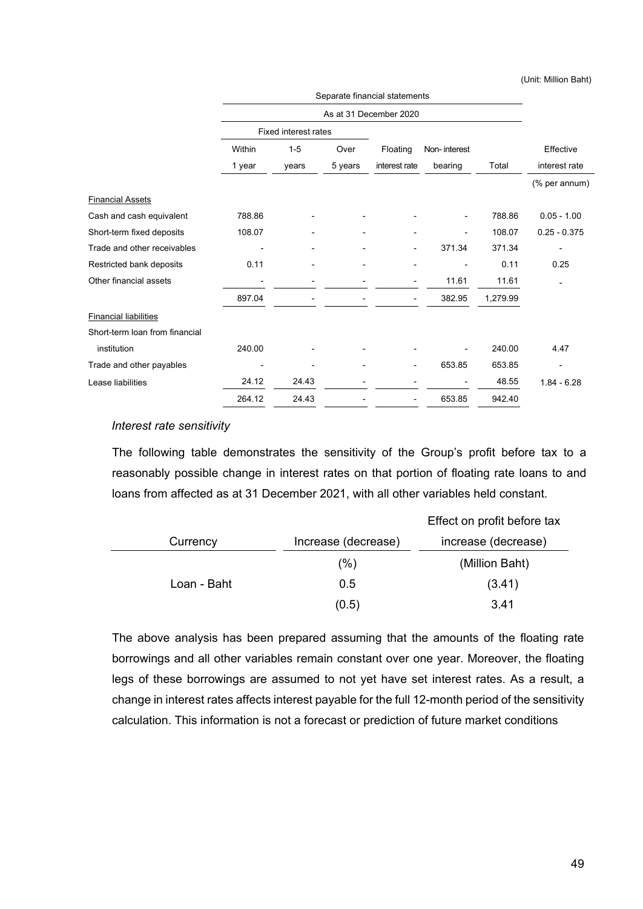(Unit: Million Baht)

| | Separate financial statements | | | | | | |
|---|---|---|---|---|---|---|---|
| | As at 31 December 2020 | | | | | | |
| | Fixed interest rates | | | | | | |
| | Within 1 year | 1-5 years | Over 5 years | Floating interest rate | Non- interest bearing | Total | Effective interest rate |
| | | | | | | | (% per annum) |
| Financial Assets | | | | | | | |
| Cash and cash equivalent | 788.86 | - | - | - | - | 788.86 | 0.05 - 1.00 |
| Short-term fixed deposits | 108.07 | - | - | - | - | 108.07 | 0.25 - 0.375 |
| Trade and other receivables | - | - | - | - | 371.34 | 371.34 | - |
| Restricted bank deposits | 0.11 | - | - | - | - | 0.11 | 0.25 |
| Other financial assets | - | - | - | - | 11.61 | 11.61 | - |
| | 897.04 | - | - | - | 382.95 | 1,279.99 | |
| Financial liabilities | | | | | | | |
| Short-term loan from financial institution | 240.00 | - | - | - | - | 240.00 | 4.47 |
| Trade and other payables | - | - | - | - | 653.85 | 653.85 | - |
| Lease liabilities | 24.12 | 24.43 | - | - | - | 48.55 | 1.84 - 6.28 |
| | 264.12 | 24.43 | - | - | 653.85 | 942.40 | |

*Interest rate sensitivity*

The following table demonstrates the sensitivity of the Group's profit before tax to a reasonably possible change in interest rates on that portion of floating rate loans to and loans from affected as at 31 December 2021, with all other variables held constant.

| Currency | Increase (decrease) | Effect on profit before tax increase (decrease) |
|---|---|---|
| | (%) | (Million Baht) |
| Loan - Baht | 0.5 | (3.41) |
| | (0.5) | 3.41 |

The above analysis has been prepared assuming that the amounts of the floating rate borrowings and all other variables remain constant over one year. Moreover, the floating legs of these borrowings are assumed to not yet have set interest rates. As a result, a change in interest rates affects interest payable for the full 12-month period of the sensitivity calculation. This information is not a forecast or prediction of future market conditions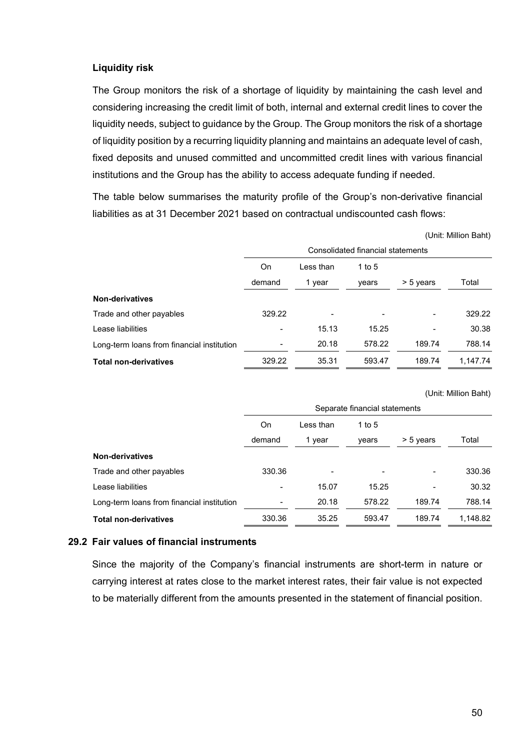### Liquidity risk

The Group monitors the risk of a shortage of liquidity by maintaining the cash level and considering increasing the credit limit of both, internal and external credit lines to cover the liquidity needs, subject to guidance by the Group. The Group monitors the risk of a shortage of liquidity position by a recurring liquidity planning and maintains an adequate level of cash, fixed deposits and unused committed and uncommitted credit lines with various financial institutions and the Group has the ability to access adequate funding if needed.

The table below summarises the maturity profile of the Group's non-derivative financial liabilities as at 31 December 2021 based on contractual undiscounted cash flows:

(Unit: Million Baht)

| | Consolidated financial statements | | | | |
|---|---|---|---|---|---|
| | On demand | Less than 1 year | 1 to 5 years | > 5 years | Total |
| **Non-derivatives** | | | | | |
| Trade and other payables | 329.22 | - | - | - | 329.22 |
| Lease liabilities | - | 15.13 | 15.25 | - | 30.38 |
| Long-term loans from financial institution | - | 20.18 | 578.22 | 189.74 | 788.14 |
| **Total non-derivatives** | 329.22 | 35.31 | 593.47 | 189.74 | 1,147.74 |

(Unit: Million Baht)

| | Separate financial statements | | | | |
|---|---|---|---|---|---|
| | On demand | Less than 1 year | 1 to 5 years | > 5 years | Total |
| **Non-derivatives** | | | | | |
| Trade and other payables | 330.36 | - | - | - | 330.36 |
| Lease liabilities | - | 15.07 | 15.25 | - | 30.32 |
| Long-term loans from financial institution | - | 20.18 | 578.22 | 189.74 | 788.14 |
| **Total non-derivatives** | 330.36 | 35.25 | 593.47 | 189.74 | 1,148.82 |

## 29.2 Fair values of financial instruments

Since the majority of the Company's financial instruments are short-term in nature or carrying interest at rates close to the market interest rates, their fair value is not expected to be materially different from the amounts presented in the statement of financial position.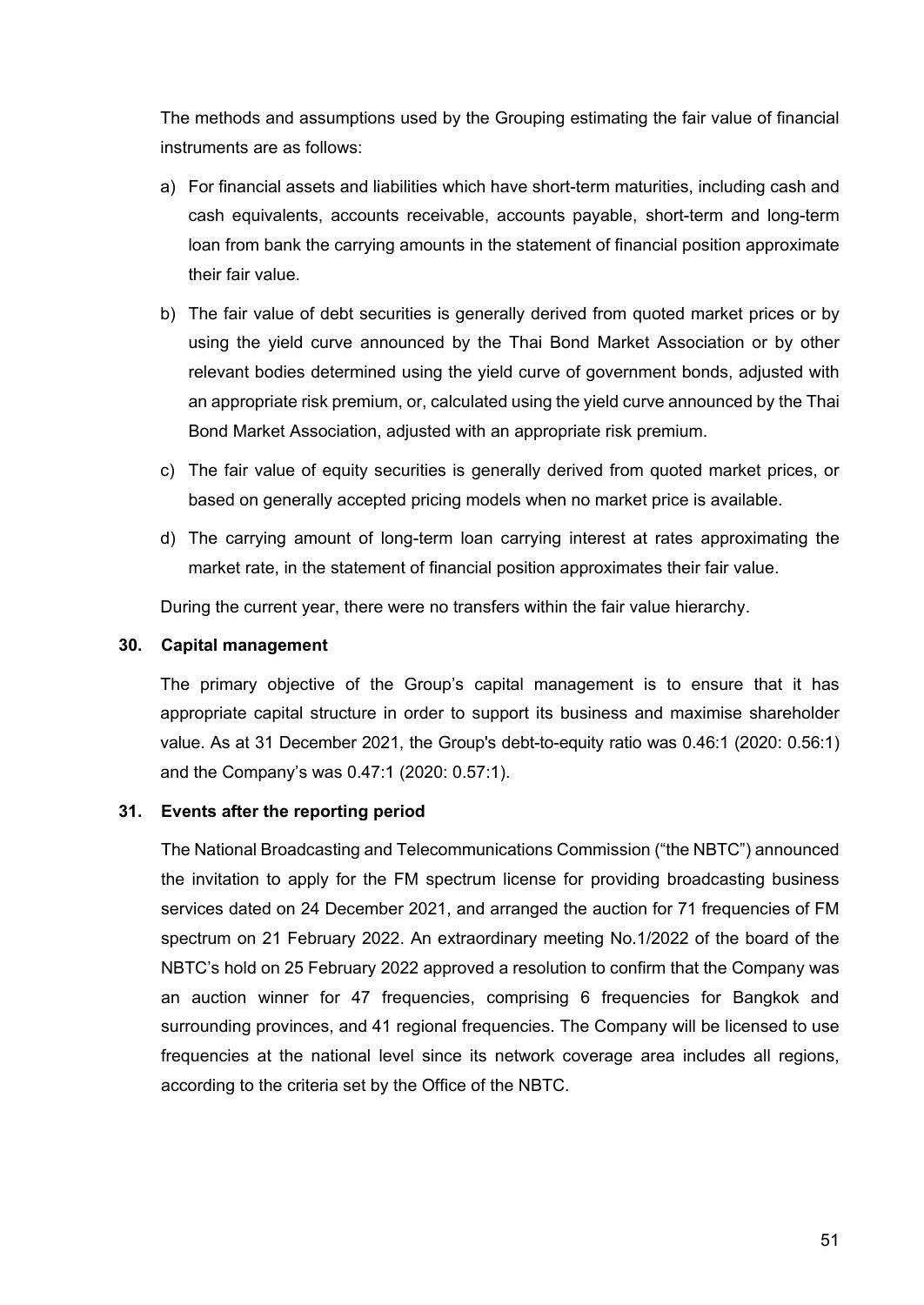The methods and assumptions used by the Grouping estimating the fair value of financial instruments are as follows:

a) For financial assets and liabilities which have short-term maturities, including cash and cash equivalents, accounts receivable, accounts payable, short-term and long-term loan from bank the carrying amounts in the statement of financial position approximate their fair value.

b) The fair value of debt securities is generally derived from quoted market prices or by using the yield curve announced by the Thai Bond Market Association or by other relevant bodies determined using the yield curve of government bonds, adjusted with an appropriate risk premium, or, calculated using the yield curve announced by the Thai Bond Market Association, adjusted with an appropriate risk premium.

c) The fair value of equity securities is generally derived from quoted market prices, or based on generally accepted pricing models when no market price is available.

d) The carrying amount of long-term loan carrying interest at rates approximating the market rate, in the statement of financial position approximates their fair value.

During the current year, there were no transfers within the fair value hierarchy.

## 30. Capital management

The primary objective of the Group's capital management is to ensure that it has appropriate capital structure in order to support its business and maximise shareholder value. As at 31 December 2021, the Group's debt-to-equity ratio was 0.46:1 (2020: 0.56:1) and the Company's was 0.47:1 (2020: 0.57:1).

## 31. Events after the reporting period

The National Broadcasting and Telecommunications Commission ("the NBTC") announced the invitation to apply for the FM spectrum license for providing broadcasting business services dated on 24 December 2021, and arranged the auction for 71 frequencies of FM spectrum on 21 February 2022. An extraordinary meeting No.1/2022 of the board of the NBTC's hold on 25 February 2022 approved a resolution to confirm that the Company was an auction winner for 47 frequencies, comprising 6 frequencies for Bangkok and surrounding provinces, and 41 regional frequencies. The Company will be licensed to use frequencies at the national level since its network coverage area includes all regions, according to the criteria set by the Office of the NBTC.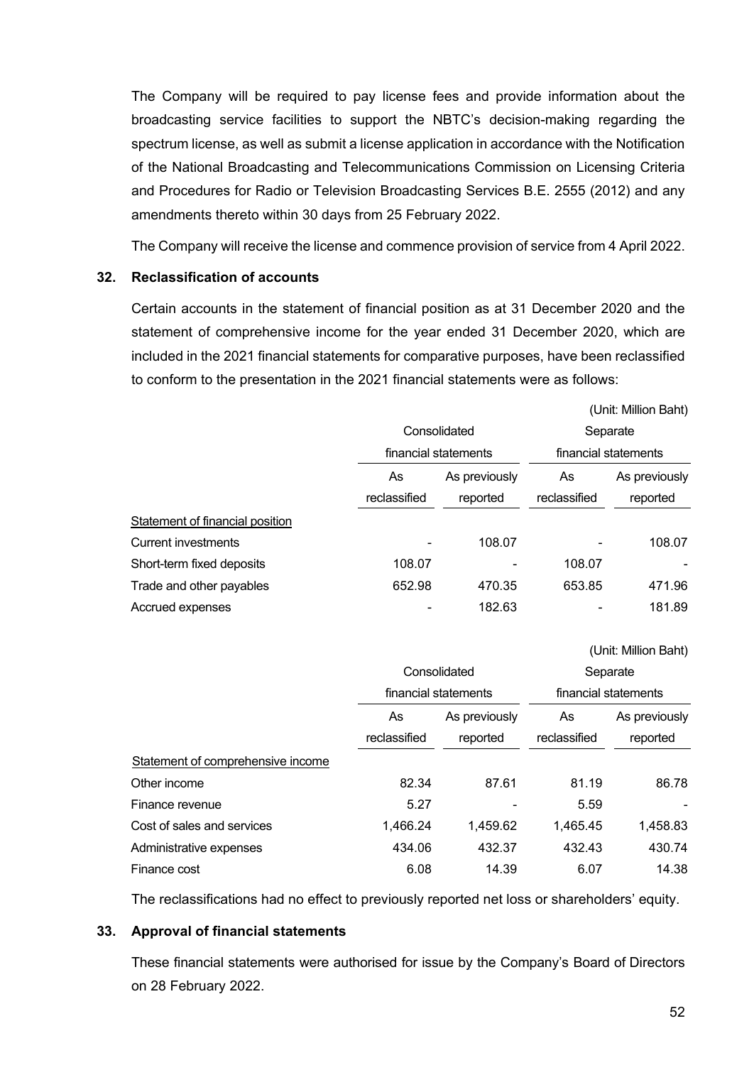The Company will be required to pay license fees and provide information about the broadcasting service facilities to support the NBTC's decision-making regarding the spectrum license, as well as submit a license application in accordance with the Notification of the National Broadcasting and Telecommunications Commission on Licensing Criteria and Procedures for Radio or Television Broadcasting Services B.E. 2555 (2012) and any amendments thereto within 30 days from 25 February 2022.

The Company will receive the license and commence provision of service from 4 April 2022.

## 32. Reclassification of accounts

Certain accounts in the statement of financial position as at 31 December 2020 and the statement of comprehensive income for the year ended 31 December 2020, which are included in the 2021 financial statements for comparative purposes, have been reclassified to conform to the presentation in the 2021 financial statements were as follows:

(Unit: Million Baht)

| | Consolidated financial statements | | Separate financial statements | |
|---|---|---|---|---|
| | As reclassified | As previously reported | As reclassified | As previously reported |
| Statement of financial position | | | | |
| Current investments | - | 108.07 | - | 108.07 |
| Short-term fixed deposits | 108.07 | - | 108.07 | - |
| Trade and other payables | 652.98 | 470.35 | 653.85 | 471.96 |
| Accrued expenses | - | 182.63 | - | 181.89 |

(Unit: Million Baht)

| | Consolidated financial statements | | Separate financial statements | |
|---|---|---|---|---|
| | As reclassified | As previously reported | As reclassified | As previously reported |
| Statement of comprehensive income | | | | |
| Other income | 82.34 | 87.61 | 81.19 | 86.78 |
| Finance revenue | 5.27 | - | 5.59 | - |
| Cost of sales and services | 1,466.24 | 1,459.62 | 1,465.45 | 1,458.83 |
| Administrative expenses | 434.06 | 432.37 | 432.43 | 430.74 |
| Finance cost | 6.08 | 14.39 | 6.07 | 14.38 |

The reclassifications had no effect to previously reported net loss or shareholders' equity.

## 33. Approval of financial statements

These financial statements were authorised for issue by the Company's Board of Directors on 28 February 2022.